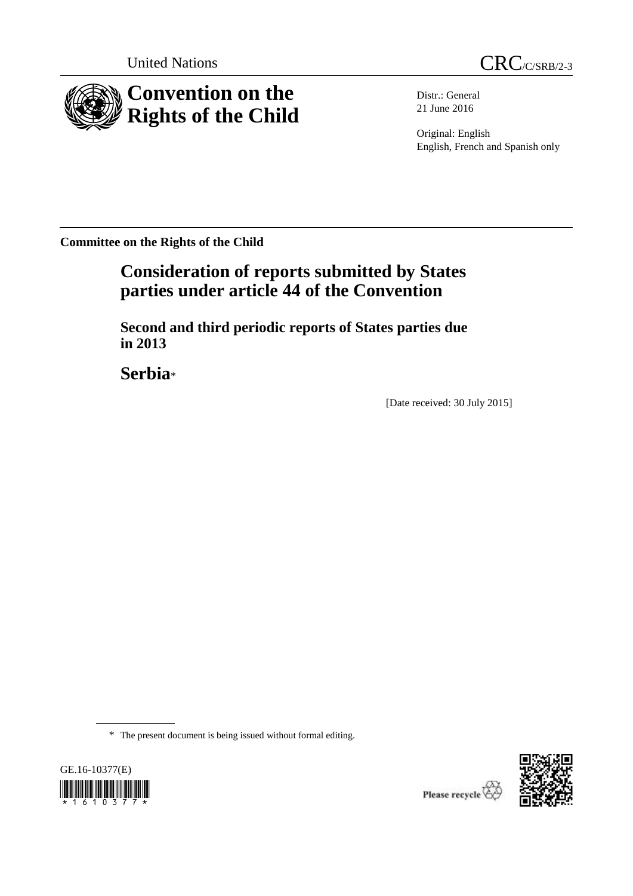United Nations

CRC/C/SRB/2-3

# Convention on the Rights of the Child

Distr.: General
21 June 2016

Original: English
English, French and Spanish only

**Committee on the Rights of the Child**

## Consideration of reports submitted by States parties under article 44 of the Convention

### Second and third periodic reports of States parties due in 2013

## Serbia*

[Date received: 30 July 2015]

\* The present document is being issued without formal editing.

GE.16-10377(E)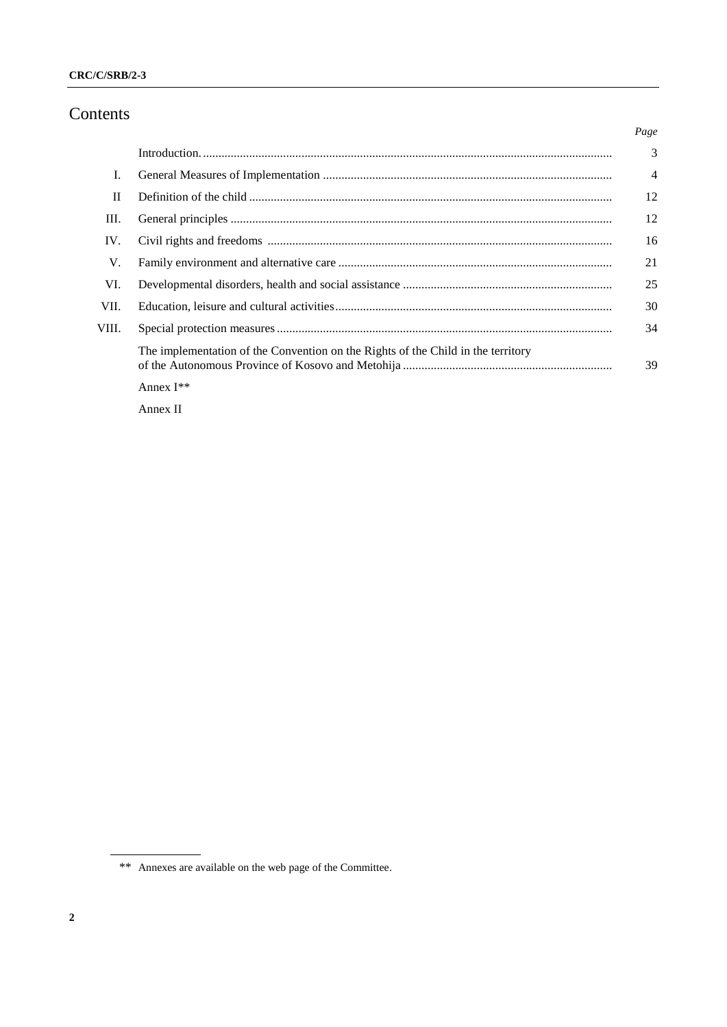# Contents

| | | *Page* |
|---|---|---|
| | Introduction | 3 |
| I. | General Measures of Implementation | 4 |
| II | Definition of the child | 12 |
| III. | General principles | 12 |
| IV. | Civil rights and freedoms | 16 |
| V. | Family environment and alternative care | 21 |
| VI. | Developmental disorders, health and social assistance | 25 |
| VII. | Education, leisure and cultural activities | 30 |
| VIII. | Special protection measures | 34 |
| | The implementation of the Convention on the Rights of the Child in the territory of the Autonomous Province of Kosovo and Metohija | 39 |
| | Annex I** | |
| | Annex II | |

** Annexes are available on the web page of the Committee.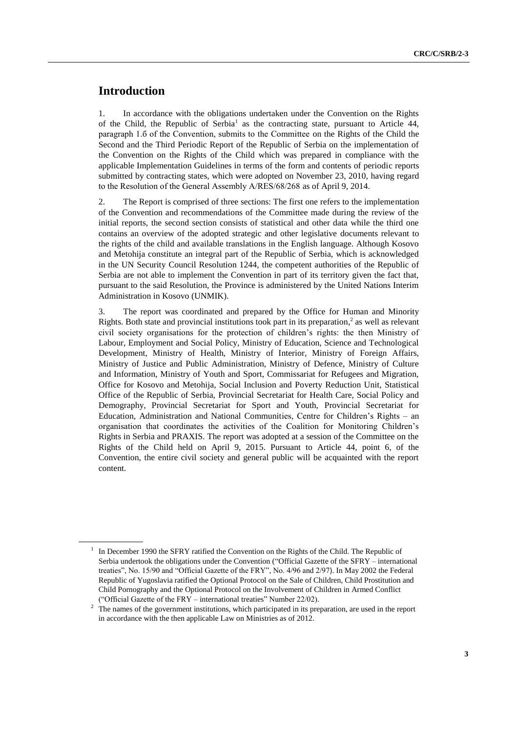# Introduction

1. In accordance with the obligations undertaken under the Convention on the Rights of the Child, the Republic of Serbia[1] as the contracting state, pursuant to Article 44, paragraph 1.б of the Convention, submits to the Committee on the Rights of the Child the Second and the Third Periodic Report of the Republic of Serbia on the implementation of the Convention on the Rights of the Child which was prepared in compliance with the applicable Implementation Guidelines in terms of the form and contents of periodic reports submitted by contracting states, which were adopted on November 23, 2010, having regard to the Resolution of the General Assembly A/RES/68/268 as of April 9, 2014.

2. The Report is comprised of three sections: The first one refers to the implementation of the Convention and recommendations of the Committee made during the review of the initial reports, the second section consists of statistical and other data while the third one contains an overview of the adopted strategic and other legislative documents relevant to the rights of the child and available translations in the English language. Although Kosovo and Metohija constitute an integral part of the Republic of Serbia, which is acknowledged in the UN Security Council Resolution 1244, the competent authorities of the Republic of Serbia are not able to implement the Convention in part of its territory given the fact that, pursuant to the said Resolution, the Province is administered by the United Nations Interim Administration in Kosovo (UNMIK).

3. The report was coordinated and prepared by the Office for Human and Minority Rights. Both state and provincial institutions took part in its preparation,[2] as well as relevant civil society organisations for the protection of children's rights: the then Ministry of Labour, Employment and Social Policy, Ministry of Education, Science and Technological Development, Ministry of Health, Ministry of Interior, Ministry of Foreign Affairs, Ministry of Justice and Public Administration, Ministry of Defence, Ministry of Culture and Information, Ministry of Youth and Sport, Commissariat for Refugees and Migration, Office for Kosovo and Metohija, Social Inclusion and Poverty Reduction Unit, Statistical Office of the Republic of Serbia, Provincial Secretariat for Health Care, Social Policy and Demography, Provincial Secretariat for Sport and Youth, Provincial Secretariat for Education, Administration and National Communities, Centre for Children's Rights – an organisation that coordinates the activities of the Coalition for Monitoring Children's Rights in Serbia and PRAXIS. The report was adopted at a session of the Committee on the Rights of the Child held on April 9, 2015. Pursuant to Article 44, point 6, of the Convention, the entire civil society and general public will be acquainted with the report content.

---

[1] In December 1990 the SFRY ratified the Convention on the Rights of the Child. The Republic of Serbia undertook the obligations under the Convention ("Official Gazette of the SFRY – international treaties", No. 15/90 and "Official Gazette of the FRY", No. 4/96 and 2/97). In May 2002 the Federal Republic of Yugoslavia ratified the Optional Protocol on the Sale of Children, Child Prostitution and Child Pornography and the Optional Protocol on the Involvement of Children in Armed Conflict ("Official Gazette of the FRY – international treaties" Number 22/02).

[2] The names of the government institutions, which participated in its preparation, are used in the report in accordance with the then applicable Law on Ministries as of 2012.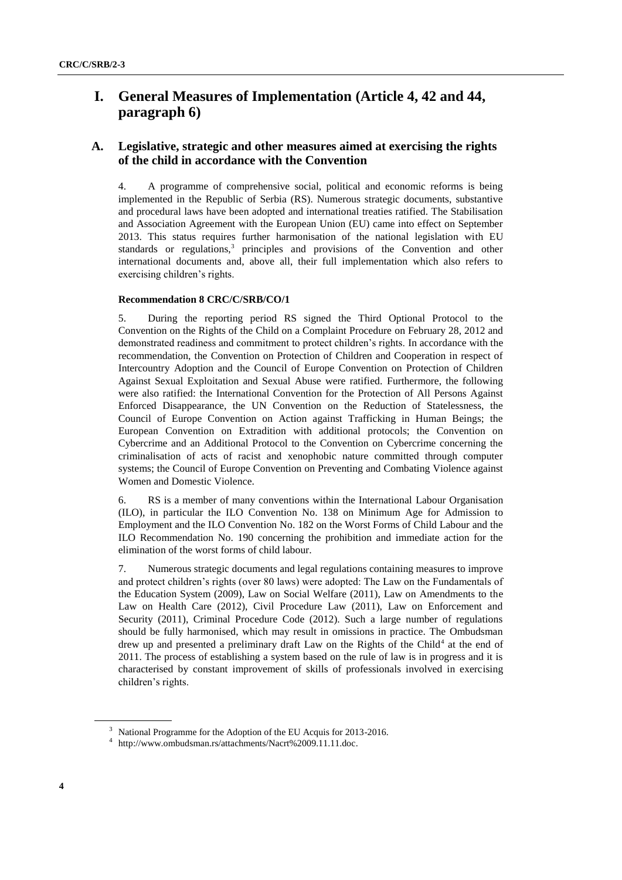# I. General Measures of Implementation (Article 4, 42 and 44, paragraph 6)

## A. Legislative, strategic and other measures aimed at exercising the rights of the child in accordance with the Convention

4. A programme of comprehensive social, political and economic reforms is being implemented in the Republic of Serbia (RS). Numerous strategic documents, substantive and procedural laws have been adopted and international treaties ratified. The Stabilisation and Association Agreement with the European Union (EU) came into effect on September 2013. This status requires further harmonisation of the national legislation with EU standards or regulations,[3] principles and provisions of the Convention and other international documents and, above all, their full implementation which also refers to exercising children's rights.

**Recommendation 8 CRC/C/SRB/CO/1**

5. During the reporting period RS signed the Third Optional Protocol to the Convention on the Rights of the Child on a Complaint Procedure on February 28, 2012 and demonstrated readiness and commitment to protect children's rights. In accordance with the recommendation, the Convention on Protection of Children and Cooperation in respect of Intercountry Adoption and the Council of Europe Convention on Protection of Children Against Sexual Exploitation and Sexual Abuse were ratified. Furthermore, the following were also ratified: the International Convention for the Protection of All Persons Against Enforced Disappearance, the UN Convention on the Reduction of Statelessness, the Council of Europe Convention on Action against Trafficking in Human Beings; the European Convention on Extradition with additional protocols; the Convention on Cybercrime and an Additional Protocol to the Convention on Cybercrime concerning the criminalisation of acts of racist and xenophobic nature committed through computer systems; the Council of Europe Convention on Preventing and Combating Violence against Women and Domestic Violence.

6. RS is a member of many conventions within the International Labour Organisation (ILO), in particular the ILO Convention No. 138 on Minimum Age for Admission to Employment and the ILO Convention No. 182 on the Worst Forms of Child Labour and the ILO Recommendation No. 190 concerning the prohibition and immediate action for the elimination of the worst forms of child labour.

7. Numerous strategic documents and legal regulations containing measures to improve and protect children's rights (over 80 laws) were adopted: The Law on the Fundamentals of the Education System (2009), Law on Social Welfare (2011), Law on Amendments to the Law on Health Care (2012), Civil Procedure Law (2011), Law on Enforcement and Security (2011), Criminal Procedure Code (2012). Such a large number of regulations should be fully harmonised, which may result in omissions in practice. The Ombudsman drew up and presented a preliminary draft Law on the Rights of the Child[4] at the end of 2011. The process of establishing a system based on the rule of law is in progress and it is characterised by constant improvement of skills of professionals involved in exercising children's rights.

---

[3] National Programme for the Adoption of the EU Acquis for 2013-2016.

[4] http://www.ombudsman.rs/attachments/Nacrt%2009.11.11.doc.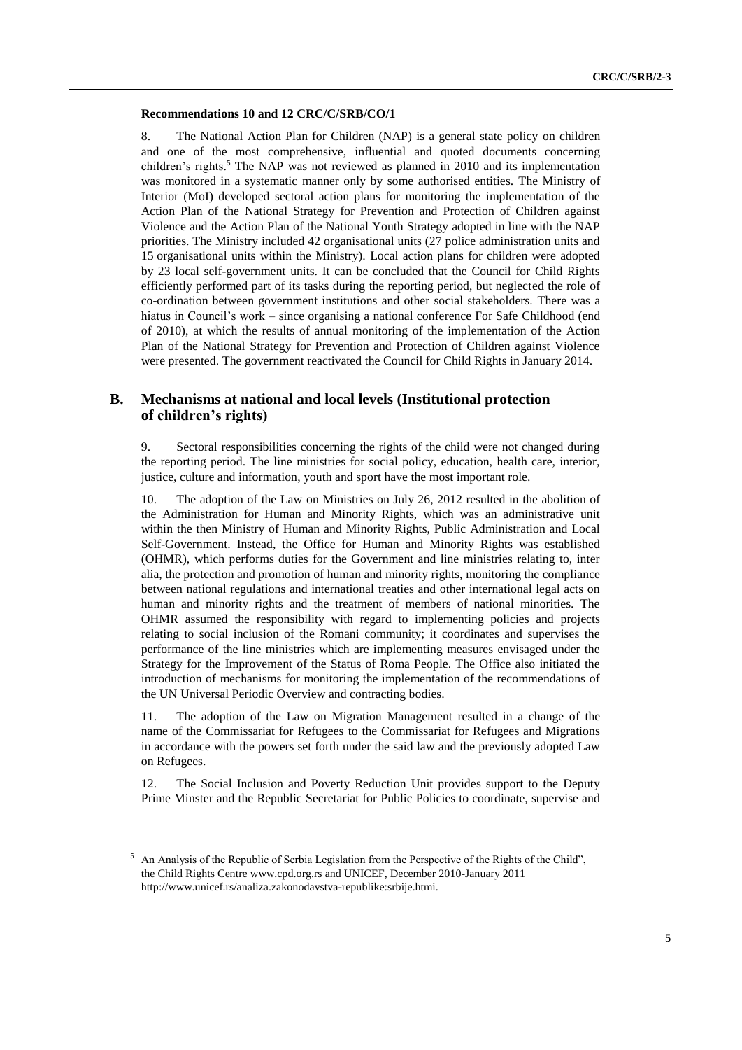**Recommendations 10 and 12 CRC/C/SRB/CO/1**

8. The National Action Plan for Children (NAP) is a general state policy on children and one of the most comprehensive, influential and quoted documents concerning children's rights.[5] The NAP was not reviewed as planned in 2010 and its implementation was monitored in a systematic manner only by some authorised entities. The Ministry of Interior (MoI) developed sectoral action plans for monitoring the implementation of the Action Plan of the National Strategy for Prevention and Protection of Children against Violence and the Action Plan of the National Youth Strategy adopted in line with the NAP priorities. The Ministry included 42 organisational units (27 police administration units and 15 organisational units within the Ministry). Local action plans for children were adopted by 23 local self-government units. It can be concluded that the Council for Child Rights efficiently performed part of its tasks during the reporting period, but neglected the role of co-ordination between government institutions and other social stakeholders. There was a hiatus in Council's work – since organising a national conference For Safe Childhood (end of 2010), at which the results of annual monitoring of the implementation of the Action Plan of the National Strategy for Prevention and Protection of Children against Violence were presented. The government reactivated the Council for Child Rights in January 2014.

## B. Mechanisms at national and local levels (Institutional protection of children's rights)

9. Sectoral responsibilities concerning the rights of the child were not changed during the reporting period. The line ministries for social policy, education, health care, interior, justice, culture and information, youth and sport have the most important role.

10. The adoption of the Law on Ministries on July 26, 2012 resulted in the abolition of the Administration for Human and Minority Rights, which was an administrative unit within the then Ministry of Human and Minority Rights, Public Administration and Local Self-Government. Instead, the Office for Human and Minority Rights was established (OHMR), which performs duties for the Government and line ministries relating to, inter alia, the protection and promotion of human and minority rights, monitoring the compliance between national regulations and international treaties and other international legal acts on human and minority rights and the treatment of members of national minorities. The OHMR assumed the responsibility with regard to implementing policies and projects relating to social inclusion of the Romani community; it coordinates and supervises the performance of the line ministries which are implementing measures envisaged under the Strategy for the Improvement of the Status of Roma People. The Office also initiated the introduction of mechanisms for monitoring the implementation of the recommendations of the UN Universal Periodic Overview and contracting bodies.

11. The adoption of the Law on Migration Management resulted in a change of the name of the Commissariat for Refugees to the Commissariat for Refugees and Migrations in accordance with the powers set forth under the said law and the previously adopted Law on Refugees.

12. The Social Inclusion and Poverty Reduction Unit provides support to the Deputy Prime Minster and the Republic Secretariat for Public Policies to coordinate, supervise and

[5] An Analysis of the Republic of Serbia Legislation from the Perspective of the Rights of the Child", the Child Rights Centre www.cpd.org.rs and UNICEF, December 2010-January 2011 http://www.unicef.rs/analiza.zakonodavstva-republike:srbije.htmi.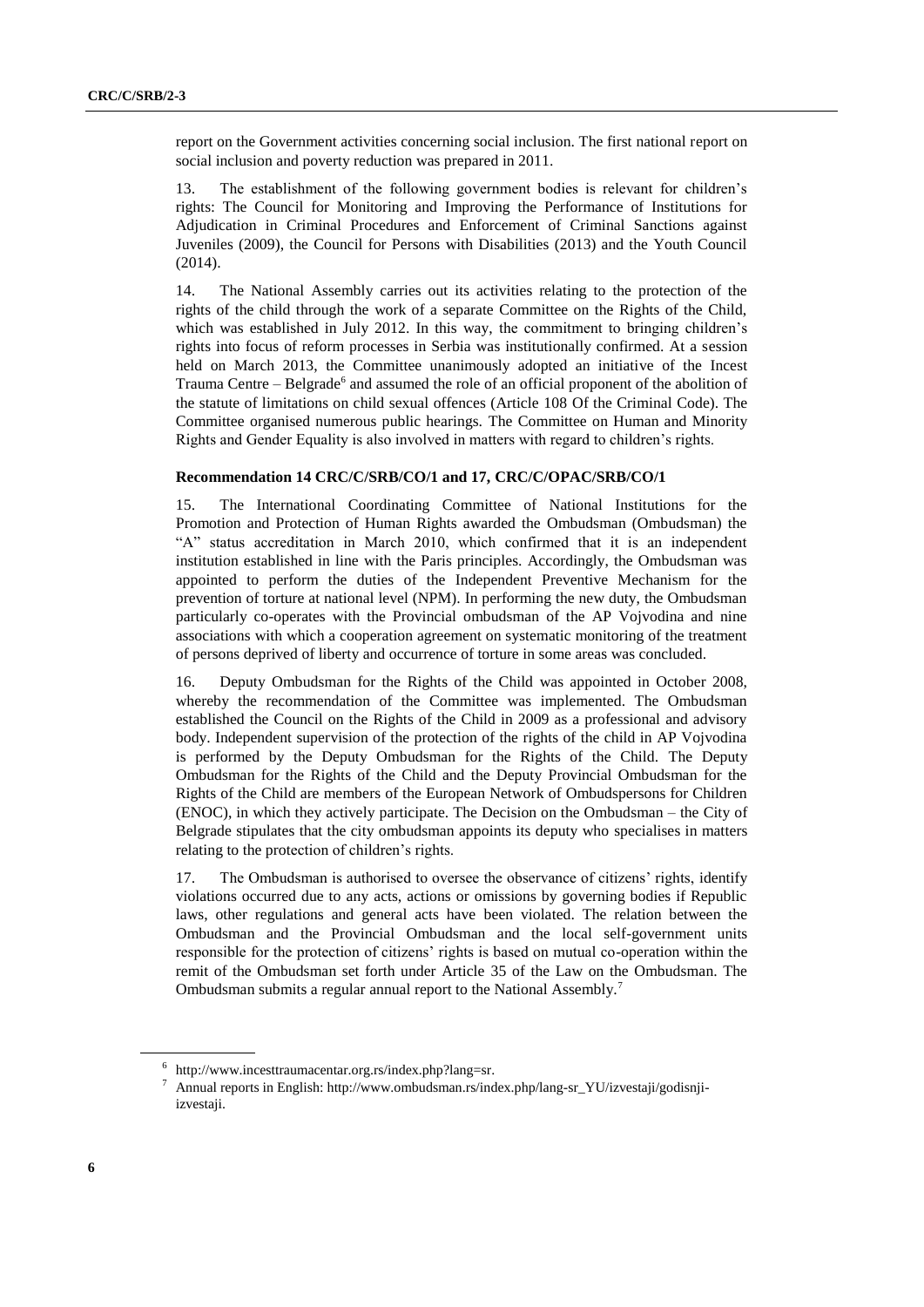report on the Government activities concerning social inclusion. The first national report on social inclusion and poverty reduction was prepared in 2011.

13. The establishment of the following government bodies is relevant for children's rights: The Council for Monitoring and Improving the Performance of Institutions for Adjudication in Criminal Procedures and Enforcement of Criminal Sanctions against Juveniles (2009), the Council for Persons with Disabilities (2013) and the Youth Council (2014).

14. The National Assembly carries out its activities relating to the protection of the rights of the child through the work of a separate Committee on the Rights of the Child, which was established in July 2012. In this way, the commitment to bringing children's rights into focus of reform processes in Serbia was institutionally confirmed. At a session held on March 2013, the Committee unanimously adopted an initiative of the Incest Trauma Centre – Belgrade[6] and assumed the role of an official proponent of the abolition of the statute of limitations on child sexual offences (Article 108 Of the Criminal Code). The Committee organised numerous public hearings. The Committee on Human and Minority Rights and Gender Equality is also involved in matters with regard to children's rights.

#### Recommendation 14 CRC/C/SRB/CO/1 and 17, CRC/C/OPAC/SRB/CO/1

15. The International Coordinating Committee of National Institutions for the Promotion and Protection of Human Rights awarded the Ombudsman (Ombudsman) the "A" status accreditation in March 2010, which confirmed that it is an independent institution established in line with the Paris principles. Accordingly, the Ombudsman was appointed to perform the duties of the Independent Preventive Mechanism for the prevention of torture at national level (NPM). In performing the new duty, the Ombudsman particularly co-operates with the Provincial ombudsman of the AP Vojvodina and nine associations with which a cooperation agreement on systematic monitoring of the treatment of persons deprived of liberty and occurrence of torture in some areas was concluded.

16. Deputy Ombudsman for the Rights of the Child was appointed in October 2008, whereby the recommendation of the Committee was implemented. The Ombudsman established the Council on the Rights of the Child in 2009 as a professional and advisory body. Independent supervision of the protection of the rights of the child in AP Vojvodina is performed by the Deputy Ombudsman for the Rights of the Child. The Deputy Ombudsman for the Rights of the Child and the Deputy Provincial Ombudsman for the Rights of the Child are members of the European Network of Ombudspersons for Children (ENOC), in which they actively participate. The Decision on the Ombudsman – the City of Belgrade stipulates that the city ombudsman appoints its deputy who specialises in matters relating to the protection of children's rights.

17. The Ombudsman is authorised to oversee the observance of citizens' rights, identify violations occurred due to any acts, actions or omissions by governing bodies if Republic laws, other regulations and general acts have been violated. The relation between the Ombudsman and the Provincial Ombudsman and the local self-government units responsible for the protection of citizens' rights is based on mutual co-operation within the remit of the Ombudsman set forth under Article 35 of the Law on the Ombudsman. The Ombudsman submits a regular annual report to the National Assembly.[7]

---

[6] http://www.incesttraumacentar.org.rs/index.php?lang=sr.

[7] Annual reports in English: http://www.ombudsman.rs/index.php/lang-sr_YU/izvestaji/godisnji-izvestaji.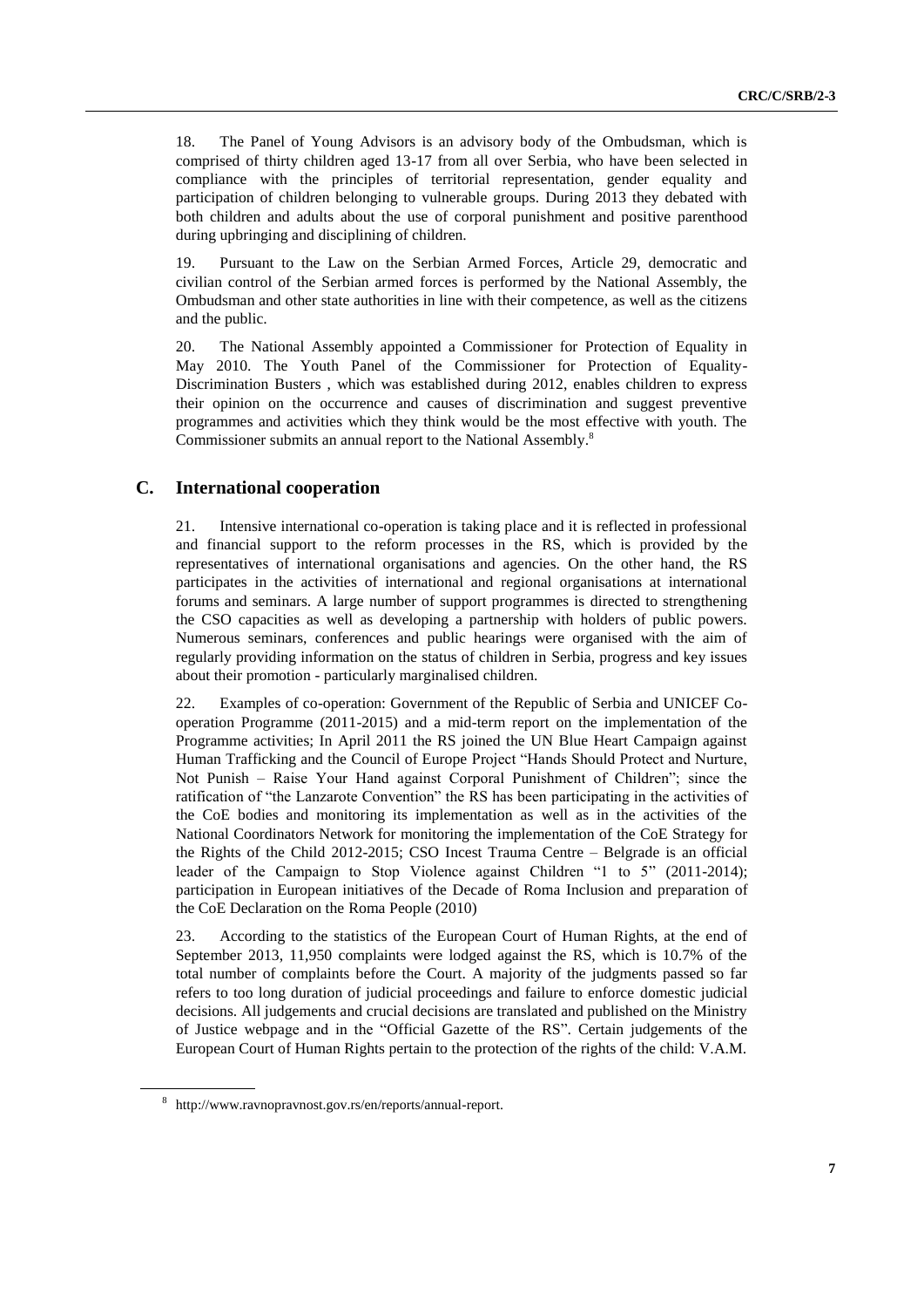18. The Panel of Young Advisors is an advisory body of the Ombudsman, which is comprised of thirty children aged 13-17 from all over Serbia, who have been selected in compliance with the principles of territorial representation, gender equality and participation of children belonging to vulnerable groups. During 2013 they debated with both children and adults about the use of corporal punishment and positive parenthood during upbringing and disciplining of children.

19. Pursuant to the Law on the Serbian Armed Forces, Article 29, democratic and civilian control of the Serbian armed forces is performed by the National Assembly, the Ombudsman and other state authorities in line with their competence, as well as the citizens and the public.

20. The National Assembly appointed a Commissioner for Protection of Equality in May 2010. The Youth Panel of the Commissioner for Protection of Equality-Discrimination Busters , which was established during 2012, enables children to express their opinion on the occurrence and causes of discrimination and suggest preventive programmes and activities which they think would be the most effective with youth. The Commissioner submits an annual report to the National Assembly.[8]

## C. International cooperation

21. Intensive international co-operation is taking place and it is reflected in professional and financial support to the reform processes in the RS, which is provided by the representatives of international organisations and agencies. On the other hand, the RS participates in the activities of international and regional organisations at international forums and seminars. A large number of support programmes is directed to strengthening the CSO capacities as well as developing a partnership with holders of public powers. Numerous seminars, conferences and public hearings were organised with the aim of regularly providing information on the status of children in Serbia, progress and key issues about their promotion - particularly marginalised children.

22. Examples of co-operation: Government of the Republic of Serbia and UNICEF Co-operation Programme (2011-2015) and a mid-term report on the implementation of the Programme activities; In April 2011 the RS joined the UN Blue Heart Campaign against Human Trafficking and the Council of Europe Project "Hands Should Protect and Nurture, Not Punish – Raise Your Hand against Corporal Punishment of Children"; since the ratification of "the Lanzarote Convention" the RS has been participating in the activities of the CoE bodies and monitoring its implementation as well as in the activities of the National Coordinators Network for monitoring the implementation of the CoE Strategy for the Rights of the Child 2012-2015; CSO Incest Trauma Centre – Belgrade is an official leader of the Campaign to Stop Violence against Children "1 to 5" (2011-2014); participation in European initiatives of the Decade of Roma Inclusion and preparation of the CoE Declaration on the Roma People (2010)

23. According to the statistics of the European Court of Human Rights, at the end of September 2013, 11,950 complaints were lodged against the RS, which is 10.7% of the total number of complaints before the Court. A majority of the judgments passed so far refers to too long duration of judicial proceedings and failure to enforce domestic judicial decisions. All judgements and crucial decisions are translated and published on the Ministry of Justice webpage and in the "Official Gazette of the RS". Certain judgements of the European Court of Human Rights pertain to the protection of the rights of the child: V.A.M.

[8] http://www.ravnopravnost.gov.rs/en/reports/annual-report.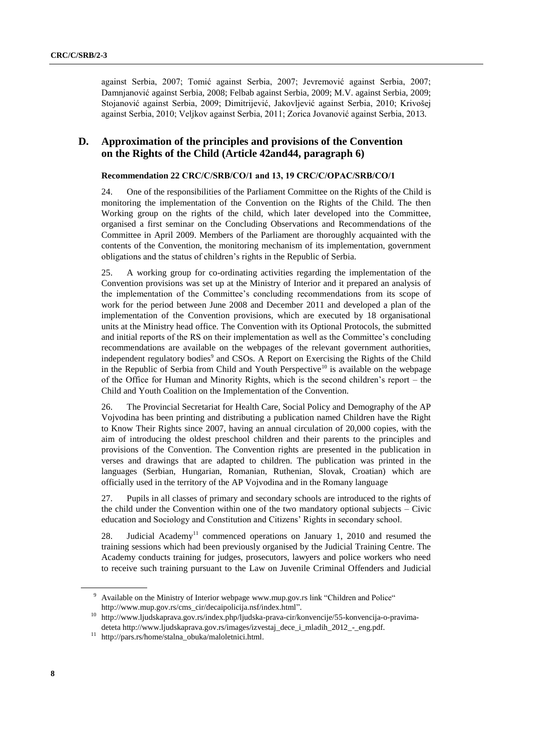against Serbia, 2007; Tomić against Serbia, 2007; Jevremović against Serbia, 2007; Damnjanović against Serbia, 2008; Felbab against Serbia, 2009; M.V. against Serbia, 2009; Stojanović against Serbia, 2009; Dimitrijević, Jakovljević against Serbia, 2010; Krivošej against Serbia, 2010; Veljkov against Serbia, 2011; Zorica Jovanović against Serbia, 2013.

## D. Approximation of the principles and provisions of the Convention on the Rights of the Child (Article 42and44, paragraph 6)

#### Recommendation 22 CRC/C/SRB/CO/1 and 13, 19 CRC/C/OPAC/SRB/CO/1

24. One of the responsibilities of the Parliament Committee on the Rights of the Child is monitoring the implementation of the Convention on the Rights of the Child. The then Working group on the rights of the child, which later developed into the Committee, organised a first seminar on the Concluding Observations and Recommendations of the Committee in April 2009. Members of the Parliament are thoroughly acquainted with the contents of the Convention, the monitoring mechanism of its implementation, government obligations and the status of children's rights in the Republic of Serbia.

25. A working group for co-ordinating activities regarding the implementation of the Convention provisions was set up at the Ministry of Interior and it prepared an analysis of the implementation of the Committee's concluding recommendations from its scope of work for the period between June 2008 and December 2011 and developed a plan of the implementation of the Convention provisions, which are executed by 18 organisational units at the Ministry head office. The Convention with its Optional Protocols, the submitted and initial reports of the RS on their implementation as well as the Committee's concluding recommendations are available on the webpages of the relevant government authorities, independent regulatory bodies[9] and CSOs. A Report on Exercising the Rights of the Child in the Republic of Serbia from Child and Youth Perspective[10] is available on the webpage of the Office for Human and Minority Rights, which is the second children's report – the Child and Youth Coalition on the Implementation of the Convention.

26. The Provincial Secretariat for Health Care, Social Policy and Demography of the AP Vojvodina has been printing and distributing a publication named Children have the Right to Know Their Rights since 2007, having an annual circulation of 20,000 copies, with the aim of introducing the oldest preschool children and their parents to the principles and provisions of the Convention. The Convention rights are presented in the publication in verses and drawings that are adapted to children. The publication was printed in the languages (Serbian, Hungarian, Romanian, Ruthenian, Slovak, Croatian) which are officially used in the territory of the AP Vojvodina and in the Romany language

27. Pupils in all classes of primary and secondary schools are introduced to the rights of the child under the Convention within one of the two mandatory optional subjects – Civic education and Sociology and Constitution and Citizens' Rights in secondary school.

28. Judicial Academy[11] commenced operations on January 1, 2010 and resumed the training sessions which had been previously organised by the Judicial Training Centre. The Academy conducts training for judges, prosecutors, lawyers and police workers who need to receive such training pursuant to the Law on Juvenile Criminal Offenders and Judicial

---

[9] Available on the Ministry of Interior webpage www.mup.gov.rs link "Children and Police" http://www.mup.gov.rs/cms_cir/decaipolicija.nsf/index.html".

[10] http://www.ljudskaprava.gov.rs/index.php/ljudska-prava-cir/konvencije/55-konvencija-o-pravima-deteta http://www.ljudskaprava.gov.rs/images/izvestaj_dece_i_mladih_2012_-_eng.pdf.

[11] http://pars.rs/home/stalna_obuka/maloletnici.html.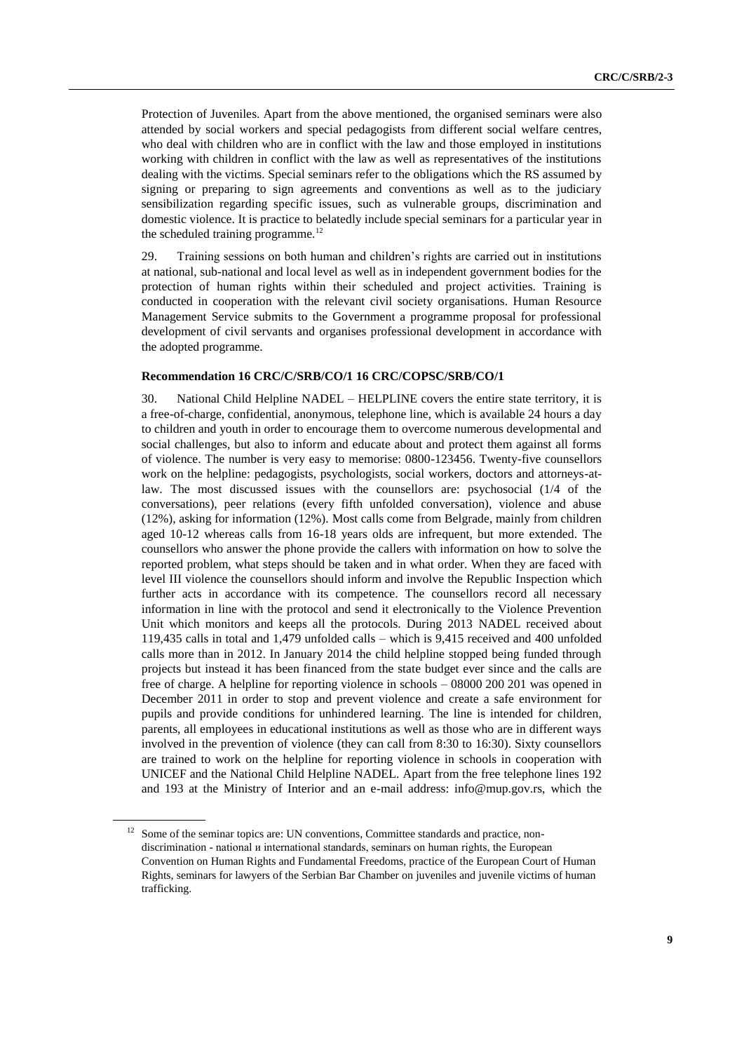Protection of Juveniles. Apart from the above mentioned, the organised seminars were also attended by social workers and special pedagogists from different social welfare centres, who deal with children who are in conflict with the law and those employed in institutions working with children in conflict with the law as well as representatives of the institutions dealing with the victims. Special seminars refer to the obligations which the RS assumed by signing or preparing to sign agreements and conventions as well as to the judiciary sensibilization regarding specific issues, such as vulnerable groups, discrimination and domestic violence. It is practice to belatedly include special seminars for a particular year in the scheduled training programme.[12]

29. Training sessions on both human and children's rights are carried out in institutions at national, sub-national and local level as well as in independent government bodies for the protection of human rights within their scheduled and project activities. Training is conducted in cooperation with the relevant civil society organisations. Human Resource Management Service submits to the Government a programme proposal for professional development of civil servants and organises professional development in accordance with the adopted programme.

**Recommendation 16 CRC/C/SRB/CO/1 16 CRC/COPSC/SRB/CO/1**

30. National Child Helpline NADEL – HELPLINE covers the entire state territory, it is a free-of-charge, confidential, anonymous, telephone line, which is available 24 hours a day to children and youth in order to encourage them to overcome numerous developmental and social challenges, but also to inform and educate about and protect them against all forms of violence. The number is very easy to memorise: 0800-123456. Twenty-five counsellors work on the helpline: pedagogists, psychologists, social workers, doctors and attorneys-at-law. The most discussed issues with the counsellors are: psychosocial (1/4 of the conversations), peer relations (every fifth unfolded conversation), violence and abuse (12%), asking for information (12%). Most calls come from Belgrade, mainly from children aged 10-12 whereas calls from 16-18 years olds are infrequent, but more extended. The counsellors who answer the phone provide the callers with information on how to solve the reported problem, what steps should be taken and in what order. When they are faced with level III violence the counsellors should inform and involve the Republic Inspection which further acts in accordance with its competence. The counsellors record all necessary information in line with the protocol and send it electronically to the Violence Prevention Unit which monitors and keeps all the protocols. During 2013 NADEL received about 119,435 calls in total and 1,479 unfolded calls – which is 9,415 received and 400 unfolded calls more than in 2012. In January 2014 the child helpline stopped being funded through projects but instead it has been financed from the state budget ever since and the calls are free of charge. A helpline for reporting violence in schools – 08000 200 201 was opened in December 2011 in order to stop and prevent violence and create a safe environment for pupils and provide conditions for unhindered learning. The line is intended for children, parents, all employees in educational institutions as well as those who are in different ways involved in the prevention of violence (they can call from 8:30 to 16:30). Sixty counsellors are trained to work on the helpline for reporting violence in schools in cooperation with UNICEF and the National Child Helpline NADEL. Apart from the free telephone lines 192 and 193 at the Ministry of Interior and an e-mail address: info@mup.gov.rs, which the

[12] Some of the seminar topics are: UN conventions, Committee standards and practice, non-discrimination - national и international standards, seminars on human rights, the European Convention on Human Rights and Fundamental Freedoms, practice of the European Court of Human Rights, seminars for lawyers of the Serbian Bar Chamber on juveniles and juvenile victims of human trafficking.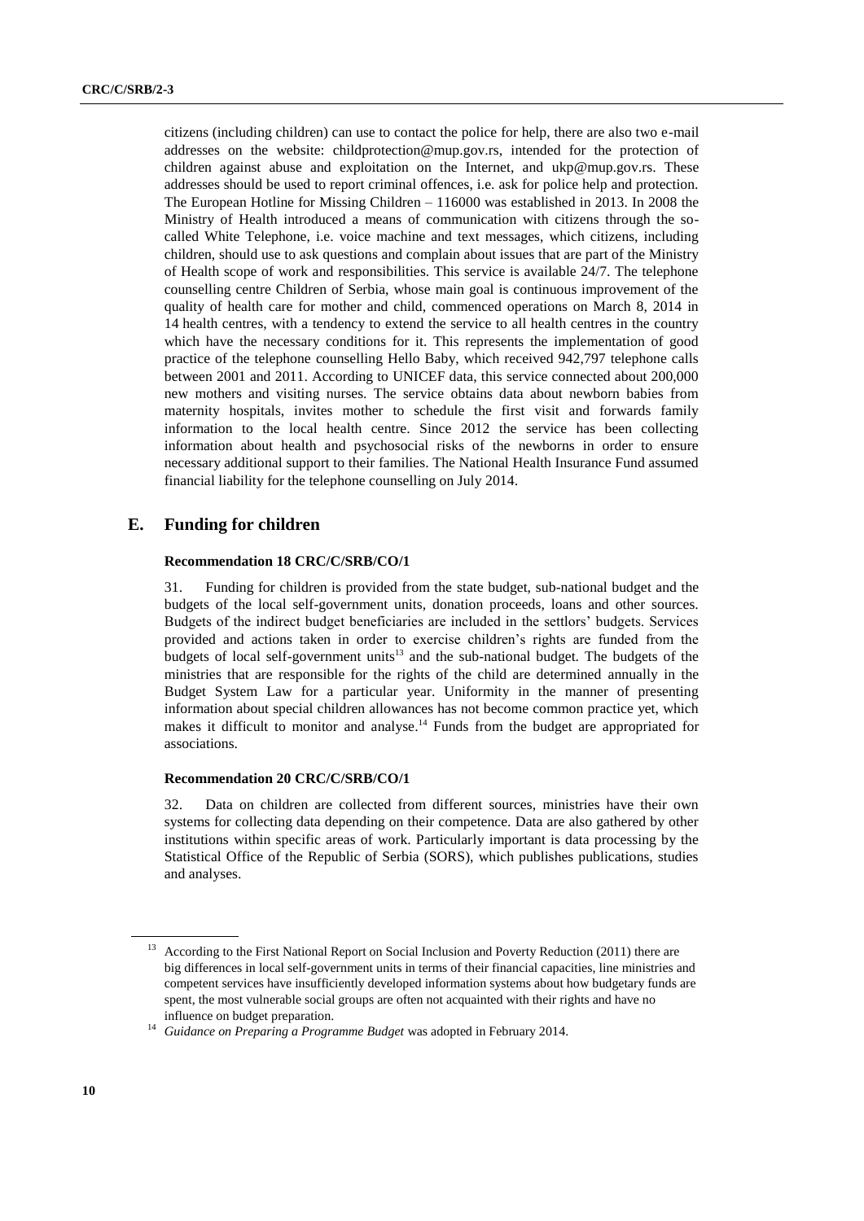citizens (including children) can use to contact the police for help, there are also two e-mail addresses on the website: childprotection@mup.gov.rs, intended for the protection of children against abuse and exploitation on the Internet, and ukp@mup.gov.rs. These addresses should be used to report criminal offences, i.e. ask for police help and protection. The European Hotline for Missing Children – 116000 was established in 2013. In 2008 the Ministry of Health introduced a means of communication with citizens through the so-called White Telephone, i.e. voice machine and text messages, which citizens, including children, should use to ask questions and complain about issues that are part of the Ministry of Health scope of work and responsibilities. This service is available 24/7. The telephone counselling centre Children of Serbia, whose main goal is continuous improvement of the quality of health care for mother and child, commenced operations on March 8, 2014 in 14 health centres, with a tendency to extend the service to all health centres in the country which have the necessary conditions for it. This represents the implementation of good practice of the telephone counselling Hello Baby, which received 942,797 telephone calls between 2001 and 2011. According to UNICEF data, this service connected about 200,000 new mothers and visiting nurses. The service obtains data about newborn babies from maternity hospitals, invites mother to schedule the first visit and forwards family information to the local health centre. Since 2012 the service has been collecting information about health and psychosocial risks of the newborns in order to ensure necessary additional support to their families. The National Health Insurance Fund assumed financial liability for the telephone counselling on July 2014.

## E. Funding for children

#### Recommendation 18 CRC/C/SRB/CO/1

31. Funding for children is provided from the state budget, sub-national budget and the budgets of the local self-government units, donation proceeds, loans and other sources. Budgets of the indirect budget beneficiaries are included in the settlors' budgets. Services provided and actions taken in order to exercise children's rights are funded from the budgets of local self-government units[13] and the sub-national budget. The budgets of the ministries that are responsible for the rights of the child are determined annually in the Budget System Law for a particular year. Uniformity in the manner of presenting information about special children allowances has not become common practice yet, which makes it difficult to monitor and analyse.[14] Funds from the budget are appropriated for associations.

#### Recommendation 20 CRC/C/SRB/CO/1

32. Data on children are collected from different sources, ministries have their own systems for collecting data depending on their competence. Data are also gathered by other institutions within specific areas of work. Particularly important is data processing by the Statistical Office of the Republic of Serbia (SORS), which publishes publications, studies and analyses.

---

[13] According to the First National Report on Social Inclusion and Poverty Reduction (2011) there are big differences in local self-government units in terms of their financial capacities, line ministries and competent services have insufficiently developed information systems about how budgetary funds are spent, the most vulnerable social groups are often not acquainted with their rights and have no influence on budget preparation.

[14] *Guidance on Preparing a Programme Budget* was adopted in February 2014.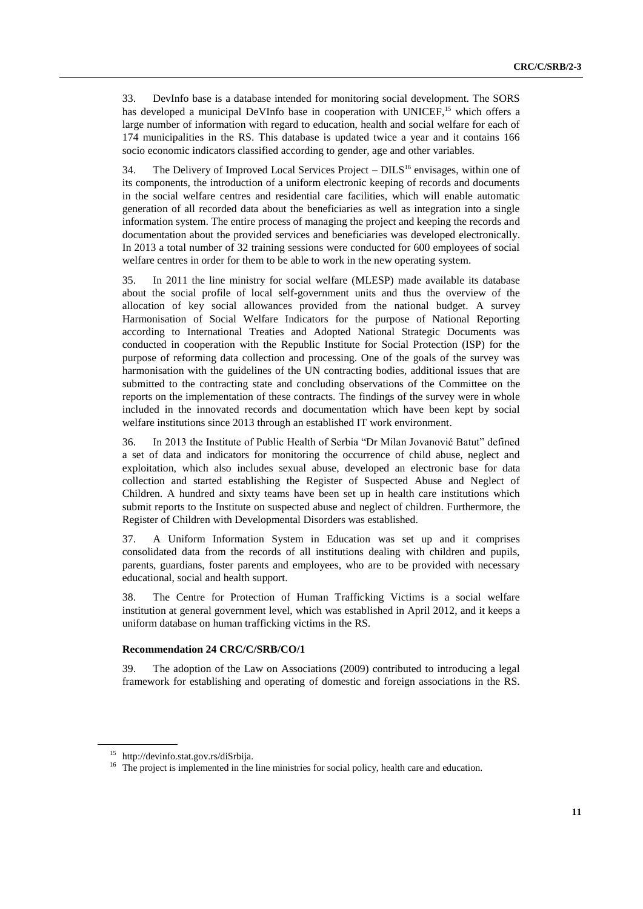33. DevInfo base is a database intended for monitoring social development. The SORS has developed a municipal DeVInfo base in cooperation with UNICEF,[15] which offers a large number of information with regard to education, health and social welfare for each of 174 municipalities in the RS. This database is updated twice a year and it contains 166 socio economic indicators classified according to gender, age and other variables.

34. The Delivery of Improved Local Services Project – DILS[16] envisages, within one of its components, the introduction of a uniform electronic keeping of records and documents in the social welfare centres and residential care facilities, which will enable automatic generation of all recorded data about the beneficiaries as well as integration into a single information system. The entire process of managing the project and keeping the records and documentation about the provided services and beneficiaries was developed electronically. In 2013 a total number of 32 training sessions were conducted for 600 employees of social welfare centres in order for them to be able to work in the new operating system.

35. In 2011 the line ministry for social welfare (MLESP) made available its database about the social profile of local self-government units and thus the overview of the allocation of key social allowances provided from the national budget. A survey Harmonisation of Social Welfare Indicators for the purpose of National Reporting according to International Treaties and Adopted National Strategic Documents was conducted in cooperation with the Republic Institute for Social Protection (ISP) for the purpose of reforming data collection and processing. One of the goals of the survey was harmonisation with the guidelines of the UN contracting bodies, additional issues that are submitted to the contracting state and concluding observations of the Committee on the reports on the implementation of these contracts. The findings of the survey were in whole included in the innovated records and documentation which have been kept by social welfare institutions since 2013 through an established IT work environment.

36. In 2013 the Institute of Public Health of Serbia "Dr Milan Jovanović Batut" defined a set of data and indicators for monitoring the occurrence of child abuse, neglect and exploitation, which also includes sexual abuse, developed an electronic base for data collection and started establishing the Register of Suspected Abuse and Neglect of Children. A hundred and sixty teams have been set up in health care institutions which submit reports to the Institute on suspected abuse and neglect of children. Furthermore, the Register of Children with Developmental Disorders was established.

37. A Uniform Information System in Education was set up and it comprises consolidated data from the records of all institutions dealing with children and pupils, parents, guardians, foster parents and employees, who are to be provided with necessary educational, social and health support.

38. The Centre for Protection of Human Trafficking Victims is a social welfare institution at general government level, which was established in April 2012, and it keeps a uniform database on human trafficking victims in the RS.

#### Recommendation 24 CRC/C/SRB/CO/1

39. The adoption of the Law on Associations (2009) contributed to introducing a legal framework for establishing and operating of domestic and foreign associations in the RS.

---

[15] http://devinfo.stat.gov.rs/diSrbija.

[16] The project is implemented in the line ministries for social policy, health care and education.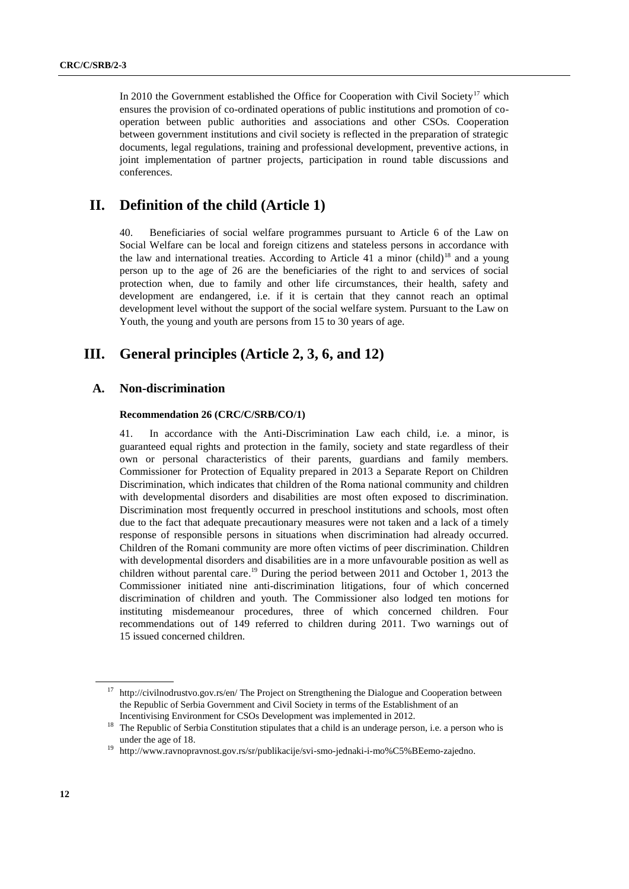In 2010 the Government established the Office for Cooperation with Civil Society[17] which ensures the provision of co-ordinated operations of public institutions and promotion of co-operation between public authorities and associations and other CSOs. Cooperation between government institutions and civil society is reflected in the preparation of strategic documents, legal regulations, training and professional development, preventive actions, in joint implementation of partner projects, participation in round table discussions and conferences.

# II. Definition of the child (Article 1)

40. Beneficiaries of social welfare programmes pursuant to Article 6 of the Law on Social Welfare can be local and foreign citizens and stateless persons in accordance with the law and international treaties. According to Article 41 a minor (child)[18] and a young person up to the age of 26 are the beneficiaries of the right to and services of social protection when, due to family and other life circumstances, their health, safety and development are endangered, i.e. if it is certain that they cannot reach an optimal development level without the support of the social welfare system. Pursuant to the Law on Youth, the young and youth are persons from 15 to 30 years of age.

# III. General principles (Article 2, 3, 6, and 12)

## A. Non-discrimination

### Recommendation 26 (CRC/C/SRB/CO/1)

41. In accordance with the Anti-Discrimination Law each child, i.e. a minor, is guaranteed equal rights and protection in the family, society and state regardless of their own or personal characteristics of their parents, guardians and family members. Commissioner for Protection of Equality prepared in 2013 a Separate Report on Children Discrimination, which indicates that children of the Roma national community and children with developmental disorders and disabilities are most often exposed to discrimination. Discrimination most frequently occurred in preschool institutions and schools, most often due to the fact that adequate precautionary measures were not taken and a lack of a timely response of responsible persons in situations when discrimination had already occurred. Children of the Romani community are more often victims of peer discrimination. Children with developmental disorders and disabilities are in a more unfavourable position as well as children without parental care.[19] During the period between 2011 and October 1, 2013 the Commissioner initiated nine anti-discrimination litigations, four of which concerned discrimination of children and youth. The Commissioner also lodged ten motions for instituting misdemeanour procedures, three of which concerned children. Four recommendations out of 149 referred to children during 2011. Two warnings out of 15 issued concerned children.

---

[17] http://civilnodrustvo.gov.rs/en/ The Project on Strengthening the Dialogue and Cooperation between the Republic of Serbia Government and Civil Society in terms of the Establishment of an Incentivising Environment for CSOs Development was implemented in 2012.

[18] The Republic of Serbia Constitution stipulates that a child is an underage person, i.e. a person who is under the age of 18.

[19] http://www.ravnopravnost.gov.rs/sr/publikacije/svi-smo-jednaki-i-mo%C5%BEemo-zajedno.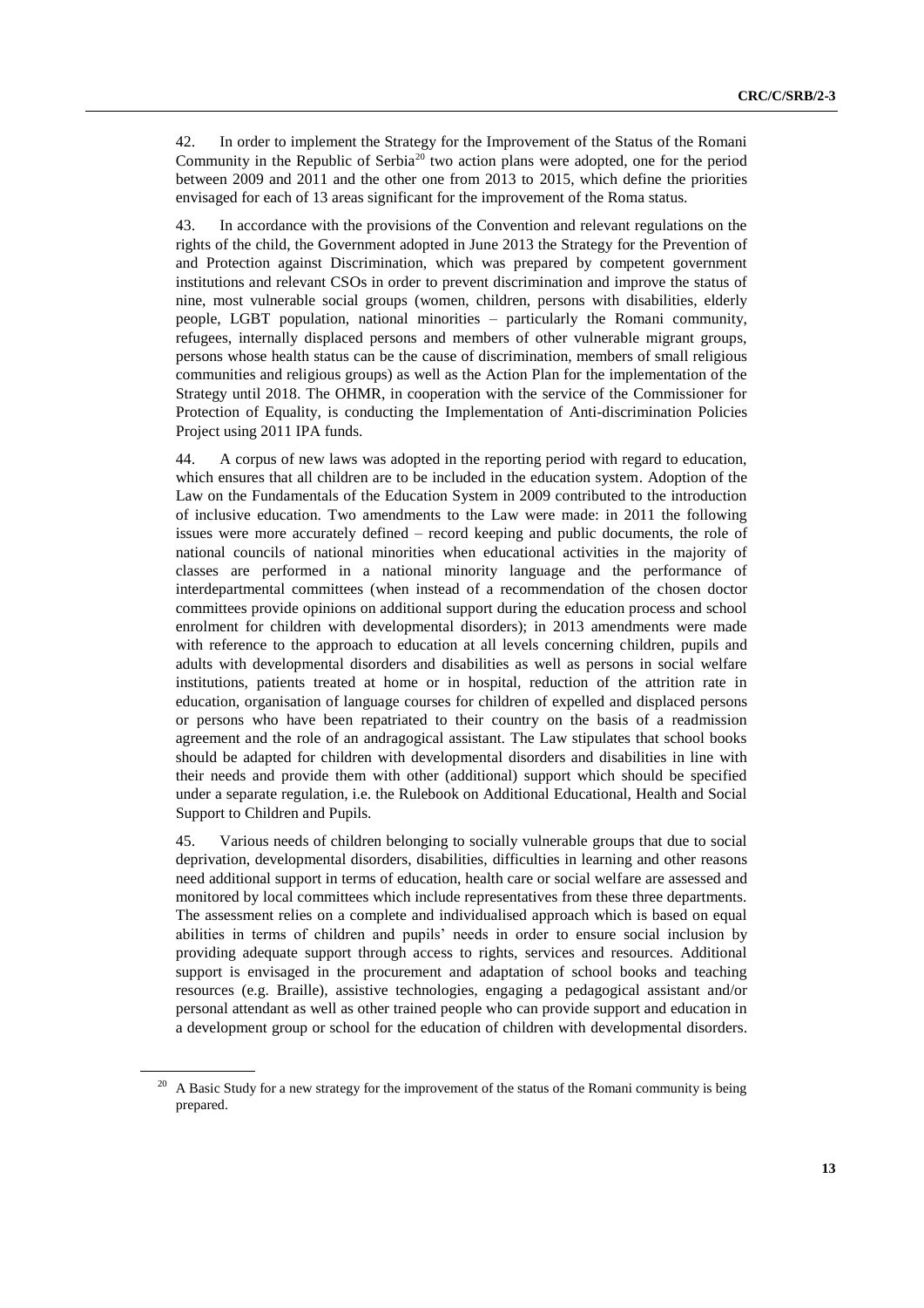42. In order to implement the Strategy for the Improvement of the Status of the Romani Community in the Republic of Serbia[20] two action plans were adopted, one for the period between 2009 and 2011 and the other one from 2013 to 2015, which define the priorities envisaged for each of 13 areas significant for the improvement of the Roma status.

43. In accordance with the provisions of the Convention and relevant regulations on the rights of the child, the Government adopted in June 2013 the Strategy for the Prevention of and Protection against Discrimination, which was prepared by competent government institutions and relevant CSOs in order to prevent discrimination and improve the status of nine, most vulnerable social groups (women, children, persons with disabilities, elderly people, LGBT population, national minorities – particularly the Romani community, refugees, internally displaced persons and members of other vulnerable migrant groups, persons whose health status can be the cause of discrimination, members of small religious communities and religious groups) as well as the Action Plan for the implementation of the Strategy until 2018. The OHMR, in cooperation with the service of the Commissioner for Protection of Equality, is conducting the Implementation of Anti-discrimination Policies Project using 2011 IPA funds.

44. A corpus of new laws was adopted in the reporting period with regard to education, which ensures that all children are to be included in the education system. Adoption of the Law on the Fundamentals of the Education System in 2009 contributed to the introduction of inclusive education. Two amendments to the Law were made: in 2011 the following issues were more accurately defined – record keeping and public documents, the role of national councils of national minorities when educational activities in the majority of classes are performed in a national minority language and the performance of interdepartmental committees (when instead of a recommendation of the chosen doctor committees provide opinions on additional support during the education process and school enrolment for children with developmental disorders); in 2013 amendments were made with reference to the approach to education at all levels concerning children, pupils and adults with developmental disorders and disabilities as well as persons in social welfare institutions, patients treated at home or in hospital, reduction of the attrition rate in education, organisation of language courses for children of expelled and displaced persons or persons who have been repatriated to their country on the basis of a readmission agreement and the role of an andragogical assistant. The Law stipulates that school books should be adapted for children with developmental disorders and disabilities in line with their needs and provide them with other (additional) support which should be specified under a separate regulation, i.e. the Rulebook on Additional Educational, Health and Social Support to Children and Pupils.

45. Various needs of children belonging to socially vulnerable groups that due to social deprivation, developmental disorders, disabilities, difficulties in learning and other reasons need additional support in terms of education, health care or social welfare are assessed and monitored by local committees which include representatives from these three departments. The assessment relies on a complete and individualised approach which is based on equal abilities in terms of children and pupils' needs in order to ensure social inclusion by providing adequate support through access to rights, services and resources. Additional support is envisaged in the procurement and adaptation of school books and teaching resources (e.g. Braille), assistive technologies, engaging a pedagogical assistant and/or personal attendant as well as other trained people who can provide support and education in a development group or school for the education of children with developmental disorders.

[20] A Basic Study for a new strategy for the improvement of the status of the Romani community is being prepared.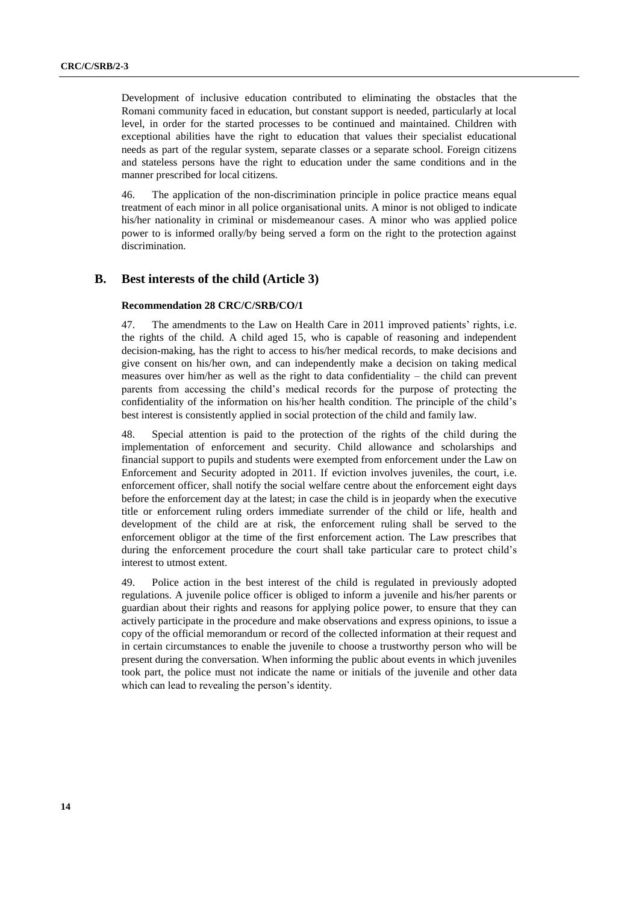Development of inclusive education contributed to eliminating the obstacles that the Romani community faced in education, but constant support is needed, particularly at local level, in order for the started processes to be continued and maintained. Children with exceptional abilities have the right to education that values their specialist educational needs as part of the regular system, separate classes or a separate school. Foreign citizens and stateless persons have the right to education under the same conditions and in the manner prescribed for local citizens.

46. The application of the non-discrimination principle in police practice means equal treatment of each minor in all police organisational units. A minor is not obliged to indicate his/her nationality in criminal or misdemeanour cases. A minor who was applied police power to is informed orally/by being served a form on the right to the protection against discrimination.

## B. Best interests of the child (Article 3)

**Recommendation 28 CRC/C/SRB/CO/1**

47. The amendments to the Law on Health Care in 2011 improved patients' rights, i.e. the rights of the child. A child aged 15, who is capable of reasoning and independent decision-making, has the right to access to his/her medical records, to make decisions and give consent on his/her own, and can independently make a decision on taking medical measures over him/her as well as the right to data confidentiality – the child can prevent parents from accessing the child's medical records for the purpose of protecting the confidentiality of the information on his/her health condition. The principle of the child's best interest is consistently applied in social protection of the child and family law.

48. Special attention is paid to the protection of the rights of the child during the implementation of enforcement and security. Child allowance and scholarships and financial support to pupils and students were exempted from enforcement under the Law on Enforcement and Security adopted in 2011. If eviction involves juveniles, the court, i.e. enforcement officer, shall notify the social welfare centre about the enforcement eight days before the enforcement day at the latest; in case the child is in jeopardy when the executive title or enforcement ruling orders immediate surrender of the child or life, health and development of the child are at risk, the enforcement ruling shall be served to the enforcement obligor at the time of the first enforcement action. The Law prescribes that during the enforcement procedure the court shall take particular care to protect child's interest to utmost extent.

49. Police action in the best interest of the child is regulated in previously adopted regulations. A juvenile police officer is obliged to inform a juvenile and his/her parents or guardian about their rights and reasons for applying police power, to ensure that they can actively participate in the procedure and make observations and express opinions, to issue a copy of the official memorandum or record of the collected information at their request and in certain circumstances to enable the juvenile to choose a trustworthy person who will be present during the conversation. When informing the public about events in which juveniles took part, the police must not indicate the name or initials of the juvenile and other data which can lead to revealing the person's identity.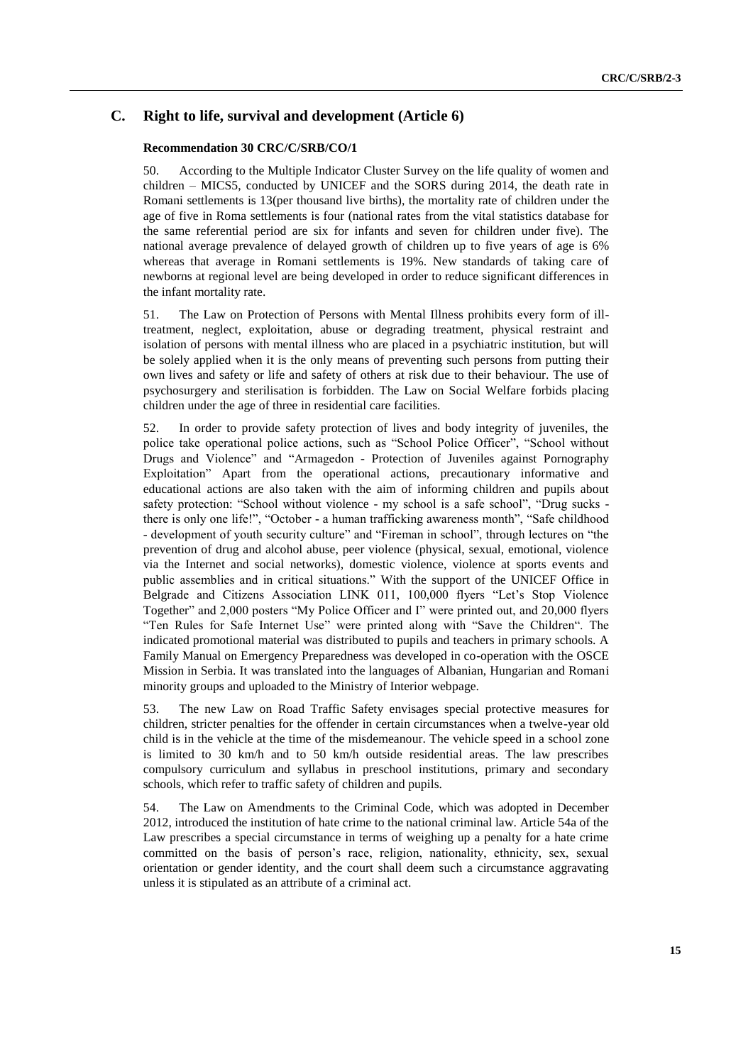## C. Right to life, survival and development (Article 6)

#### Recommendation 30 CRC/C/SRB/CO/1

50. According to the Multiple Indicator Cluster Survey on the life quality of women and children – MICS5, conducted by UNICEF and the SORS during 2014, the death rate in Romani settlements is 13(per thousand live births), the mortality rate of children under the age of five in Roma settlements is four (national rates from the vital statistics database for the same referential period are six for infants and seven for children under five). The national average prevalence of delayed growth of children up to five years of age is 6% whereas that average in Romani settlements is 19%. New standards of taking care of newborns at regional level are being developed in order to reduce significant differences in the infant mortality rate.

51. The Law on Protection of Persons with Mental Illness prohibits every form of ill-treatment, neglect, exploitation, abuse or degrading treatment, physical restraint and isolation of persons with mental illness who are placed in a psychiatric institution, but will be solely applied when it is the only means of preventing such persons from putting their own lives and safety or life and safety of others at risk due to their behaviour. The use of psychosurgery and sterilisation is forbidden. The Law on Social Welfare forbids placing children under the age of three in residential care facilities.

52. In order to provide safety protection of lives and body integrity of juveniles, the police take operational police actions, such as "School Police Officer", "School without Drugs and Violence" and "Armagedon - Protection of Juveniles against Pornography Exploitation" Apart from the operational actions, precautionary informative and educational actions are also taken with the aim of informing children and pupils about safety protection: "School without violence - my school is a safe school", "Drug sucks - there is only one life!", "October - a human trafficking awareness month", "Safe childhood - development of youth security culture" and "Fireman in school", through lectures on "the prevention of drug and alcohol abuse, peer violence (physical, sexual, emotional, violence via the Internet and social networks), domestic violence, violence at sports events and public assemblies and in critical situations." With the support of the UNICEF Office in Belgrade and Citizens Association LINK 011, 100,000 flyers "Let's Stop Violence Together" and 2,000 posters "My Police Officer and I" were printed out, and 20,000 flyers "Ten Rules for Safe Internet Use" were printed along with "Save the Children". The indicated promotional material was distributed to pupils and teachers in primary schools. A Family Manual on Emergency Preparedness was developed in co-operation with the OSCE Mission in Serbia. It was translated into the languages of Albanian, Hungarian and Romani minority groups and uploaded to the Ministry of Interior webpage.

53. The new Law on Road Traffic Safety envisages special protective measures for children, stricter penalties for the offender in certain circumstances when a twelve-year old child is in the vehicle at the time of the misdemeanour. The vehicle speed in a school zone is limited to 30 km/h and to 50 km/h outside residential areas. The law prescribes compulsory curriculum and syllabus in preschool institutions, primary and secondary schools, which refer to traffic safety of children and pupils.

54. The Law on Amendments to the Criminal Code, which was adopted in December 2012, introduced the institution of hate crime to the national criminal law. Article 54a of the Law prescribes a special circumstance in terms of weighing up a penalty for a hate crime committed on the basis of person's race, religion, nationality, ethnicity, sex, sexual orientation or gender identity, and the court shall deem such a circumstance aggravating unless it is stipulated as an attribute of a criminal act.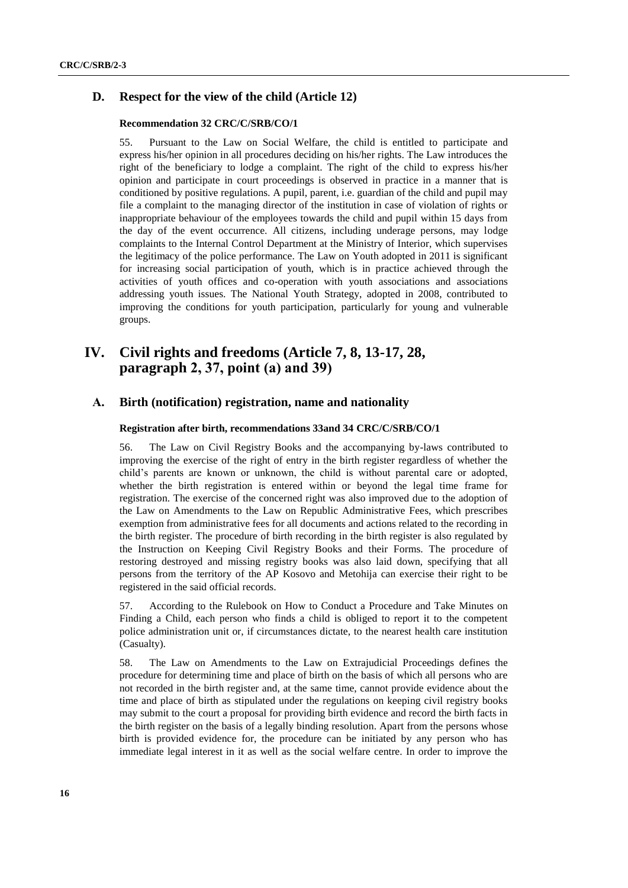## D. Respect for the view of the child (Article 12)

#### Recommendation 32 CRC/C/SRB/CO/1

55. Pursuant to the Law on Social Welfare, the child is entitled to participate and express his/her opinion in all procedures deciding on his/her rights. The Law introduces the right of the beneficiary to lodge a complaint. The right of the child to express his/her opinion and participate in court proceedings is observed in practice in a manner that is conditioned by positive regulations. A pupil, parent, i.e. guardian of the child and pupil may file a complaint to the managing director of the institution in case of violation of rights or inappropriate behaviour of the employees towards the child and pupil within 15 days from the day of the event occurrence. All citizens, including underage persons, may lodge complaints to the Internal Control Department at the Ministry of Interior, which supervises the legitimacy of the police performance. The Law on Youth adopted in 2011 is significant for increasing social participation of youth, which is in practice achieved through the activities of youth offices and co-operation with youth associations and associations addressing youth issues. The National Youth Strategy, adopted in 2008, contributed to improving the conditions for youth participation, particularly for young and vulnerable groups.

# IV. Civil rights and freedoms (Article 7, 8, 13-17, 28, paragraph 2, 37, point (a) and 39)

## A. Birth (notification) registration, name and nationality

#### Registration after birth, recommendations 33and 34 CRC/C/SRB/CO/1

56. The Law on Civil Registry Books and the accompanying by-laws contributed to improving the exercise of the right of entry in the birth register regardless of whether the child's parents are known or unknown, the child is without parental care or adopted, whether the birth registration is entered within or beyond the legal time frame for registration. The exercise of the concerned right was also improved due to the adoption of the Law on Amendments to the Law on Republic Administrative Fees, which prescribes exemption from administrative fees for all documents and actions related to the recording in the birth register. The procedure of birth recording in the birth register is also regulated by the Instruction on Keeping Civil Registry Books and their Forms. The procedure of restoring destroyed and missing registry books was also laid down, specifying that all persons from the territory of the AP Kosovo and Metohija can exercise their right to be registered in the said official records.

57. According to the Rulebook on How to Conduct a Procedure and Take Minutes on Finding a Child, each person who finds a child is obliged to report it to the competent police administration unit or, if circumstances dictate, to the nearest health care institution (Casualty).

58. The Law on Amendments to the Law on Extrajudicial Proceedings defines the procedure for determining time and place of birth on the basis of which all persons who are not recorded in the birth register and, at the same time, cannot provide evidence about the time and place of birth as stipulated under the regulations on keeping civil registry books may submit to the court a proposal for providing birth evidence and record the birth facts in the birth register on the basis of a legally binding resolution. Apart from the persons whose birth is provided evidence for, the procedure can be initiated by any person who has immediate legal interest in it as well as the social welfare centre. In order to improve the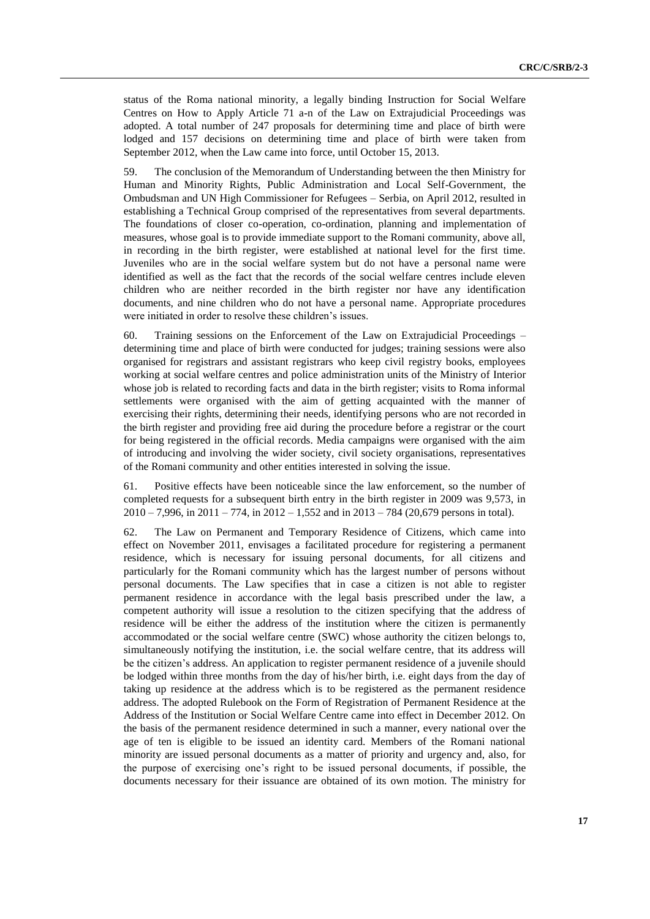status of the Roma national minority, a legally binding Instruction for Social Welfare Centres on How to Apply Article 71 a-n of the Law on Extrajudicial Proceedings was adopted. A total number of 247 proposals for determining time and place of birth were lodged and 157 decisions on determining time and place of birth were taken from September 2012, when the Law came into force, until October 15, 2013.

59. The conclusion of the Memorandum of Understanding between the then Ministry for Human and Minority Rights, Public Administration and Local Self-Government, the Ombudsman and UN High Commissioner for Refugees – Serbia, on April 2012, resulted in establishing a Technical Group comprised of the representatives from several departments. The foundations of closer co-operation, co-ordination, planning and implementation of measures, whose goal is to provide immediate support to the Romani community, above all, in recording in the birth register, were established at national level for the first time. Juveniles who are in the social welfare system but do not have a personal name were identified as well as the fact that the records of the social welfare centres include eleven children who are neither recorded in the birth register nor have any identification documents, and nine children who do not have a personal name. Appropriate procedures were initiated in order to resolve these children's issues.

60. Training sessions on the Enforcement of the Law on Extrajudicial Proceedings – determining time and place of birth were conducted for judges; training sessions were also organised for registrars and assistant registrars who keep civil registry books, employees working at social welfare centres and police administration units of the Ministry of Interior whose job is related to recording facts and data in the birth register; visits to Roma informal settlements were organised with the aim of getting acquainted with the manner of exercising their rights, determining their needs, identifying persons who are not recorded in the birth register and providing free aid during the procedure before a registrar or the court for being registered in the official records. Media campaigns were organised with the aim of introducing and involving the wider society, civil society organisations, representatives of the Romani community and other entities interested in solving the issue.

61. Positive effects have been noticeable since the law enforcement, so the number of completed requests for a subsequent birth entry in the birth register in 2009 was 9,573, in 2010 – 7,996, in 2011 – 774, in 2012 – 1,552 and in 2013 – 784 (20,679 persons in total).

62. The Law on Permanent and Temporary Residence of Citizens, which came into effect on November 2011, envisages a facilitated procedure for registering a permanent residence, which is necessary for issuing personal documents, for all citizens and particularly for the Romani community which has the largest number of persons without personal documents. The Law specifies that in case a citizen is not able to register permanent residence in accordance with the legal basis prescribed under the law, a competent authority will issue a resolution to the citizen specifying that the address of residence will be either the address of the institution where the citizen is permanently accommodated or the social welfare centre (SWC) whose authority the citizen belongs to, simultaneously notifying the institution, i.e. the social welfare centre, that its address will be the citizen's address. An application to register permanent residence of a juvenile should be lodged within three months from the day of his/her birth, i.e. eight days from the day of taking up residence at the address which is to be registered as the permanent residence address. The adopted Rulebook on the Form of Registration of Permanent Residence at the Address of the Institution or Social Welfare Centre came into effect in December 2012. On the basis of the permanent residence determined in such a manner, every national over the age of ten is eligible to be issued an identity card. Members of the Romani national minority are issued personal documents as a matter of priority and urgency and, also, for the purpose of exercising one's right to be issued personal documents, if possible, the documents necessary for their issuance are obtained of its own motion. The ministry for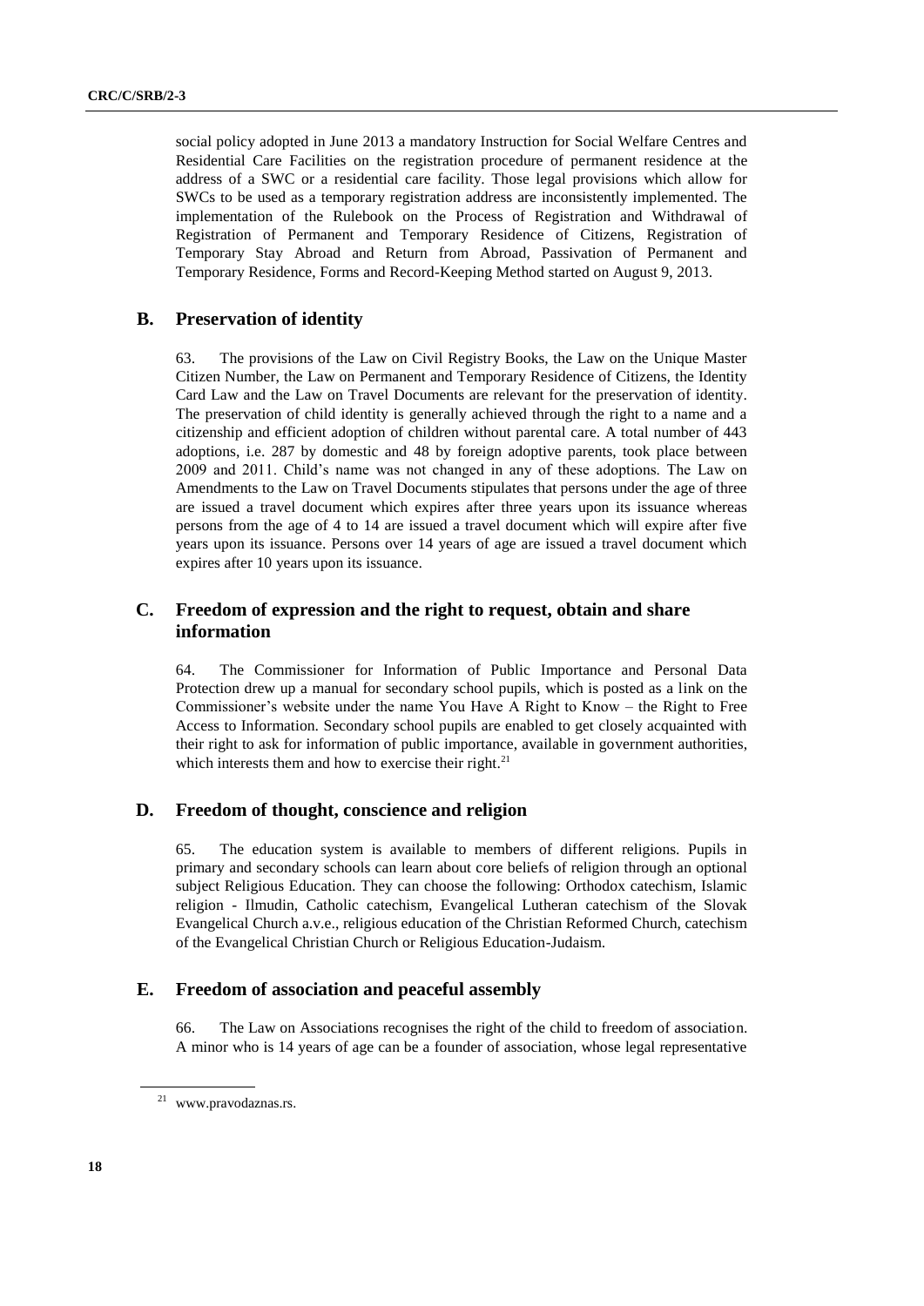social policy adopted in June 2013 a mandatory Instruction for Social Welfare Centres and Residential Care Facilities on the registration procedure of permanent residence at the address of a SWC or a residential care facility. Those legal provisions which allow for SWCs to be used as a temporary registration address are inconsistently implemented. The implementation of the Rulebook on the Process of Registration and Withdrawal of Registration of Permanent and Temporary Residence of Citizens, Registration of Temporary Stay Abroad and Return from Abroad, Passivation of Permanent and Temporary Residence, Forms and Record-Keeping Method started on August 9, 2013.

## B. Preservation of identity

63. The provisions of the Law on Civil Registry Books, the Law on the Unique Master Citizen Number, the Law on Permanent and Temporary Residence of Citizens, the Identity Card Law and the Law on Travel Documents are relevant for the preservation of identity. The preservation of child identity is generally achieved through the right to a name and a citizenship and efficient adoption of children without parental care. A total number of 443 adoptions, i.e. 287 by domestic and 48 by foreign adoptive parents, took place between 2009 and 2011. Child's name was not changed in any of these adoptions. The Law on Amendments to the Law on Travel Documents stipulates that persons under the age of three are issued a travel document which expires after three years upon its issuance whereas persons from the age of 4 to 14 are issued a travel document which will expire after five years upon its issuance. Persons over 14 years of age are issued a travel document which expires after 10 years upon its issuance.

## C. Freedom of expression and the right to request, obtain and share information

64. The Commissioner for Information of Public Importance and Personal Data Protection drew up a manual for secondary school pupils, which is posted as a link on the Commissioner's website under the name You Have A Right to Know – the Right to Free Access to Information. Secondary school pupils are enabled to get closely acquainted with their right to ask for information of public importance, available in government authorities, which interests them and how to exercise their right.[21]

## D. Freedom of thought, conscience and religion

65. The education system is available to members of different religions. Pupils in primary and secondary schools can learn about core beliefs of religion through an optional subject Religious Education. They can choose the following: Orthodox catechism, Islamic religion - Ilmudin, Catholic catechism, Evangelical Lutheran catechism of the Slovak Evangelical Church a.v.e., religious education of the Christian Reformed Church, catechism of the Evangelical Christian Church or Religious Education-Judaism.

## E. Freedom of association and peaceful assembly

66. The Law on Associations recognises the right of the child to freedom of association. A minor who is 14 years of age can be a founder of association, whose legal representative

[21] www.pravodaznas.rs.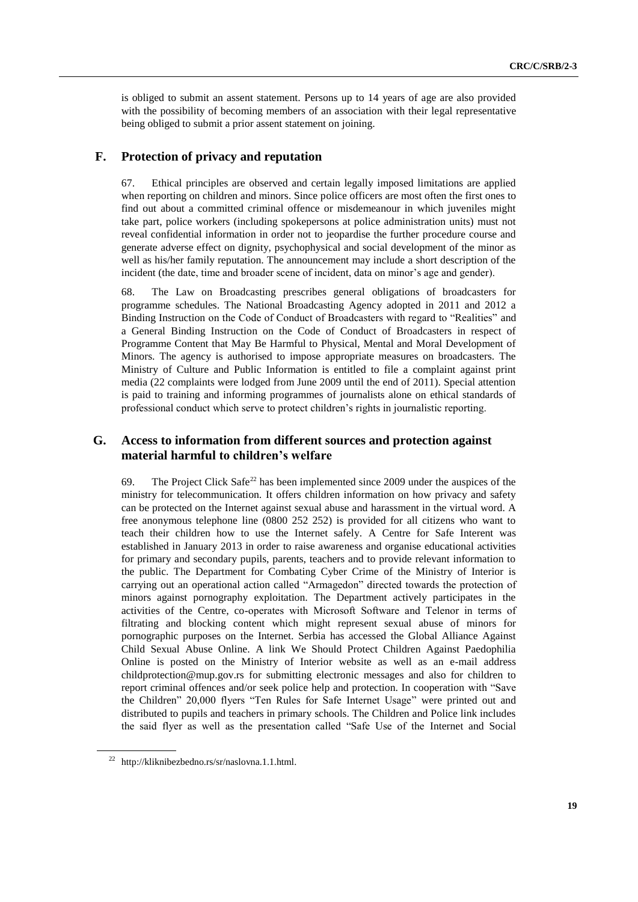is obliged to submit an assent statement. Persons up to 14 years of age are also provided with the possibility of becoming members of an association with their legal representative being obliged to submit a prior assent statement on joining.

## F. Protection of privacy and reputation

67. Ethical principles are observed and certain legally imposed limitations are applied when reporting on children and minors. Since police officers are most often the first ones to find out about a committed criminal offence or misdemeanour in which juveniles might take part, police workers (including spokepersons at police administration units) must not reveal confidential information in order not to jeopardise the further procedure course and generate adverse effect on dignity, psychophysical and social development of the minor as well as his/her family reputation. The announcement may include a short description of the incident (the date, time and broader scene of incident, data on minor's age and gender).

68. The Law on Broadcasting prescribes general obligations of broadcasters for programme schedules. The National Broadcasting Agency adopted in 2011 and 2012 a Binding Instruction on the Code of Conduct of Broadcasters with regard to "Realities" and a General Binding Instruction on the Code of Conduct of Broadcasters in respect of Programme Content that May Be Harmful to Physical, Mental and Moral Development of Minors. The agency is authorised to impose appropriate measures on broadcasters. The Ministry of Culture and Public Information is entitled to file a complaint against print media (22 complaints were lodged from June 2009 until the end of 2011). Special attention is paid to training and informing programmes of journalists alone on ethical standards of professional conduct which serve to protect children's rights in journalistic reporting.

## G. Access to information from different sources and protection against material harmful to children's welfare

69. The Project Click Safe[22] has been implemented since 2009 under the auspices of the ministry for telecommunication. It offers children information on how privacy and safety can be protected on the Internet against sexual abuse and harassment in the virtual word. A free anonymous telephone line (0800 252 252) is provided for all citizens who want to teach their children how to use the Internet safely. A Centre for Safe Interent was established in January 2013 in order to raise awareness and organise educational activities for primary and secondary pupils, parents, teachers and to provide relevant information to the public. The Department for Combating Cyber Crime of the Ministry of Interior is carrying out an operational action called "Armagedon" directed towards the protection of minors against pornography exploitation. The Department actively participates in the activities of the Centre, co-operates with Microsoft Software and Telenor in terms of filtrating and blocking content which might represent sexual abuse of minors for pornographic purposes on the Internet. Serbia has accessed the Global Alliance Against Child Sexual Abuse Online. A link We Should Protect Children Against Paedophilia Online is posted on the Ministry of Interior website as well as an e-mail address childprotection@mup.gov.rs for submitting electronic messages and also for children to report criminal offences and/or seek police help and protection. In cooperation with "Save the Children" 20,000 flyers "Ten Rules for Safe Internet Usage" were printed out and distributed to pupils and teachers in primary schools. The Children and Police link includes the said flyer as well as the presentation called "Safe Use of the Internet and Social

[22] http://kliknibezbedno.rs/sr/naslovna.1.1.html.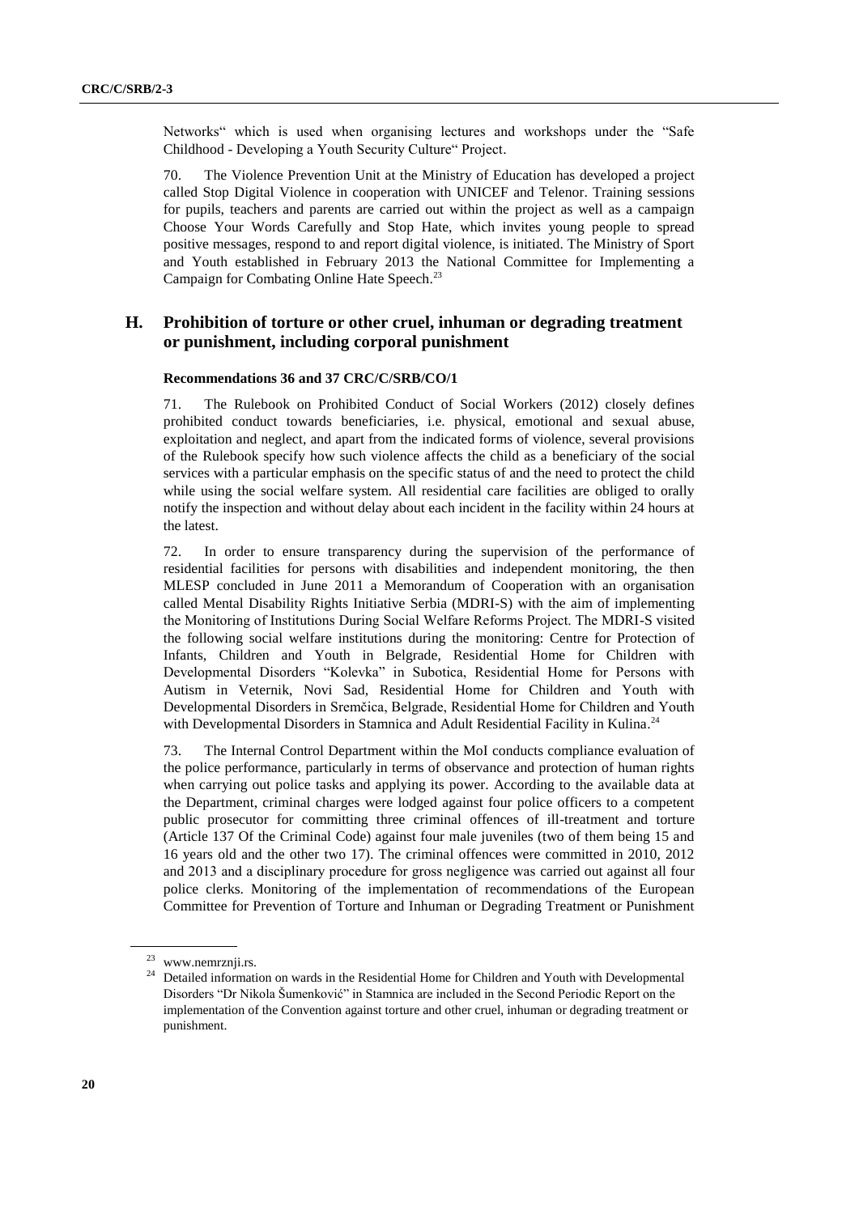Networks" which is used when organising lectures and workshops under the "Safe Childhood - Developing a Youth Security Culture" Project.

70. The Violence Prevention Unit at the Ministry of Education has developed a project called Stop Digital Violence in cooperation with UNICEF and Telenor. Training sessions for pupils, teachers and parents are carried out within the project as well as a campaign Choose Your Words Carefully and Stop Hate, which invites young people to spread positive messages, respond to and report digital violence, is initiated. The Ministry of Sport and Youth established in February 2013 the National Committee for Implementing a Campaign for Combating Online Hate Speech.[23]

## H. Prohibition of torture or other cruel, inhuman or degrading treatment or punishment, including corporal punishment

#### Recommendations 36 and 37 CRC/C/SRB/CO/1

71. The Rulebook on Prohibited Conduct of Social Workers (2012) closely defines prohibited conduct towards beneficiaries, i.e. physical, emotional and sexual abuse, exploitation and neglect, and apart from the indicated forms of violence, several provisions of the Rulebook specify how such violence affects the child as a beneficiary of the social services with a particular emphasis on the specific status of and the need to protect the child while using the social welfare system. All residential care facilities are obliged to orally notify the inspection and without delay about each incident in the facility within 24 hours at the latest.

72. In order to ensure transparency during the supervision of the performance of residential facilities for persons with disabilities and independent monitoring, the then MLESP concluded in June 2011 a Memorandum of Cooperation with an organisation called Mental Disability Rights Initiative Serbia (MDRI-S) with the aim of implementing the Monitoring of Institutions During Social Welfare Reforms Project. The MDRI-S visited the following social welfare institutions during the monitoring: Centre for Protection of Infants, Children and Youth in Belgrade, Residential Home for Children with Developmental Disorders "Kolevka" in Subotica, Residential Home for Persons with Autism in Veternik, Novi Sad, Residential Home for Children and Youth with Developmental Disorders in Sremčica, Belgrade, Residential Home for Children and Youth with Developmental Disorders in Stamnica and Adult Residential Facility in Kulina.[24]

73. The Internal Control Department within the MoI conducts compliance evaluation of the police performance, particularly in terms of observance and protection of human rights when carrying out police tasks and applying its power. According to the available data at the Department, criminal charges were lodged against four police officers to a competent public prosecutor for committing three criminal offences of ill-treatment and torture (Article 137 Of the Criminal Code) against four male juveniles (two of them being 15 and 16 years old and the other two 17). The criminal offences were committed in 2010, 2012 and 2013 and a disciplinary procedure for gross negligence was carried out against all four police clerks. Monitoring of the implementation of recommendations of the European Committee for Prevention of Torture and Inhuman or Degrading Treatment or Punishment

---

[23] www.nemrznji.rs.

[24] Detailed information on wards in the Residential Home for Children and Youth with Developmental Disorders "Dr Nikola Šumenković" in Stamnica are included in the Second Periodic Report on the implementation of the Convention against torture and other cruel, inhuman or degrading treatment or punishment.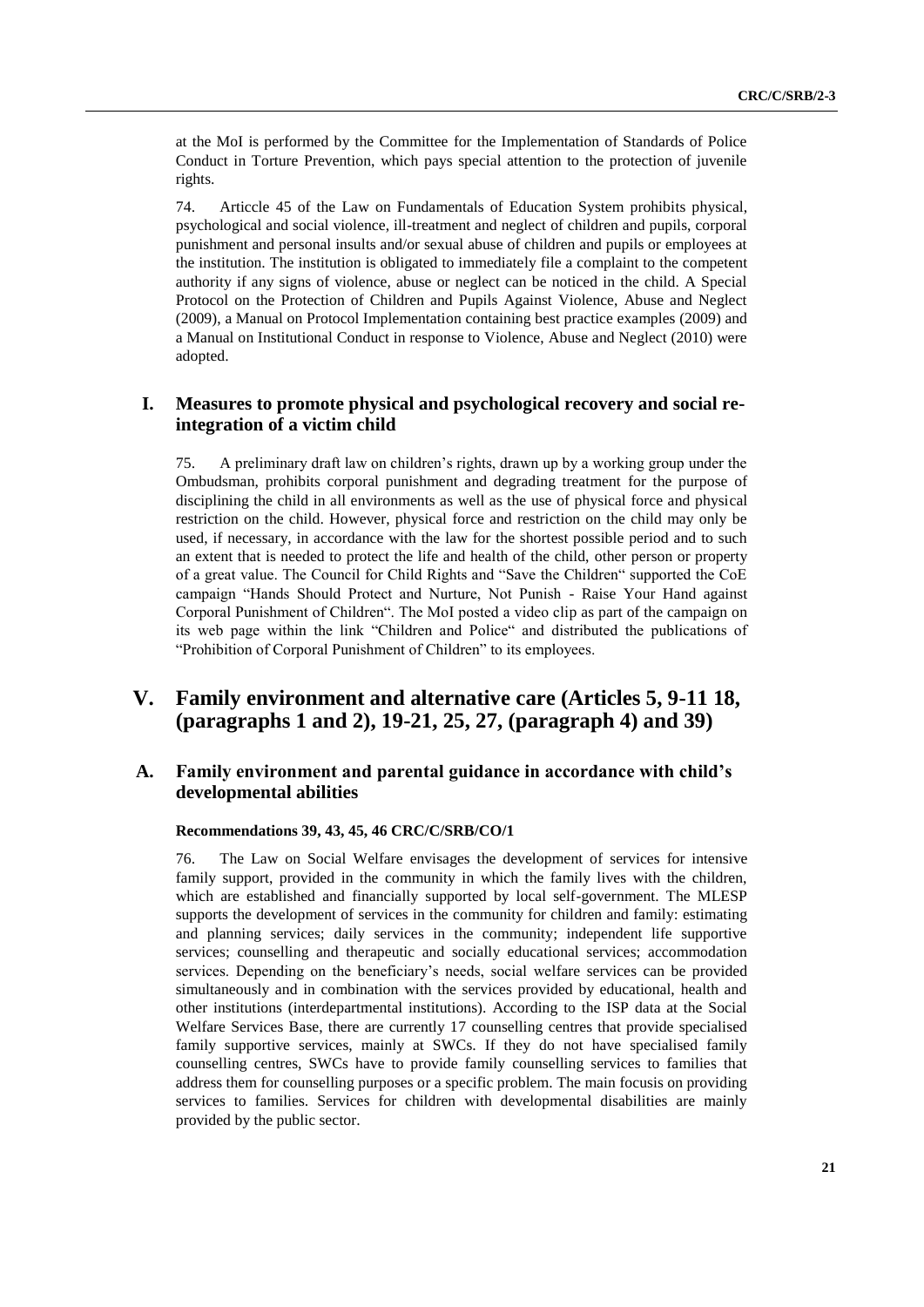at the MoI is performed by the Committee for the Implementation of Standards of Police Conduct in Torture Prevention, which pays special attention to the protection of juvenile rights.

74. Articcle 45 of the Law on Fundamentals of Education System prohibits physical, psychological and social violence, ill-treatment and neglect of children and pupils, corporal punishment and personal insults and/or sexual abuse of children and pupils or employees at the institution. The institution is obligated to immediately file a complaint to the competent authority if any signs of violence, abuse or neglect can be noticed in the child. A Special Protocol on the Protection of Children and Pupils Against Violence, Abuse and Neglect (2009), a Manual on Protocol Implementation containing best practice examples (2009) and a Manual on Institutional Conduct in response to Violence, Abuse and Neglect (2010) were adopted.

## I. Measures to promote physical and psychological recovery and social re-integration of a victim child

75. A preliminary draft law on children's rights, drawn up by a working group under the Ombudsman, prohibits corporal punishment and degrading treatment for the purpose of disciplining the child in all environments as well as the use of physical force and physical restriction on the child. However, physical force and restriction on the child may only be used, if necessary, in accordance with the law for the shortest possible period and to such an extent that is needed to protect the life and health of the child, other person or property of a great value. The Council for Child Rights and "Save the Children" supported the CoE campaign "Hands Should Protect and Nurture, Not Punish - Raise Your Hand against Corporal Punishment of Children". The MoI posted a video clip as part of the campaign on its web page within the link "Children and Police" and distributed the publications of "Prohibition of Corporal Punishment of Children" to its employees.

# V. Family environment and alternative care (Articles 5, 9-11 18, (paragraphs 1 and 2), 19-21, 25, 27, (paragraph 4) and 39)

## A. Family environment and parental guidance in accordance with child's developmental abilities

### Recommendations 39, 43, 45, 46 CRC/C/SRB/CO/1

76. The Law on Social Welfare envisages the development of services for intensive family support, provided in the community in which the family lives with the children, which are established and financially supported by local self-government. The MLESP supports the development of services in the community for children and family: estimating and planning services; daily services in the community; independent life supportive services; counselling and therapeutic and socially educational services; accommodation services. Depending on the beneficiary's needs, social welfare services can be provided simultaneously and in combination with the services provided by educational, health and other institutions (interdepartmental institutions). According to the ISP data at the Social Welfare Services Base, there are currently 17 counselling centres that provide specialised family supportive services, mainly at SWCs. If they do not have specialised family counselling centres, SWCs have to provide family counselling services to families that address them for counselling purposes or a specific problem. The main focusis on providing services to families. Services for children with developmental disabilities are mainly provided by the public sector.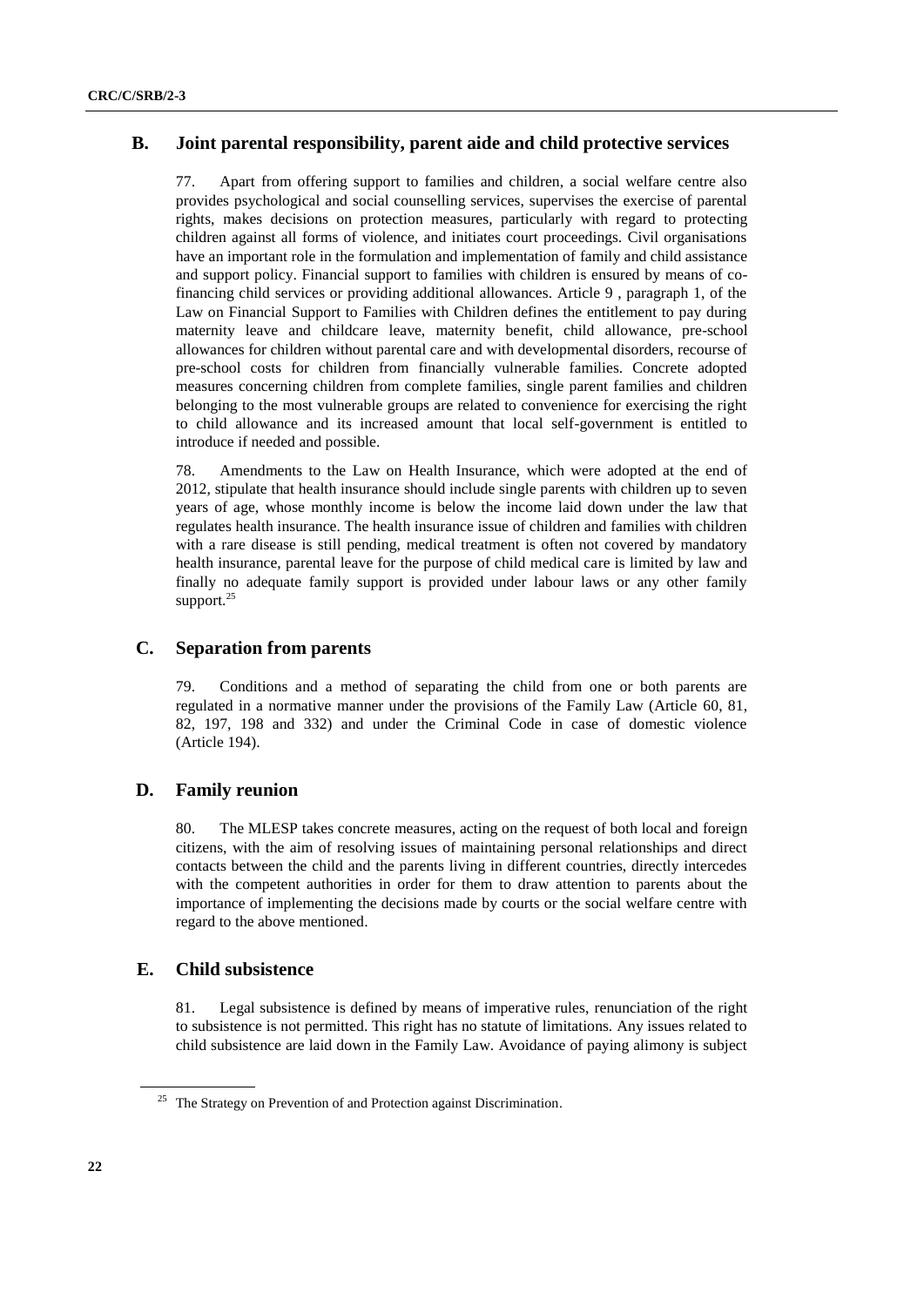## B. Joint parental responsibility, parent aide and child protective services

77. Apart from offering support to families and children, a social welfare centre also provides psychological and social counselling services, supervises the exercise of parental rights, makes decisions on protection measures, particularly with regard to protecting children against all forms of violence, and initiates court proceedings. Civil organisations have an important role in the formulation and implementation of family and child assistance and support policy. Financial support to families with children is ensured by means of co-financing child services or providing additional allowances. Article 9 , paragraph 1, of the Law on Financial Support to Families with Children defines the entitlement to pay during maternity leave and childcare leave, maternity benefit, child allowance, pre-school allowances for children without parental care and with developmental disorders, recourse of pre-school costs for children from financially vulnerable families. Concrete adopted measures concerning children from complete families, single parent families and children belonging to the most vulnerable groups are related to convenience for exercising the right to child allowance and its increased amount that local self-government is entitled to introduce if needed and possible.

78. Amendments to the Law on Health Insurance, which were adopted at the end of 2012, stipulate that health insurance should include single parents with children up to seven years of age, whose monthly income is below the income laid down under the law that regulates health insurance. The health insurance issue of children and families with children with a rare disease is still pending, medical treatment is often not covered by mandatory health insurance, parental leave for the purpose of child medical care is limited by law and finally no adequate family support is provided under labour laws or any other family support.[25]

## C. Separation from parents

79. Conditions and a method of separating the child from one or both parents are regulated in a normative manner under the provisions of the Family Law (Article 60, 81, 82, 197, 198 and 332) and under the Criminal Code in case of domestic violence (Article 194).

## D. Family reunion

80. The MLESP takes concrete measures, acting on the request of both local and foreign citizens, with the aim of resolving issues of maintaining personal relationships and direct contacts between the child and the parents living in different countries, directly intercedes with the competent authorities in order for them to draw attention to parents about the importance of implementing the decisions made by courts or the social welfare centre with regard to the above mentioned.

## E. Child subsistence

81. Legal subsistence is defined by means of imperative rules, renunciation of the right to subsistence is not permitted. This right has no statute of limitations. Any issues related to child subsistence are laid down in the Family Law. Avoidance of paying alimony is subject

---

[25] The Strategy on Prevention of and Protection against Discrimination.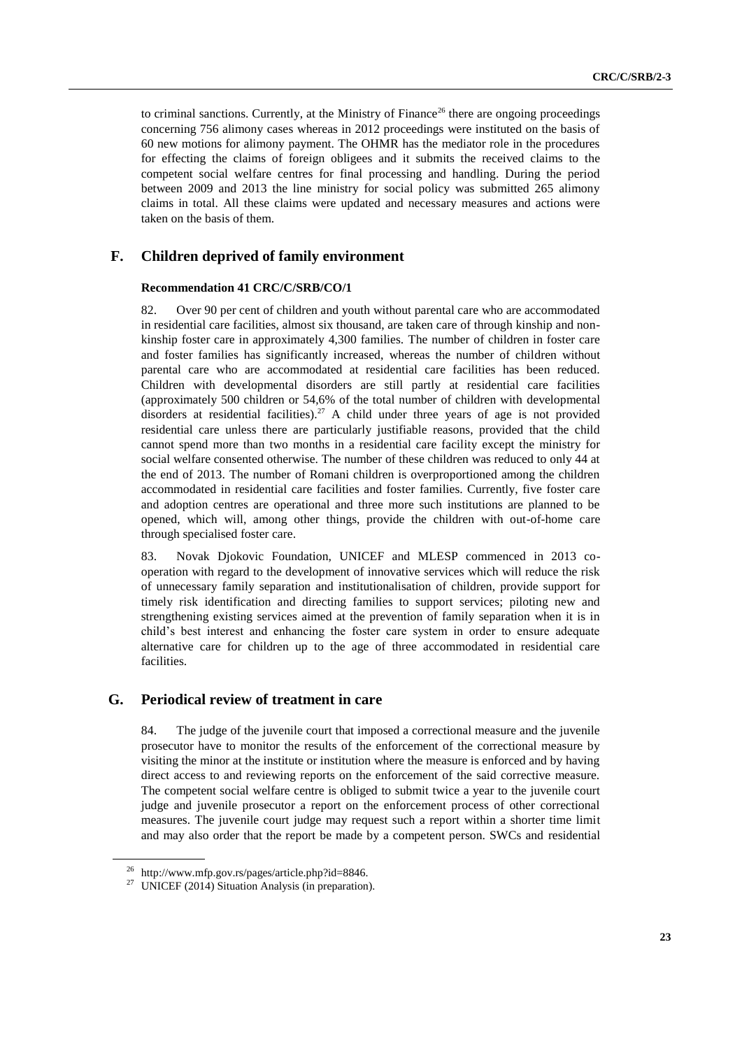to criminal sanctions. Currently, at the Ministry of Finance[26] there are ongoing proceedings concerning 756 alimony cases whereas in 2012 proceedings were instituted on the basis of 60 new motions for alimony payment. The OHMR has the mediator role in the procedures for effecting the claims of foreign obligees and it submits the received claims to the competent social welfare centres for final processing and handling. During the period between 2009 and 2013 the line ministry for social policy was submitted 265 alimony claims in total. All these claims were updated and necessary measures and actions were taken on the basis of them.

## F. Children deprived of family environment

**Recommendation 41 CRC/C/SRB/CO/1**

82. Over 90 per cent of children and youth without parental care who are accommodated in residential care facilities, almost six thousand, are taken care of through kinship and non-kinship foster care in approximately 4,300 families. The number of children in foster care and foster families has significantly increased, whereas the number of children without parental care who are accommodated at residential care facilities has been reduced. Children with developmental disorders are still partly at residential care facilities (approximately 500 children or 54,6% of the total number of children with developmental disorders at residential facilities).[27] A child under three years of age is not provided residential care unless there are particularly justifiable reasons, provided that the child cannot spend more than two months in a residential care facility except the ministry for social welfare consented otherwise. The number of these children was reduced to only 44 at the end of 2013. The number of Romani children is overproportioned among the children accommodated in residential care facilities and foster families. Currently, five foster care and adoption centres are operational and three more such institutions are planned to be opened, which will, among other things, provide the children with out-of-home care through specialised foster care.

83. Novak Djokovic Foundation, UNICEF and MLESP commenced in 2013 co-operation with regard to the development of innovative services which will reduce the risk of unnecessary family separation and institutionalisation of children, provide support for timely risk identification and directing families to support services; piloting new and strengthening existing services aimed at the prevention of family separation when it is in child's best interest and enhancing the foster care system in order to ensure adequate alternative care for children up to the age of three accommodated in residential care facilities.

## G. Periodical review of treatment in care

84. The judge of the juvenile court that imposed a correctional measure and the juvenile prosecutor have to monitor the results of the enforcement of the correctional measure by visiting the minor at the institute or institution where the measure is enforced and by having direct access to and reviewing reports on the enforcement of the said corrective measure. The competent social welfare centre is obliged to submit twice a year to the juvenile court judge and juvenile prosecutor a report on the enforcement process of other correctional measures. The juvenile court judge may request such a report within a shorter time limit and may also order that the report be made by a competent person. SWCs and residential

[26] http://www.mfp.gov.rs/pages/article.php?id=8846.

[27] UNICEF (2014) Situation Analysis (in preparation).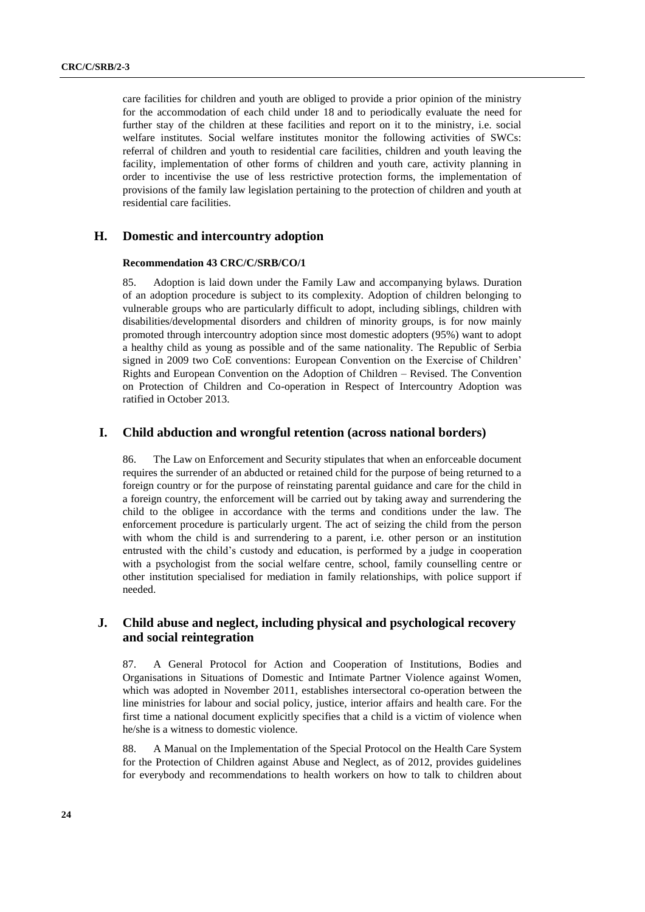care facilities for children and youth are obliged to provide a prior opinion of the ministry for the accommodation of each child under 18 and to periodically evaluate the need for further stay of the children at these facilities and report on it to the ministry, i.e. social welfare institutes. Social welfare institutes monitor the following activities of SWCs: referral of children and youth to residential care facilities, children and youth leaving the facility, implementation of other forms of children and youth care, activity planning in order to incentivise the use of less restrictive protection forms, the implementation of provisions of the family law legislation pertaining to the protection of children and youth at residential care facilities.

## H. Domestic and intercountry adoption

#### Recommendation 43 CRC/C/SRB/CO/1

85. Adoption is laid down under the Family Law and accompanying bylaws. Duration of an adoption procedure is subject to its complexity. Adoption of children belonging to vulnerable groups who are particularly difficult to adopt, including siblings, children with disabilities/developmental disorders and children of minority groups, is for now mainly promoted through intercountry adoption since most domestic adopters (95%) want to adopt a healthy child as young as possible and of the same nationality. The Republic of Serbia signed in 2009 two CoE conventions: European Convention on the Exercise of Children' Rights and European Convention on the Adoption of Children – Revised. The Convention on Protection of Children and Co-operation in Respect of Intercountry Adoption was ratified in October 2013.

## I. Child abduction and wrongful retention (across national borders)

86. The Law on Enforcement and Security stipulates that when an enforceable document requires the surrender of an abducted or retained child for the purpose of being returned to a foreign country or for the purpose of reinstating parental guidance and care for the child in a foreign country, the enforcement will be carried out by taking away and surrendering the child to the obligee in accordance with the terms and conditions under the law. The enforcement procedure is particularly urgent. The act of seizing the child from the person with whom the child is and surrendering to a parent, i.e. other person or an institution entrusted with the child's custody and education, is performed by a judge in cooperation with a psychologist from the social welfare centre, school, family counselling centre or other institution specialised for mediation in family relationships, with police support if needed.

## J. Child abuse and neglect, including physical and psychological recovery and social reintegration

87. A General Protocol for Action and Cooperation of Institutions, Bodies and Organisations in Situations of Domestic and Intimate Partner Violence against Women, which was adopted in November 2011, establishes intersectoral co-operation between the line ministries for labour and social policy, justice, interior affairs and health care. For the first time a national document explicitly specifies that a child is a victim of violence when he/she is a witness to domestic violence.

88. A Manual on the Implementation of the Special Protocol on the Health Care System for the Protection of Children against Abuse and Neglect, as of 2012, provides guidelines for everybody and recommendations to health workers on how to talk to children about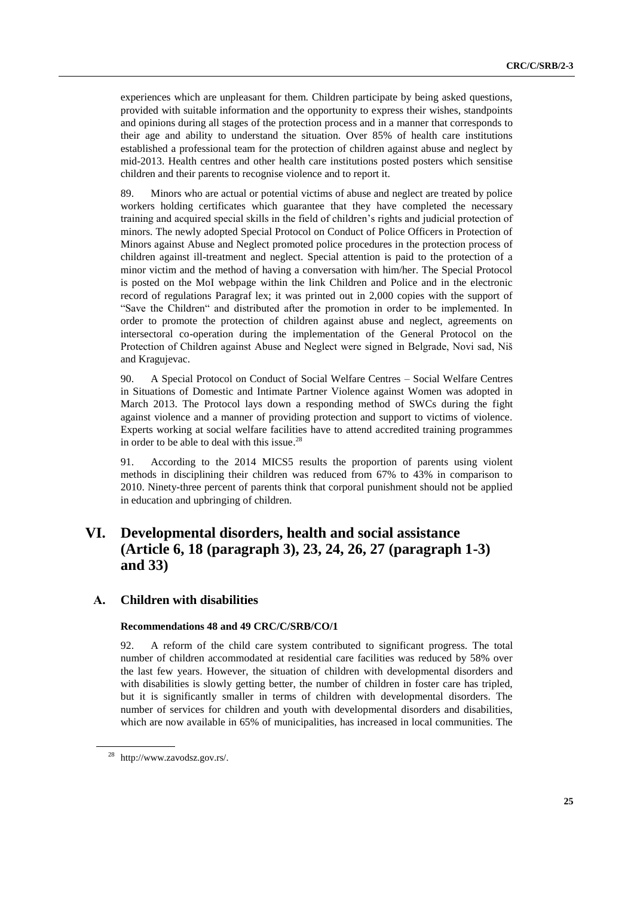experiences which are unpleasant for them. Children participate by being asked questions, provided with suitable information and the opportunity to express their wishes, standpoints and opinions during all stages of the protection process and in a manner that corresponds to their age and ability to understand the situation. Over 85% of health care institutions established a professional team for the protection of children against abuse and neglect by mid-2013. Health centres and other health care institutions posted posters which sensitise children and their parents to recognise violence and to report it.

89. Minors who are actual or potential victims of abuse and neglect are treated by police workers holding certificates which guarantee that they have completed the necessary training and acquired special skills in the field of children's rights and judicial protection of minors. The newly adopted Special Protocol on Conduct of Police Officers in Protection of Minors against Abuse and Neglect promoted police procedures in the protection process of children against ill-treatment and neglect. Special attention is paid to the protection of a minor victim and the method of having a conversation with him/her. The Special Protocol is posted on the MoI webpage within the link Children and Police and in the electronic record of regulations Paragraf lex; it was printed out in 2,000 copies with the support of "Save the Children" and distributed after the promotion in order to be implemented. In order to promote the protection of children against abuse and neglect, agreements on intersectoral co-operation during the implementation of the General Protocol on the Protection of Children against Abuse and Neglect were signed in Belgrade, Novi sad, Niš and Kragujevac.

90. A Special Protocol on Conduct of Social Welfare Centres – Social Welfare Centres in Situations of Domestic and Intimate Partner Violence against Women was adopted in March 2013. The Protocol lays down a responding method of SWCs during the fight against violence and a manner of providing protection and support to victims of violence. Experts working at social welfare facilities have to attend accredited training programmes in order to be able to deal with this issue.[28]

91. According to the 2014 MICS5 results the proportion of parents using violent methods in disciplining their children was reduced from 67% to 43% in comparison to 2010. Ninety-three percent of parents think that corporal punishment should not be applied in education and upbringing of children.

# VI. Developmental disorders, health and social assistance (Article 6, 18 (paragraph 3), 23, 24, 26, 27 (paragraph 1-3) and 33)

## A. Children with disabilities

### Recommendations 48 and 49 CRC/C/SRB/CO/1

92. A reform of the child care system contributed to significant progress. The total number of children accommodated at residential care facilities was reduced by 58% over the last few years. However, the situation of children with developmental disorders and with disabilities is slowly getting better, the number of children in foster care has tripled, but it is significantly smaller in terms of children with developmental disorders. The number of services for children and youth with developmental disorders and disabilities, which are now available in 65% of municipalities, has increased in local communities. The

[28] http://www.zavodsz.gov.rs/.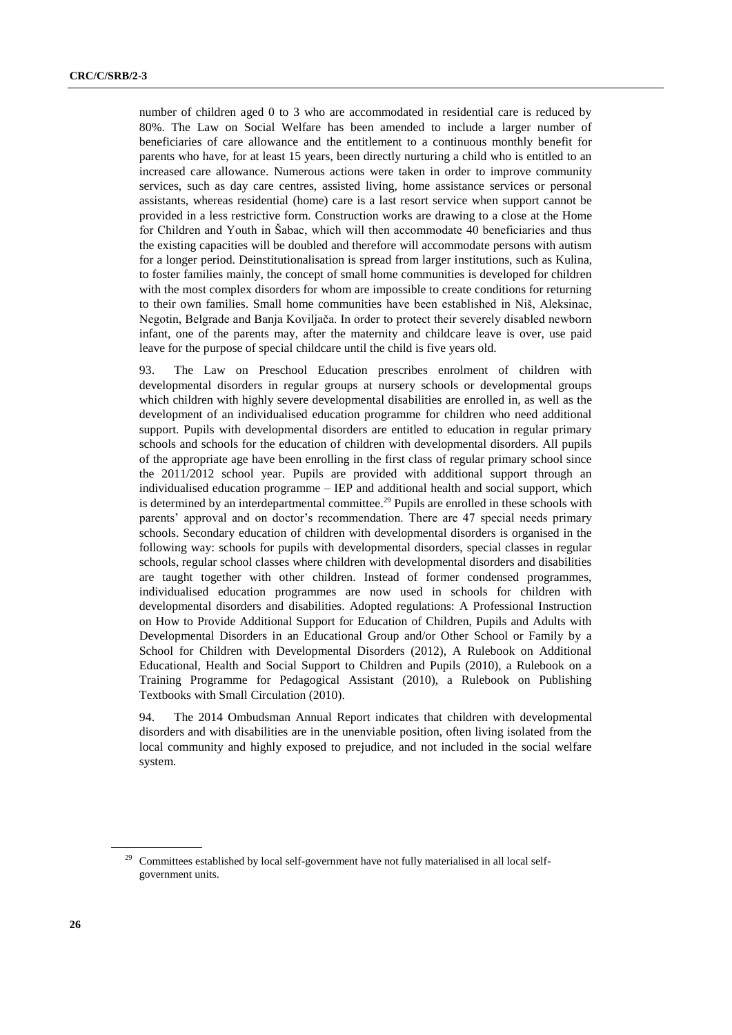number of children aged 0 to 3 who are accommodated in residential care is reduced by 80%. The Law on Social Welfare has been amended to include a larger number of beneficiaries of care allowance and the entitlement to a continuous monthly benefit for parents who have, for at least 15 years, been directly nurturing a child who is entitled to an increased care allowance. Numerous actions were taken in order to improve community services, such as day care centres, assisted living, home assistance services or personal assistants, whereas residential (home) care is a last resort service when support cannot be provided in a less restrictive form. Construction works are drawing to a close at the Home for Children and Youth in Šabac, which will then accommodate 40 beneficiaries and thus the existing capacities will be doubled and therefore will accommodate persons with autism for a longer period. Deinstitutionalisation is spread from larger institutions, such as Kulina, to foster families mainly, the concept of small home communities is developed for children with the most complex disorders for whom are impossible to create conditions for returning to their own families. Small home communities have been established in Niš, Aleksinac, Negotin, Belgrade and Banja Koviljača. In order to protect their severely disabled newborn infant, one of the parents may, after the maternity and childcare leave is over, use paid leave for the purpose of special childcare until the child is five years old.

93. The Law on Preschool Education prescribes enrolment of children with developmental disorders in regular groups at nursery schools or developmental groups which children with highly severe developmental disabilities are enrolled in, as well as the development of an individualised education programme for children who need additional support. Pupils with developmental disorders are entitled to education in regular primary schools and schools for the education of children with developmental disorders. All pupils of the appropriate age have been enrolling in the first class of regular primary school since the 2011/2012 school year. Pupils are provided with additional support through an individualised education programme – IEP and additional health and social support, which is determined by an interdepartmental committee.[29] Pupils are enrolled in these schools with parents' approval and on doctor's recommendation. There are 47 special needs primary schools. Secondary education of children with developmental disorders is organised in the following way: schools for pupils with developmental disorders, special classes in regular schools, regular school classes where children with developmental disorders and disabilities are taught together with other children. Instead of former condensed programmes, individualised education programmes are now used in schools for children with developmental disorders and disabilities. Adopted regulations: A Professional Instruction on How to Provide Additional Support for Education of Children, Pupils and Adults with Developmental Disorders in an Educational Group and/or Other School or Family by a School for Children with Developmental Disorders (2012), A Rulebook on Additional Educational, Health and Social Support to Children and Pupils (2010), a Rulebook on a Training Programme for Pedagogical Assistant (2010), a Rulebook on Publishing Textbooks with Small Circulation (2010).

94. The 2014 Ombudsman Annual Report indicates that children with developmental disorders and with disabilities are in the unenviable position, often living isolated from the local community and highly exposed to prejudice, and not included in the social welfare system.

[29] Committees established by local self-government have not fully materialised in all local self-government units.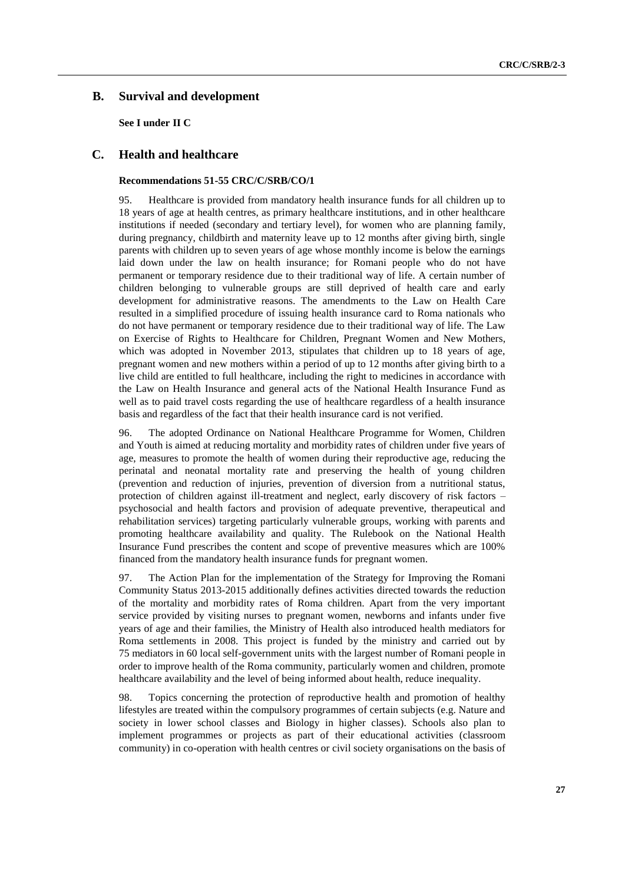## B. Survival and development

**See I under II C**

## C. Health and healthcare

### Recommendations 51-55 CRC/C/SRB/CO/1

95. Healthcare is provided from mandatory health insurance funds for all children up to 18 years of age at health centres, as primary healthcare institutions, and in other healthcare institutions if needed (secondary and tertiary level), for women who are planning family, during pregnancy, childbirth and maternity leave up to 12 months after giving birth, single parents with children up to seven years of age whose monthly income is below the earnings laid down under the law on health insurance; for Romani people who do not have permanent or temporary residence due to their traditional way of life. A certain number of children belonging to vulnerable groups are still deprived of health care and early development for administrative reasons. The amendments to the Law on Health Care resulted in a simplified procedure of issuing health insurance card to Roma nationals who do not have permanent or temporary residence due to their traditional way of life. The Law on Exercise of Rights to Healthcare for Children, Pregnant Women and New Mothers, which was adopted in November 2013, stipulates that children up to 18 years of age, pregnant women and new mothers within a period of up to 12 months after giving birth to a live child are entitled to full healthcare, including the right to medicines in accordance with the Law on Health Insurance and general acts of the National Health Insurance Fund as well as to paid travel costs regarding the use of healthcare regardless of a health insurance basis and regardless of the fact that their health insurance card is not verified.

96. The adopted Ordinance on National Healthcare Programme for Women, Children and Youth is aimed at reducing mortality and morbidity rates of children under five years of age, measures to promote the health of women during their reproductive age, reducing the perinatal and neonatal mortality rate and preserving the health of young children (prevention and reduction of injuries, prevention of diversion from a nutritional status, protection of children against ill-treatment and neglect, early discovery of risk factors – psychosocial and health factors and provision of adequate preventive, therapeutical and rehabilitation services) targeting particularly vulnerable groups, working with parents and promoting healthcare availability and quality. The Rulebook on the National Health Insurance Fund prescribes the content and scope of preventive measures which are 100% financed from the mandatory health insurance funds for pregnant women.

97. The Action Plan for the implementation of the Strategy for Improving the Romani Community Status 2013-2015 additionally defines activities directed towards the reduction of the mortality and morbidity rates of Roma children. Apart from the very important service provided by visiting nurses to pregnant women, newborns and infants under five years of age and their families, the Ministry of Health also introduced health mediators for Roma settlements in 2008. This project is funded by the ministry and carried out by 75 mediators in 60 local self-government units with the largest number of Romani people in order to improve health of the Roma community, particularly women and children, promote healthcare availability and the level of being informed about health, reduce inequality.

98. Topics concerning the protection of reproductive health and promotion of healthy lifestyles are treated within the compulsory programmes of certain subjects (e.g. Nature and society in lower school classes and Biology in higher classes). Schools also plan to implement programmes or projects as part of their educational activities (classroom community) in co-operation with health centres or civil society organisations on the basis of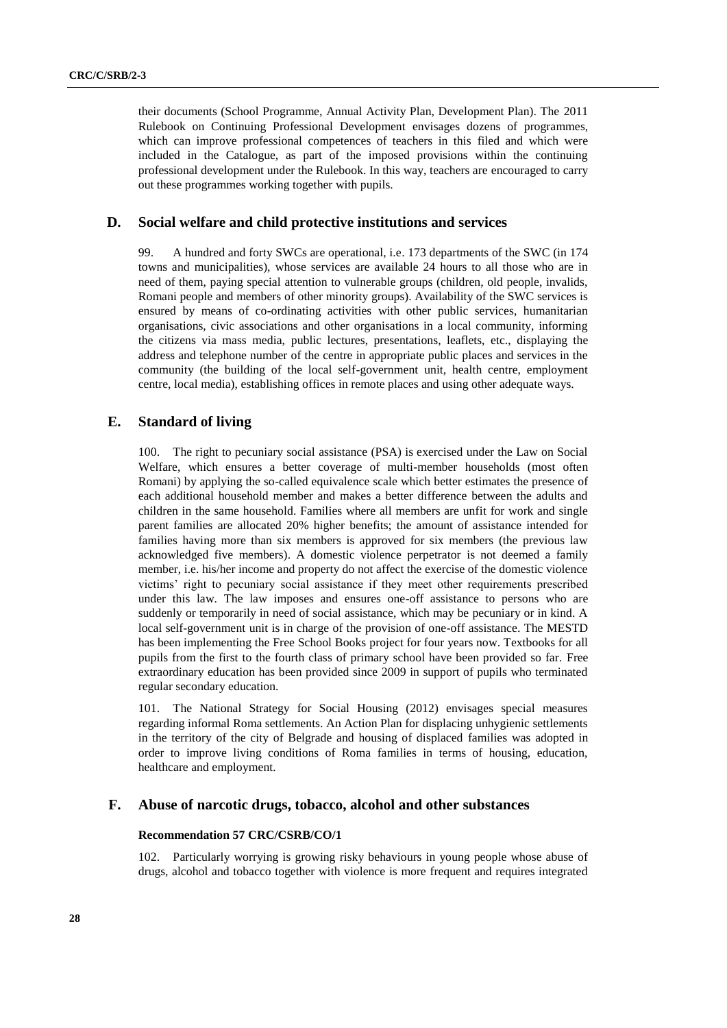their documents (School Programme, Annual Activity Plan, Development Plan). The 2011 Rulebook on Continuing Professional Development envisages dozens of programmes, which can improve professional competences of teachers in this filed and which were included in the Catalogue, as part of the imposed provisions within the continuing professional development under the Rulebook. In this way, teachers are encouraged to carry out these programmes working together with pupils.

## D. Social welfare and child protective institutions and services

99. A hundred and forty SWCs are operational, i.e. 173 departments of the SWC (in 174 towns and municipalities), whose services are available 24 hours to all those who are in need of them, paying special attention to vulnerable groups (children, old people, invalids, Romani people and members of other minority groups). Availability of the SWC services is ensured by means of co-ordinating activities with other public services, humanitarian organisations, civic associations and other organisations in a local community, informing the citizens via mass media, public lectures, presentations, leaflets, etc., displaying the address and telephone number of the centre in appropriate public places and services in the community (the building of the local self-government unit, health centre, employment centre, local media), establishing offices in remote places and using other adequate ways.

## E. Standard of living

100. The right to pecuniary social assistance (PSA) is exercised under the Law on Social Welfare, which ensures a better coverage of multi-member households (most often Romani) by applying the so-called equivalence scale which better estimates the presence of each additional household member and makes a better difference between the adults and children in the same household. Families where all members are unfit for work and single parent families are allocated 20% higher benefits; the amount of assistance intended for families having more than six members is approved for six members (the previous law acknowledged five members). A domestic violence perpetrator is not deemed a family member, i.e. his/her income and property do not affect the exercise of the domestic violence victims' right to pecuniary social assistance if they meet other requirements prescribed under this law. The law imposes and ensures one-off assistance to persons who are suddenly or temporarily in need of social assistance, which may be pecuniary or in kind. A local self-government unit is in charge of the provision of one-off assistance. The MESTD has been implementing the Free School Books project for four years now. Textbooks for all pupils from the first to the fourth class of primary school have been provided so far. Free extraordinary education has been provided since 2009 in support of pupils who terminated regular secondary education.

101. The National Strategy for Social Housing (2012) envisages special measures regarding informal Roma settlements. An Action Plan for displacing unhygienic settlements in the territory of the city of Belgrade and housing of displaced families was adopted in order to improve living conditions of Roma families in terms of housing, education, healthcare and employment.

## F. Abuse of narcotic drugs, tobacco, alcohol and other substances

### Recommendation 57 CRC/CSRB/CO/1

102. Particularly worrying is growing risky behaviours in young people whose abuse of drugs, alcohol and tobacco together with violence is more frequent and requires integrated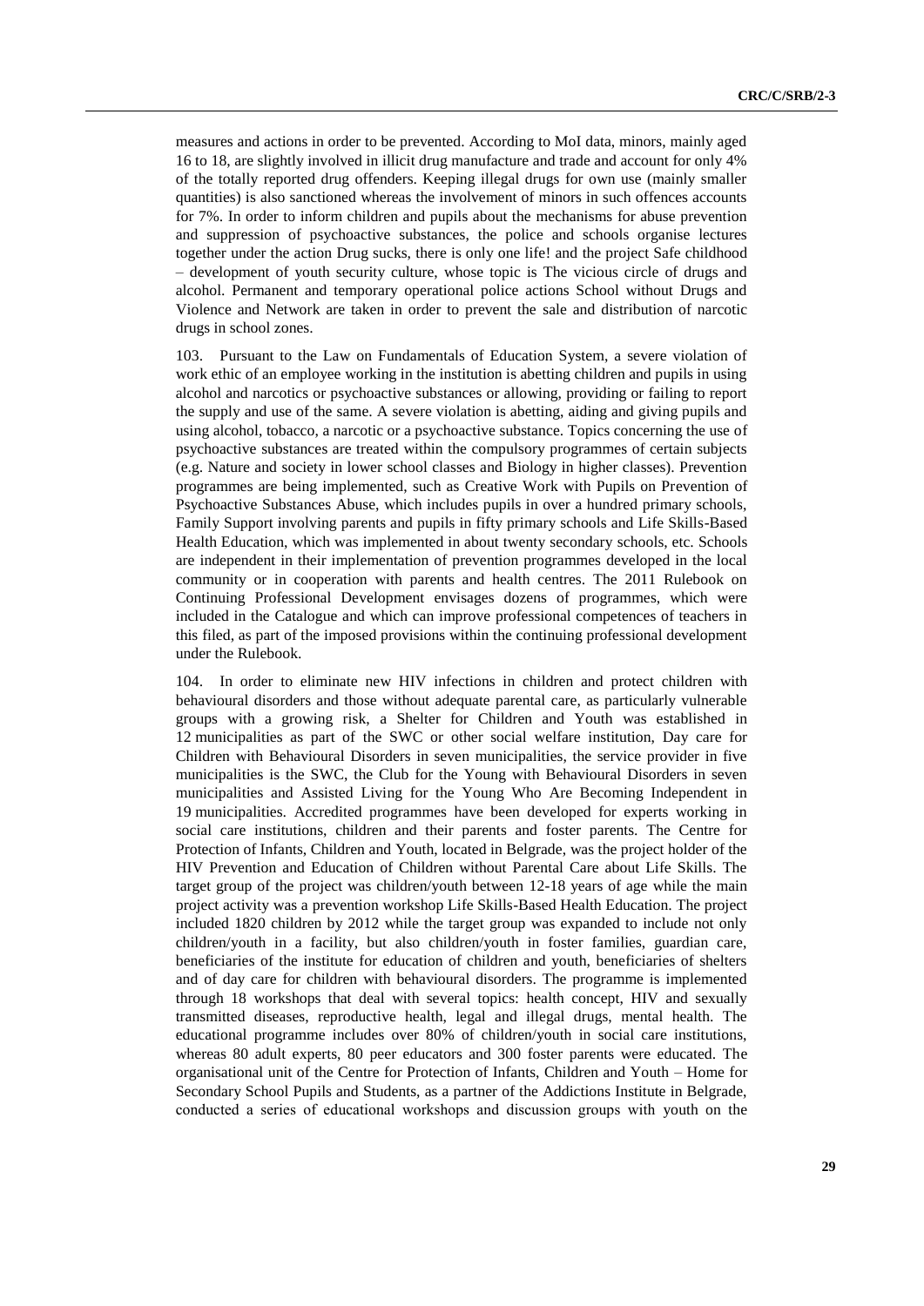measures and actions in order to be prevented. According to MoI data, minors, mainly aged 16 to 18, are slightly involved in illicit drug manufacture and trade and account for only 4% of the totally reported drug offenders. Keeping illegal drugs for own use (mainly smaller quantities) is also sanctioned whereas the involvement of minors in such offences accounts for 7%. In order to inform children and pupils about the mechanisms for abuse prevention and suppression of psychoactive substances, the police and schools organise lectures together under the action Drug sucks, there is only one life! and the project Safe childhood – development of youth security culture, whose topic is The vicious circle of drugs and alcohol. Permanent and temporary operational police actions School without Drugs and Violence and Network are taken in order to prevent the sale and distribution of narcotic drugs in school zones.

103. Pursuant to the Law on Fundamentals of Education System, a severe violation of work ethic of an employee working in the institution is abetting children and pupils in using alcohol and narcotics or psychoactive substances or allowing, providing or failing to report the supply and use of the same. A severe violation is abetting, aiding and giving pupils and using alcohol, tobacco, a narcotic or a psychoactive substance. Topics concerning the use of psychoactive substances are treated within the compulsory programmes of certain subjects (e.g. Nature and society in lower school classes and Biology in higher classes). Prevention programmes are being implemented, such as Creative Work with Pupils on Prevention of Psychoactive Substances Abuse, which includes pupils in over a hundred primary schools, Family Support involving parents and pupils in fifty primary schools and Life Skills-Based Health Education, which was implemented in about twenty secondary schools, etc. Schools are independent in their implementation of prevention programmes developed in the local community or in cooperation with parents and health centres. The 2011 Rulebook on Continuing Professional Development envisages dozens of programmes, which were included in the Catalogue and which can improve professional competences of teachers in this filed, as part of the imposed provisions within the continuing professional development under the Rulebook.

104. In order to eliminate new HIV infections in children and protect children with behavioural disorders and those without adequate parental care, as particularly vulnerable groups with a growing risk, a Shelter for Children and Youth was established in 12 municipalities as part of the SWC or other social welfare institution, Day care for Children with Behavioural Disorders in seven municipalities, the service provider in five municipalities is the SWC, the Club for the Young with Behavioural Disorders in seven municipalities and Assisted Living for the Young Who Are Becoming Independent in 19 municipalities. Accredited programmes have been developed for experts working in social care institutions, children and their parents and foster parents. The Centre for Protection of Infants, Children and Youth, located in Belgrade, was the project holder of the HIV Prevention and Education of Children without Parental Care about Life Skills. The target group of the project was children/youth between 12-18 years of age while the main project activity was a prevention workshop Life Skills-Based Health Education. The project included 1820 children by 2012 while the target group was expanded to include not only children/youth in a facility, but also children/youth in foster families, guardian care, beneficiaries of the institute for education of children and youth, beneficiaries of shelters and of day care for children with behavioural disorders. The programme is implemented through 18 workshops that deal with several topics: health concept, HIV and sexually transmitted diseases, reproductive health, legal and illegal drugs, mental health. The educational programme includes over 80% of children/youth in social care institutions, whereas 80 adult experts, 80 peer educators and 300 foster parents were educated. The organisational unit of the Centre for Protection of Infants, Children and Youth – Home for Secondary School Pupils and Students, as a partner of the Addictions Institute in Belgrade, conducted a series of educational workshops and discussion groups with youth on the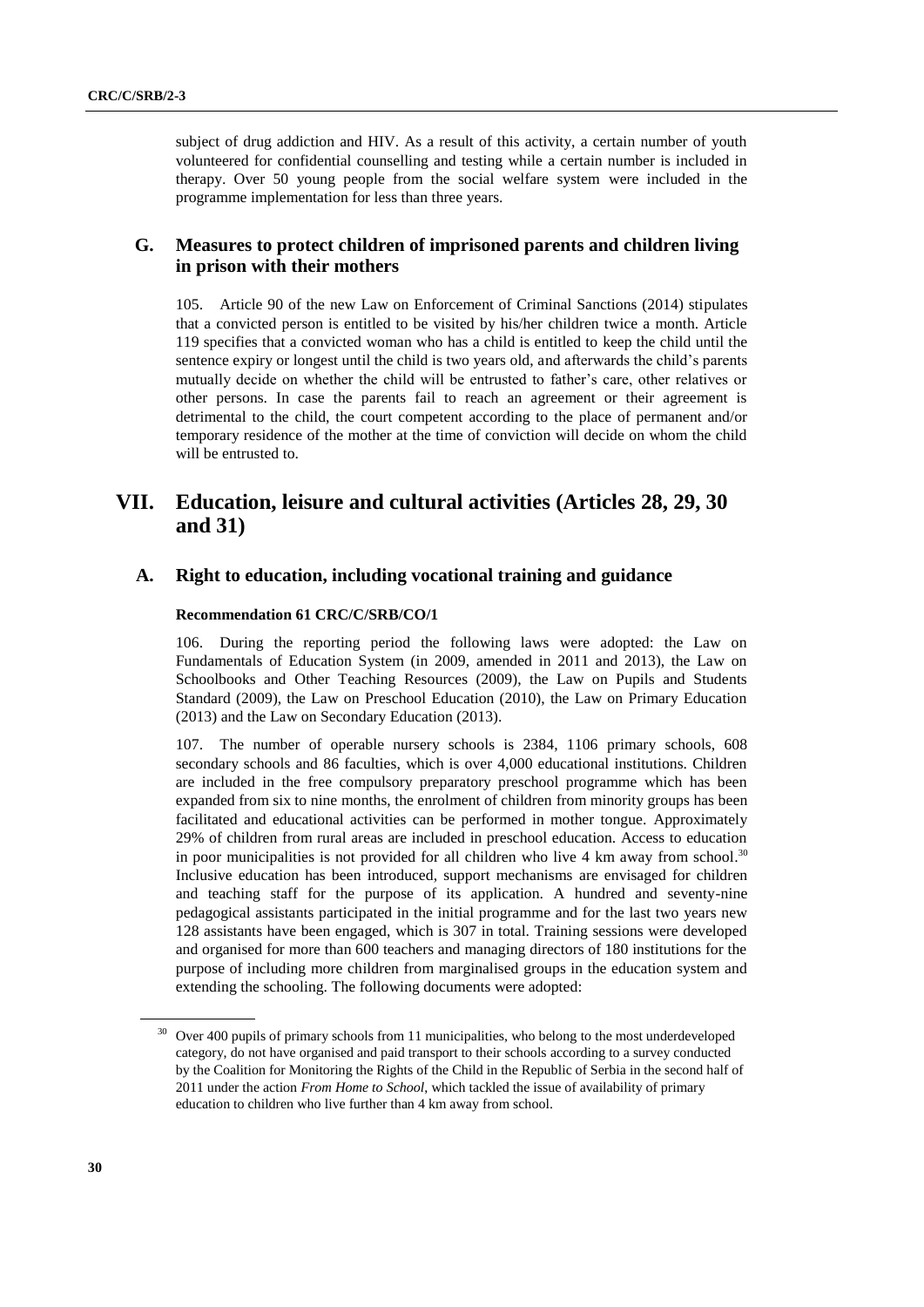subject of drug addiction and HIV. As a result of this activity, a certain number of youth volunteered for confidential counselling and testing while a certain number is included in therapy. Over 50 young people from the social welfare system were included in the programme implementation for less than three years.

## G. Measures to protect children of imprisoned parents and children living in prison with their mothers

105. Article 90 of the new Law on Enforcement of Criminal Sanctions (2014) stipulates that a convicted person is entitled to be visited by his/her children twice a month. Article 119 specifies that a convicted woman who has a child is entitled to keep the child until the sentence expiry or longest until the child is two years old, and afterwards the child's parents mutually decide on whether the child will be entrusted to father's care, other relatives or other persons. In case the parents fail to reach an agreement or their agreement is detrimental to the child, the court competent according to the place of permanent and/or temporary residence of the mother at the time of conviction will decide on whom the child will be entrusted to.

# VII. Education, leisure and cultural activities (Articles 28, 29, 30 and 31)

## A. Right to education, including vocational training and guidance

**Recommendation 61 CRC/C/SRB/CO/1**

106. During the reporting period the following laws were adopted: the Law on Fundamentals of Education System (in 2009, amended in 2011 and 2013), the Law on Schoolbooks and Other Teaching Resources (2009), the Law on Pupils and Students Standard (2009), the Law on Preschool Education (2010), the Law on Primary Education (2013) and the Law on Secondary Education (2013).

107. The number of operable nursery schools is 2384, 1106 primary schools, 608 secondary schools and 86 faculties, which is over 4,000 educational institutions. Children are included in the free compulsory preparatory preschool programme which has been expanded from six to nine months, the enrolment of children from minority groups has been facilitated and educational activities can be performed in mother tongue. Approximately 29% of children from rural areas are included in preschool education. Access to education in poor municipalities is not provided for all children who live 4 km away from school.[30] Inclusive education has been introduced, support mechanisms are envisaged for children and teaching staff for the purpose of its application. A hundred and seventy-nine pedagogical assistants participated in the initial programme and for the last two years new 128 assistants have been engaged, which is 307 in total. Training sessions were developed and organised for more than 600 teachers and managing directors of 180 institutions for the purpose of including more children from marginalised groups in the education system and extending the schooling. The following documents were adopted:

[30] Over 400 pupils of primary schools from 11 municipalities, who belong to the most underdeveloped category, do not have organised and paid transport to their schools according to a survey conducted by the Coalition for Monitoring the Rights of the Child in the Republic of Serbia in the second half of 2011 under the action *From Home to School*, which tackled the issue of availability of primary education to children who live further than 4 km away from school.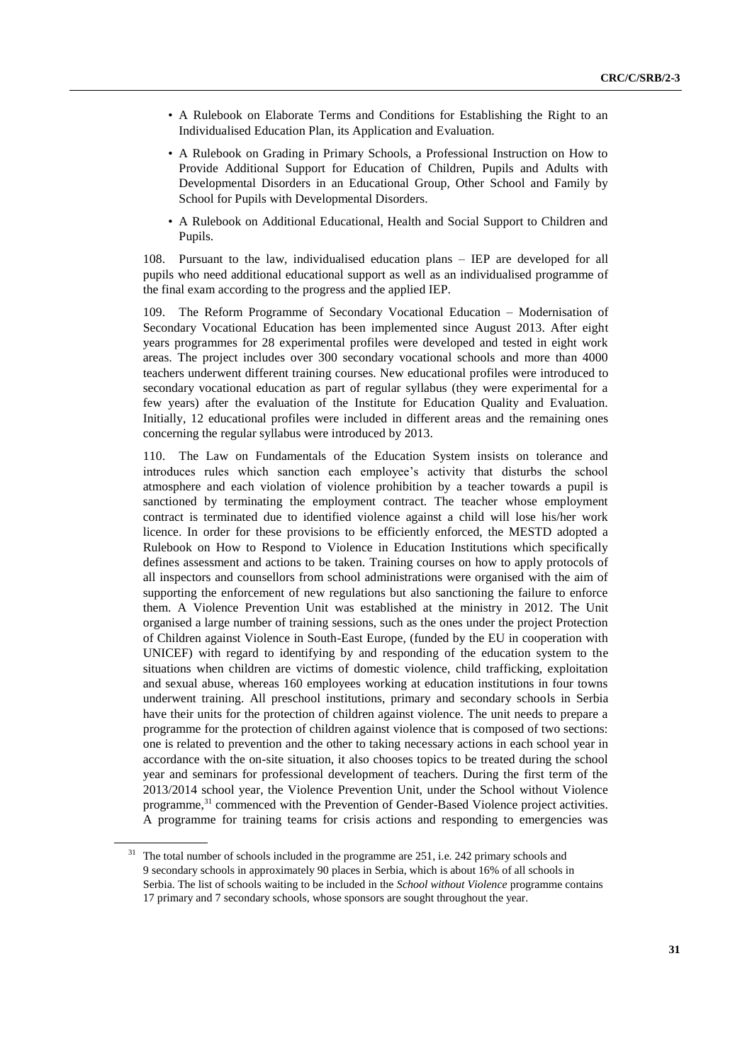- A Rulebook on Elaborate Terms and Conditions for Establishing the Right to an Individualised Education Plan, its Application and Evaluation.
- A Rulebook on Grading in Primary Schools, a Professional Instruction on How to Provide Additional Support for Education of Children, Pupils and Adults with Developmental Disorders in an Educational Group, Other School and Family by School for Pupils with Developmental Disorders.
- A Rulebook on Additional Educational, Health and Social Support to Children and Pupils.

108. Pursuant to the law, individualised education plans – IEP are developed for all pupils who need additional educational support as well as an individualised programme of the final exam according to the progress and the applied IEP.

109. The Reform Programme of Secondary Vocational Education – Modernisation of Secondary Vocational Education has been implemented since August 2013. After eight years programmes for 28 experimental profiles were developed and tested in eight work areas. The project includes over 300 secondary vocational schools and more than 4000 teachers underwent different training courses. New educational profiles were introduced to secondary vocational education as part of regular syllabus (they were experimental for a few years) after the evaluation of the Institute for Education Quality and Evaluation. Initially, 12 educational profiles were included in different areas and the remaining ones concerning the regular syllabus were introduced by 2013.

110. The Law on Fundamentals of the Education System insists on tolerance and introduces rules which sanction each employee's activity that disturbs the school atmosphere and each violation of violence prohibition by a teacher towards a pupil is sanctioned by terminating the employment contract. The teacher whose employment contract is terminated due to identified violence against a child will lose his/her work licence. In order for these provisions to be efficiently enforced, the MESTD adopted a Rulebook on How to Respond to Violence in Education Institutions which specifically defines assessment and actions to be taken. Training courses on how to apply protocols of all inspectors and counsellors from school administrations were organised with the aim of supporting the enforcement of new regulations but also sanctioning the failure to enforce them. A Violence Prevention Unit was established at the ministry in 2012. The Unit organised a large number of training sessions, such as the ones under the project Protection of Children against Violence in South-East Europe, (funded by the EU in cooperation with UNICEF) with regard to identifying by and responding of the education system to the situations when children are victims of domestic violence, child trafficking, exploitation and sexual abuse, whereas 160 employees working at education institutions in four towns underwent training. All preschool institutions, primary and secondary schools in Serbia have their units for the protection of children against violence. The unit needs to prepare a programme for the protection of children against violence that is composed of two sections: one is related to prevention and the other to taking necessary actions in each school year in accordance with the on-site situation, it also chooses topics to be treated during the school year and seminars for professional development of teachers. During the first term of the 2013/2014 school year, the Violence Prevention Unit, under the School without Violence programme,[31] commenced with the Prevention of Gender-Based Violence project activities. A programme for training teams for crisis actions and responding to emergencies was

[31] The total number of schools included in the programme are 251, i.e. 242 primary schools and 9 secondary schools in approximately 90 places in Serbia, which is about 16% of all schools in Serbia. The list of schools waiting to be included in the *School without Violence* programme contains 17 primary and 7 secondary schools, whose sponsors are sought throughout the year.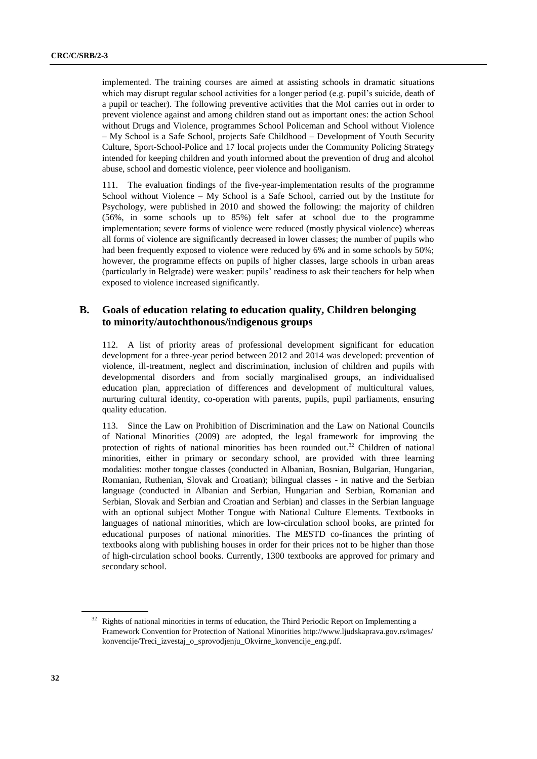implemented. The training courses are aimed at assisting schools in dramatic situations which may disrupt regular school activities for a longer period (e.g. pupil's suicide, death of a pupil or teacher). The following preventive activities that the MoI carries out in order to prevent violence against and among children stand out as important ones: the action School without Drugs and Violence, programmes School Policeman and School without Violence – My School is a Safe School, projects Safe Childhood – Development of Youth Security Culture, Sport-School-Police and 17 local projects under the Community Policing Strategy intended for keeping children and youth informed about the prevention of drug and alcohol abuse, school and domestic violence, peer violence and hooliganism.

111. The evaluation findings of the five-year-implementation results of the programme School without Violence – My School is a Safe School, carried out by the Institute for Psychology, were published in 2010 and showed the following: the majority of children (56%, in some schools up to 85%) felt safer at school due to the programme implementation; severe forms of violence were reduced (mostly physical violence) whereas all forms of violence are significantly decreased in lower classes; the number of pupils who had been frequently exposed to violence were reduced by 6% and in some schools by 50%; however, the programme effects on pupils of higher classes, large schools in urban areas (particularly in Belgrade) were weaker: pupils' readiness to ask their teachers for help when exposed to violence increased significantly.

## B. Goals of education relating to education quality, Children belonging to minority/autochthonous/indigenous groups

112. A list of priority areas of professional development significant for education development for a three-year period between 2012 and 2014 was developed: prevention of violence, ill-treatment, neglect and discrimination, inclusion of children and pupils with developmental disorders and from socially marginalised groups, an individualised education plan, appreciation of differences and development of multicultural values, nurturing cultural identity, co-operation with parents, pupils, pupil parliaments, ensuring quality education.

113. Since the Law on Prohibition of Discrimination and the Law on National Councils of National Minorities (2009) are adopted, the legal framework for improving the protection of rights of national minorities has been rounded out.[32] Children of national minorities, either in primary or secondary school, are provided with three learning modalities: mother tongue classes (conducted in Albanian, Bosnian, Bulgarian, Hungarian, Romanian, Ruthenian, Slovak and Croatian); bilingual classes - in native and the Serbian language (conducted in Albanian and Serbian, Hungarian and Serbian, Romanian and Serbian, Slovak and Serbian and Croatian and Serbian) and classes in the Serbian language with an optional subject Mother Tongue with National Culture Elements. Textbooks in languages of national minorities, which are low-circulation school books, are printed for educational purposes of national minorities. The MESTD co-finances the printing of textbooks along with publishing houses in order for their prices not to be higher than those of high-circulation school books. Currently, 1300 textbooks are approved for primary and secondary school.

[32] Rights of national minorities in terms of education, the Third Periodic Report on Implementing a Framework Convention for Protection of National Minorities http://www.ljudskaprava.gov.rs/images/konvencije/Treci_izvestaj_o_sprovodjenju_Okvirne_konvencije_eng.pdf.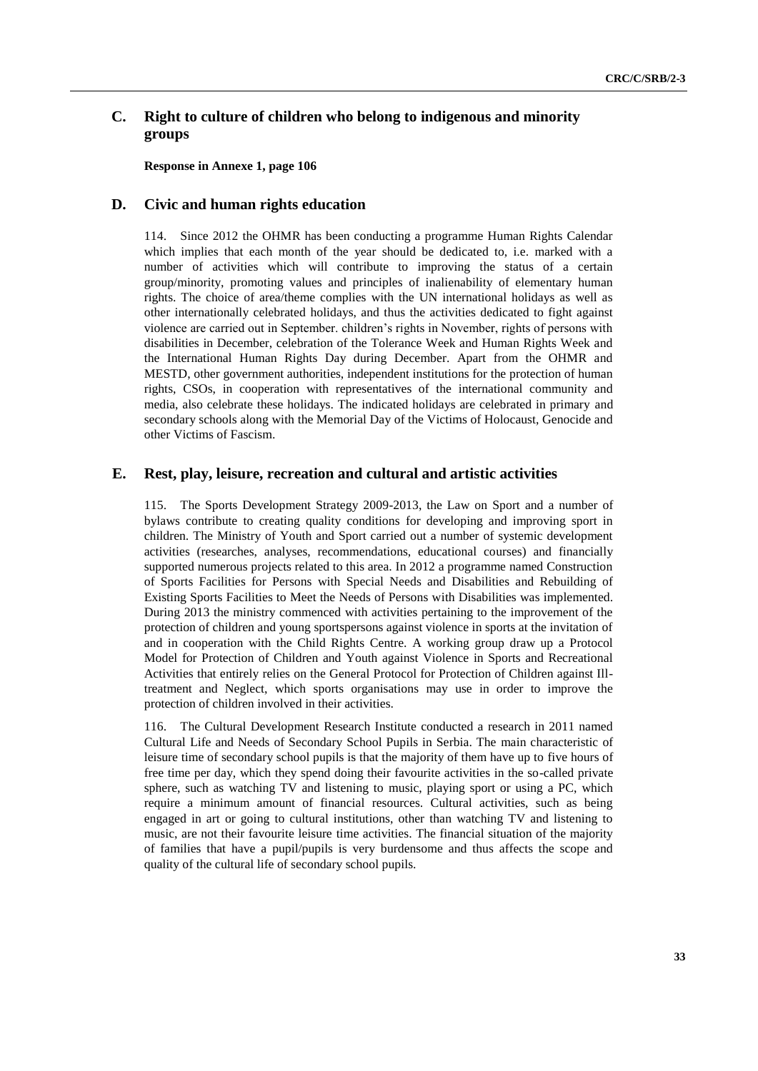## C. Right to culture of children who belong to indigenous and minority groups

**Response in Annexe 1, page 106**

## D. Civic and human rights education

114. Since 2012 the OHMR has been conducting a programme Human Rights Calendar which implies that each month of the year should be dedicated to, i.e. marked with a number of activities which will contribute to improving the status of a certain group/minority, promoting values and principles of inalienability of elementary human rights. The choice of area/theme complies with the UN international holidays as well as other internationally celebrated holidays, and thus the activities dedicated to fight against violence are carried out in September. children's rights in November, rights of persons with disabilities in December, celebration of the Tolerance Week and Human Rights Week and the International Human Rights Day during December. Apart from the OHMR and MESTD, other government authorities, independent institutions for the protection of human rights, CSOs, in cooperation with representatives of the international community and media, also celebrate these holidays. The indicated holidays are celebrated in primary and secondary schools along with the Memorial Day of the Victims of Holocaust, Genocide and other Victims of Fascism.

## E. Rest, play, leisure, recreation and cultural and artistic activities

115. The Sports Development Strategy 2009-2013, the Law on Sport and a number of bylaws contribute to creating quality conditions for developing and improving sport in children. The Ministry of Youth and Sport carried out a number of systemic development activities (researches, analyses, recommendations, educational courses) and financially supported numerous projects related to this area. In 2012 a programme named Construction of Sports Facilities for Persons with Special Needs and Disabilities and Rebuilding of Existing Sports Facilities to Meet the Needs of Persons with Disabilities was implemented. During 2013 the ministry commenced with activities pertaining to the improvement of the protection of children and young sportspersons against violence in sports at the invitation of and in cooperation with the Child Rights Centre. A working group draw up a Protocol Model for Protection of Children and Youth against Violence in Sports and Recreational Activities that entirely relies on the General Protocol for Protection of Children against Ill-treatment and Neglect, which sports organisations may use in order to improve the protection of children involved in their activities.

116. The Cultural Development Research Institute conducted a research in 2011 named Cultural Life and Needs of Secondary School Pupils in Serbia. The main characteristic of leisure time of secondary school pupils is that the majority of them have up to five hours of free time per day, which they spend doing their favourite activities in the so-called private sphere, such as watching TV and listening to music, playing sport or using a PC, which require a minimum amount of financial resources. Cultural activities, such as being engaged in art or going to cultural institutions, other than watching TV and listening to music, are not their favourite leisure time activities. The financial situation of the majority of families that have a pupil/pupils is very burdensome and thus affects the scope and quality of the cultural life of secondary school pupils.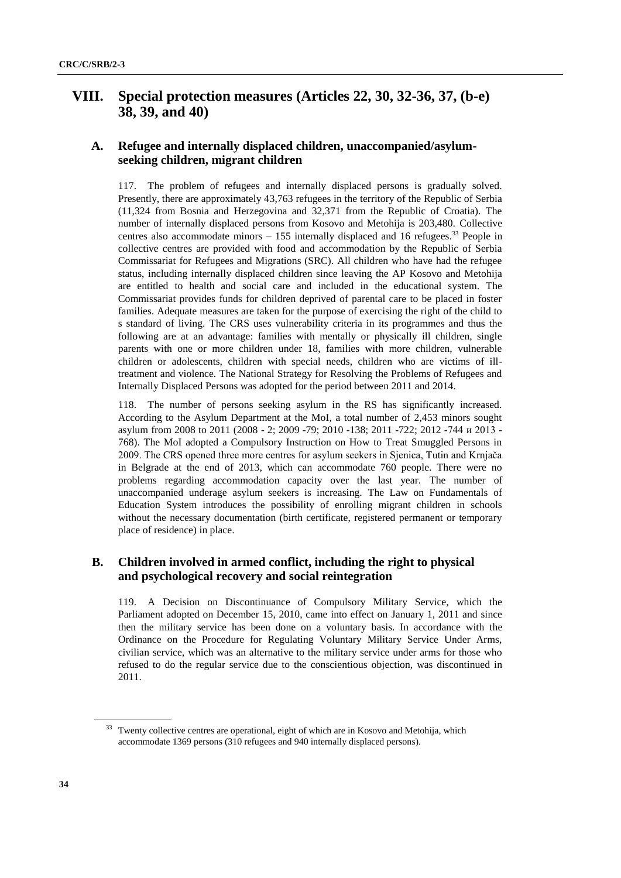# VIII. Special protection measures (Articles 22, 30, 32-36, 37, (b-e) 38, 39, and 40)

## A. Refugee and internally displaced children, unaccompanied/asylum-seeking children, migrant children

117. The problem of refugees and internally displaced persons is gradually solved. Presently, there are approximately 43,763 refugees in the territory of the Republic of Serbia (11,324 from Bosnia and Herzegovina and 32,371 from the Republic of Croatia). The number of internally displaced persons from Kosovo and Metohija is 203,480. Collective centres also accommodate minors – 155 internally displaced and 16 refugees.[33] People in collective centres are provided with food and accommodation by the Republic of Serbia Commissariat for Refugees and Migrations (SRC). All children who have had the refugee status, including internally displaced children since leaving the AP Kosovo and Metohija are entitled to health and social care and included in the educational system. The Commissariat provides funds for children deprived of parental care to be placed in foster families. Adequate measures are taken for the purpose of exercising the right of the child to s standard of living. The CRS uses vulnerability criteria in its programmes and thus the following are at an advantage: families with mentally or physically ill children, single parents with one or more children under 18, families with more children, vulnerable children or adolescents, children with special needs, children who are victims of ill-treatment and violence. The National Strategy for Resolving the Problems of Refugees and Internally Displaced Persons was adopted for the period between 2011 and 2014.

118. The number of persons seeking asylum in the RS has significantly increased. According to the Asylum Department at the MoI, a total number of 2,453 minors sought asylum from 2008 to 2011 (2008 - 2; 2009 -79; 2010 -138; 2011 -722; 2012 -744 и 2013 - 768). The MoI adopted a Compulsory Instruction on How to Treat Smuggled Persons in 2009. The CRS opened three more centres for asylum seekers in Sjenica, Tutin and Krnjača in Belgrade at the end of 2013, which can accommodate 760 people. There were no problems regarding accommodation capacity over the last year. The number of unaccompanied underage asylum seekers is increasing. The Law on Fundamentals of Education System introduces the possibility of enrolling migrant children in schools without the necessary documentation (birth certificate, registered permanent or temporary place of residence) in place.

## B. Children involved in armed conflict, including the right to physical and psychological recovery and social reintegration

119. A Decision on Discontinuance of Compulsory Military Service, which the Parliament adopted on December 15, 2010, came into effect on January 1, 2011 and since then the military service has been done on a voluntary basis. In accordance with the Ordinance on the Procedure for Regulating Voluntary Military Service Under Arms, civilian service, which was an alternative to the military service under arms for those who refused to do the regular service due to the conscientious objection, was discontinued in 2011.

---

[33] Twenty collective centres are operational, eight of which are in Kosovo and Metohija, which accommodate 1369 persons (310 refugees and 940 internally displaced persons).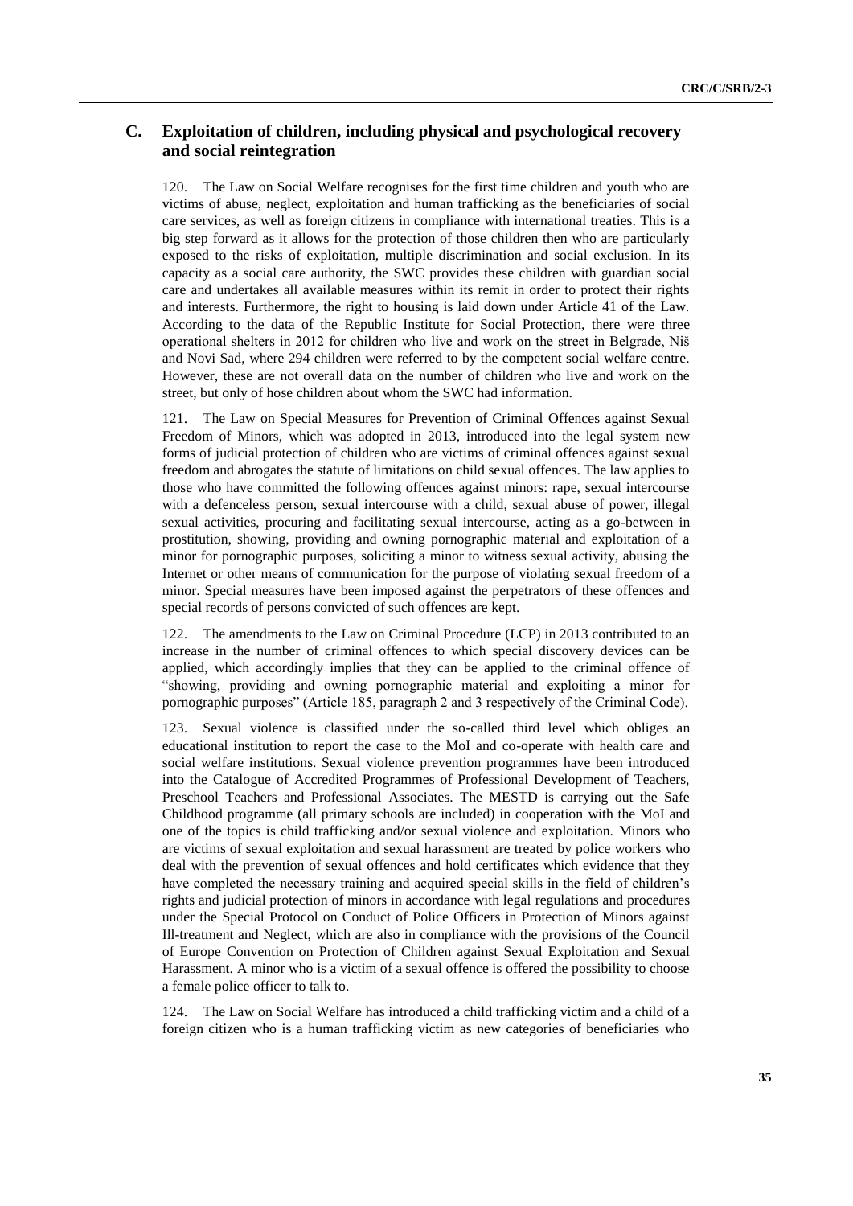## C. Exploitation of children, including physical and psychological recovery and social reintegration

120. The Law on Social Welfare recognises for the first time children and youth who are victims of abuse, neglect, exploitation and human trafficking as the beneficiaries of social care services, as well as foreign citizens in compliance with international treaties. This is a big step forward as it allows for the protection of those children then who are particularly exposed to the risks of exploitation, multiple discrimination and social exclusion. In its capacity as a social care authority, the SWC provides these children with guardian social care and undertakes all available measures within its remit in order to protect their rights and interests. Furthermore, the right to housing is laid down under Article 41 of the Law. According to the data of the Republic Institute for Social Protection, there were three operational shelters in 2012 for children who live and work on the street in Belgrade, Niš and Novi Sad, where 294 children were referred to by the competent social welfare centre. However, these are not overall data on the number of children who live and work on the street, but only of hose children about whom the SWC had information.

121. The Law on Special Measures for Prevention of Criminal Offences against Sexual Freedom of Minors, which was adopted in 2013, introduced into the legal system new forms of judicial protection of children who are victims of criminal offences against sexual freedom and abrogates the statute of limitations on child sexual offences. The law applies to those who have committed the following offences against minors: rape, sexual intercourse with a defenceless person, sexual intercourse with a child, sexual abuse of power, illegal sexual activities, procuring and facilitating sexual intercourse, acting as a go-between in prostitution, showing, providing and owning pornographic material and exploitation of a minor for pornographic purposes, soliciting a minor to witness sexual activity, abusing the Internet or other means of communication for the purpose of violating sexual freedom of a minor. Special measures have been imposed against the perpetrators of these offences and special records of persons convicted of such offences are kept.

122. The amendments to the Law on Criminal Procedure (LCP) in 2013 contributed to an increase in the number of criminal offences to which special discovery devices can be applied, which accordingly implies that they can be applied to the criminal offence of "showing, providing and owning pornographic material and exploiting a minor for pornographic purposes" (Article 185, paragraph 2 and 3 respectively of the Criminal Code).

123. Sexual violence is classified under the so-called third level which obliges an educational institution to report the case to the MoI and co-operate with health care and social welfare institutions. Sexual violence prevention programmes have been introduced into the Catalogue of Accredited Programmes of Professional Development of Teachers, Preschool Teachers and Professional Associates. The MESTD is carrying out the Safe Childhood programme (all primary schools are included) in cooperation with the MoI and one of the topics is child trafficking and/or sexual violence and exploitation. Minors who are victims of sexual exploitation and sexual harassment are treated by police workers who deal with the prevention of sexual offences and hold certificates which evidence that they have completed the necessary training and acquired special skills in the field of children's rights and judicial protection of minors in accordance with legal regulations and procedures under the Special Protocol on Conduct of Police Officers in Protection of Minors against Ill-treatment and Neglect, which are also in compliance with the provisions of the Council of Europe Convention on Protection of Children against Sexual Exploitation and Sexual Harassment. A minor who is a victim of a sexual offence is offered the possibility to choose a female police officer to talk to.

124. The Law on Social Welfare has introduced a child trafficking victim and a child of a foreign citizen who is a human trafficking victim as new categories of beneficiaries who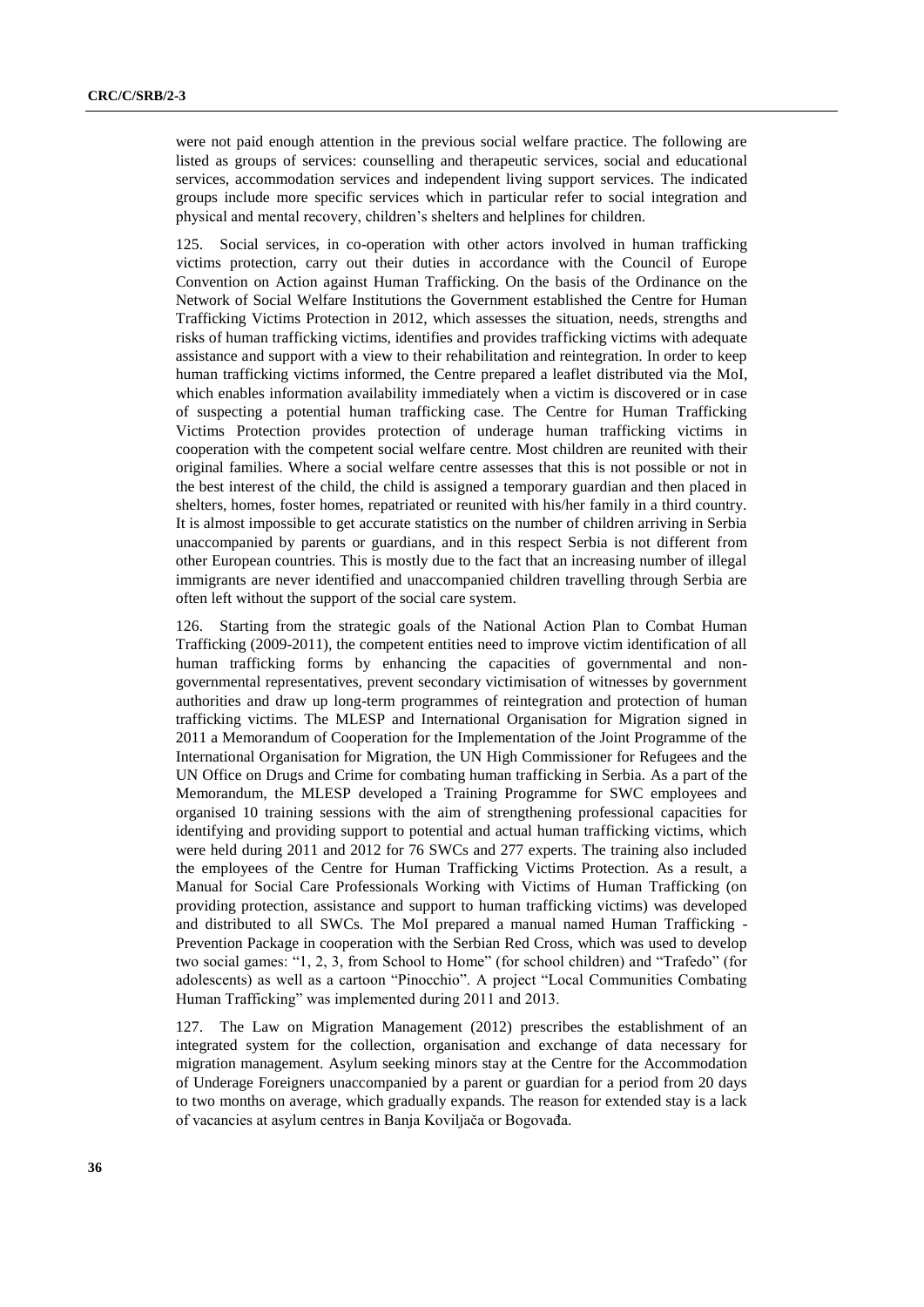were not paid enough attention in the previous social welfare practice. The following are listed as groups of services: counselling and therapeutic services, social and educational services, accommodation services and independent living support services. The indicated groups include more specific services which in particular refer to social integration and physical and mental recovery, children's shelters and helplines for children.

125. Social services, in co-operation with other actors involved in human trafficking victims protection, carry out their duties in accordance with the Council of Europe Convention on Action against Human Trafficking. On the basis of the Ordinance on the Network of Social Welfare Institutions the Government established the Centre for Human Trafficking Victims Protection in 2012, which assesses the situation, needs, strengths and risks of human trafficking victims, identifies and provides trafficking victims with adequate assistance and support with a view to their rehabilitation and reintegration. In order to keep human trafficking victims informed, the Centre prepared a leaflet distributed via the MoI, which enables information availability immediately when a victim is discovered or in case of suspecting a potential human trafficking case. The Centre for Human Trafficking Victims Protection provides protection of underage human trafficking victims in cooperation with the competent social welfare centre. Most children are reunited with their original families. Where a social welfare centre assesses that this is not possible or not in the best interest of the child, the child is assigned a temporary guardian and then placed in shelters, homes, foster homes, repatriated or reunited with his/her family in a third country. It is almost impossible to get accurate statistics on the number of children arriving in Serbia unaccompanied by parents or guardians, and in this respect Serbia is not different from other European countries. This is mostly due to the fact that an increasing number of illegal immigrants are never identified and unaccompanied children travelling through Serbia are often left without the support of the social care system.

126. Starting from the strategic goals of the National Action Plan to Combat Human Trafficking (2009-2011), the competent entities need to improve victim identification of all human trafficking forms by enhancing the capacities of governmental and non-governmental representatives, prevent secondary victimisation of witnesses by government authorities and draw up long-term programmes of reintegration and protection of human trafficking victims. The MLESP and International Organisation for Migration signed in 2011 a Memorandum of Cooperation for the Implementation of the Joint Programme of the International Organisation for Migration, the UN High Commissioner for Refugees and the UN Office on Drugs and Crime for combating human trafficking in Serbia. As a part of the Memorandum, the MLESP developed a Training Programme for SWC employees and organised 10 training sessions with the aim of strengthening professional capacities for identifying and providing support to potential and actual human trafficking victims, which were held during 2011 and 2012 for 76 SWCs and 277 experts. The training also included the employees of the Centre for Human Trafficking Victims Protection. As a result, a Manual for Social Care Professionals Working with Victims of Human Trafficking (on providing protection, assistance and support to human trafficking victims) was developed and distributed to all SWCs. The MoI prepared a manual named Human Trafficking - Prevention Package in cooperation with the Serbian Red Cross, which was used to develop two social games: "1, 2, 3, from School to Home" (for school children) and "Trafedo" (for adolescents) as well as a cartoon "Pinocchio". A project "Local Communities Combating Human Trafficking" was implemented during 2011 and 2013.

127. The Law on Migration Management (2012) prescribes the establishment of an integrated system for the collection, organisation and exchange of data necessary for migration management. Asylum seeking minors stay at the Centre for the Accommodation of Underage Foreigners unaccompanied by a parent or guardian for a period from 20 days to two months on average, which gradually expands. The reason for extended stay is a lack of vacancies at asylum centres in Banja Koviljača or Bogovađa.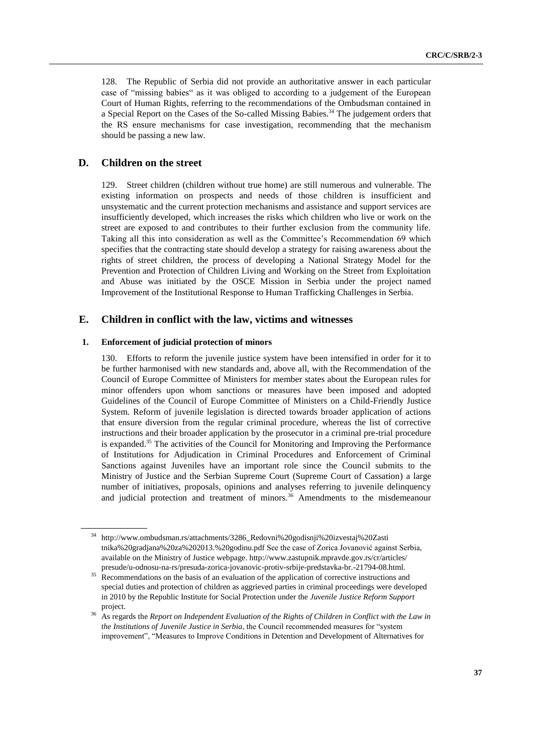128. The Republic of Serbia did not provide an authoritative answer in each particular case of "missing babies" as it was obliged to according to a judgement of the European Court of Human Rights, referring to the recommendations of the Ombudsman contained in a Special Report on the Cases of the So-called Missing Babies.[34] The judgement orders that the RS ensure mechanisms for case investigation, recommending that the mechanism should be passing a new law.

## D. Children on the street

129. Street children (children without true home) are still numerous and vulnerable. The existing information on prospects and needs of those children is insufficient and unsystematic and the current protection mechanisms and assistance and support services are insufficiently developed, which increases the risks which children who live or work on the street are exposed to and contributes to their further exclusion from the community life. Taking all this into consideration as well as the Committee's Recommendation 69 which specifies that the contracting state should develop a strategy for raising awareness about the rights of street children, the process of developing a National Strategy Model for the Prevention and Protection of Children Living and Working on the Street from Exploitation and Abuse was initiated by the OSCE Mission in Serbia under the project named Improvement of the Institutional Response to Human Trafficking Challenges in Serbia.

## E. Children in conflict with the law, victims and witnesses

### 1. Enforcement of judicial protection of minors

130. Efforts to reform the juvenile justice system have been intensified in order for it to be further harmonised with new standards and, above all, with the Recommendation of the Council of Europe Committee of Ministers for member states about the European rules for minor offenders upon whom sanctions or measures have been imposed and adopted Guidelines of the Council of Europe Committee of Ministers on a Child-Friendly Justice System. Reform of juvenile legislation is directed towards broader application of actions that ensure diversion from the regular criminal procedure, whereas the list of corrective instructions and their broader application by the prosecutor in a criminal pre-trial procedure is expanded.[35] The activities of the Council for Monitoring and Improving the Performance of Institutions for Adjudication in Criminal Procedures and Enforcement of Criminal Sanctions against Juveniles have an important role since the Council submits to the Ministry of Justice and the Serbian Supreme Court (Supreme Court of Cassation) a large number of initiatives, proposals, opinions and analyses referring to juvenile delinquency and judicial protection and treatment of minors.[36] Amendments to the misdemeanour

---

[34] http://www.ombudsman.rs/attachments/3286_Redovni%20godisnji%20izvestaj%20Zastitnika%20gradjana%20za%202013.%20godinu.pdf See the case of Zorica Jovanović against Serbia, available on the Ministry of Justice webpage. http://www.zastupnik.mpravde.gov.rs/cr/articles/presude/u-odnosu-na-rs/presuda-zorica-jovanovic-protiv-srbije-predstavka-br.-21794-08.html.

[35] Recommendations on the basis of an evaluation of the application of corrective instructions and special duties and protection of children as aggrieved parties in criminal proceedings were developed in 2010 by the Republic Institute for Social Protection under the *Juvenile Justice Reform Support* project.

[36] As regards the *Report on Independent Evaluation of the Rights of Children in Conflict with the Law in the Institutions of Juvenile Justice in Serbia*, the Council recommended measures for "system improvement", "Measures to Improve Conditions in Detention and Development of Alternatives for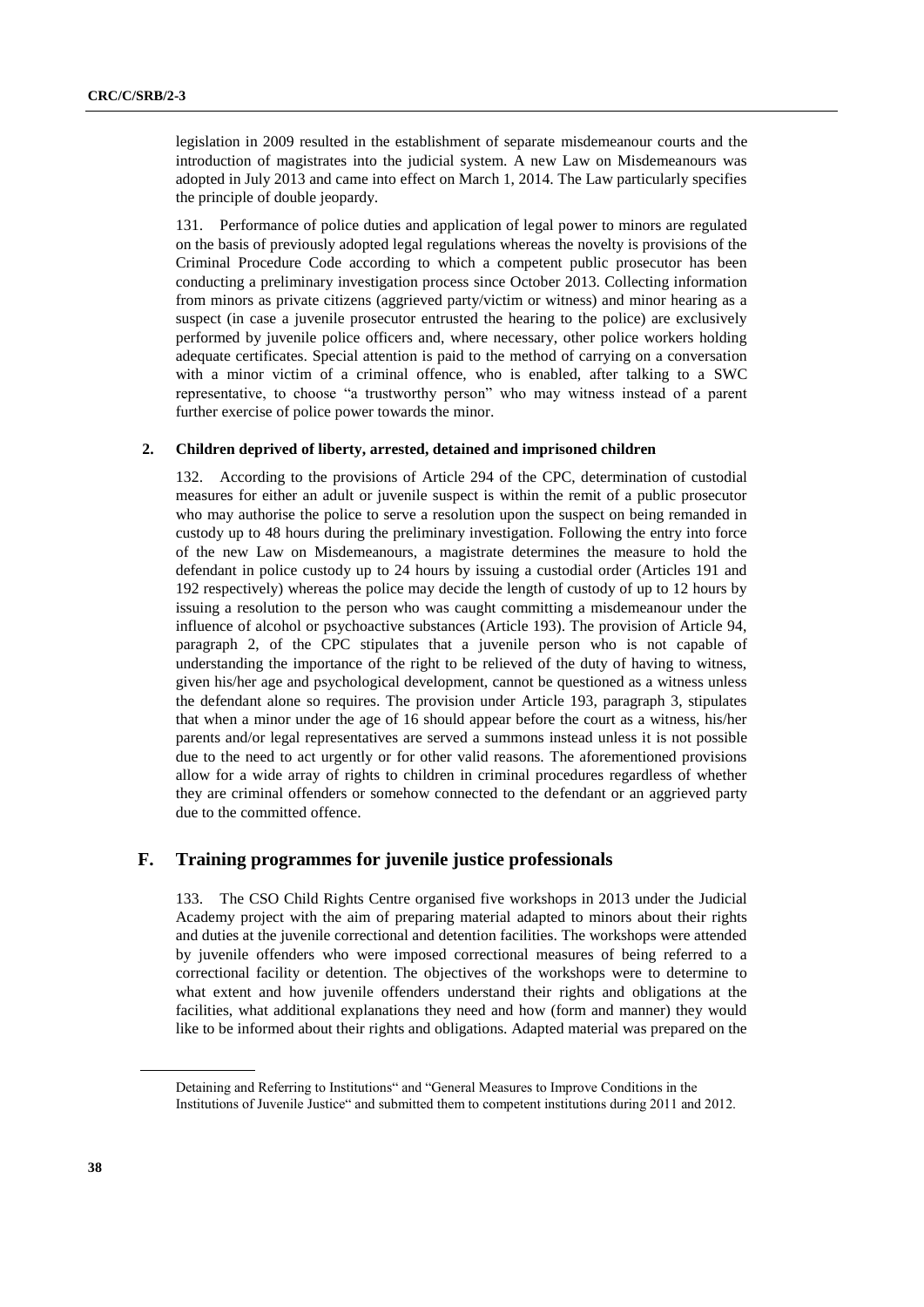legislation in 2009 resulted in the establishment of separate misdemeanour courts and the introduction of magistrates into the judicial system. A new Law on Misdemeanours was adopted in July 2013 and came into effect on March 1, 2014. The Law particularly specifies the principle of double jeopardy.

131. Performance of police duties and application of legal power to minors are regulated on the basis of previously adopted legal regulations whereas the novelty is provisions of the Criminal Procedure Code according to which a competent public prosecutor has been conducting a preliminary investigation process since October 2013. Collecting information from minors as private citizens (aggrieved party/victim or witness) and minor hearing as a suspect (in case a juvenile prosecutor entrusted the hearing to the police) are exclusively performed by juvenile police officers and, where necessary, other police workers holding adequate certificates. Special attention is paid to the method of carrying on a conversation with a minor victim of a criminal offence, who is enabled, after talking to a SWC representative, to choose "a trustworthy person" who may witness instead of a parent further exercise of police power towards the minor.

### 2. Children deprived of liberty, arrested, detained and imprisoned children

132. According to the provisions of Article 294 of the CPC, determination of custodial measures for either an adult or juvenile suspect is within the remit of a public prosecutor who may authorise the police to serve a resolution upon the suspect on being remanded in custody up to 48 hours during the preliminary investigation. Following the entry into force of the new Law on Misdemeanours, a magistrate determines the measure to hold the defendant in police custody up to 24 hours by issuing a custodial order (Articles 191 and 192 respectively) whereas the police may decide the length of custody of up to 12 hours by issuing a resolution to the person who was caught committing a misdemeanour under the influence of alcohol or psychoactive substances (Article 193). The provision of Article 94, paragraph 2, of the CPC stipulates that a juvenile person who is not capable of understanding the importance of the right to be relieved of the duty of having to witness, given his/her age and psychological development, cannot be questioned as a witness unless the defendant alone so requires. The provision under Article 193, paragraph 3, stipulates that when a minor under the age of 16 should appear before the court as a witness, his/her parents and/or legal representatives are served a summons instead unless it is not possible due to the need to act urgently or for other valid reasons. The aforementioned provisions allow for a wide array of rights to children in criminal procedures regardless of whether they are criminal offenders or somehow connected to the defendant or an aggrieved party due to the committed offence.

## F. Training programmes for juvenile justice professionals

133. The CSO Child Rights Centre organised five workshops in 2013 under the Judicial Academy project with the aim of preparing material adapted to minors about their rights and duties at the juvenile correctional and detention facilities. The workshops were attended by juvenile offenders who were imposed correctional measures of being referred to a correctional facility or detention. The objectives of the workshops were to determine to what extent and how juvenile offenders understand their rights and obligations at the facilities, what additional explanations they need and how (form and manner) they would like to be informed about their rights and obligations. Adapted material was prepared on the

Detaining and Referring to Institutions" and "General Measures to Improve Conditions in the Institutions of Juvenile Justice" and submitted them to competent institutions during 2011 and 2012.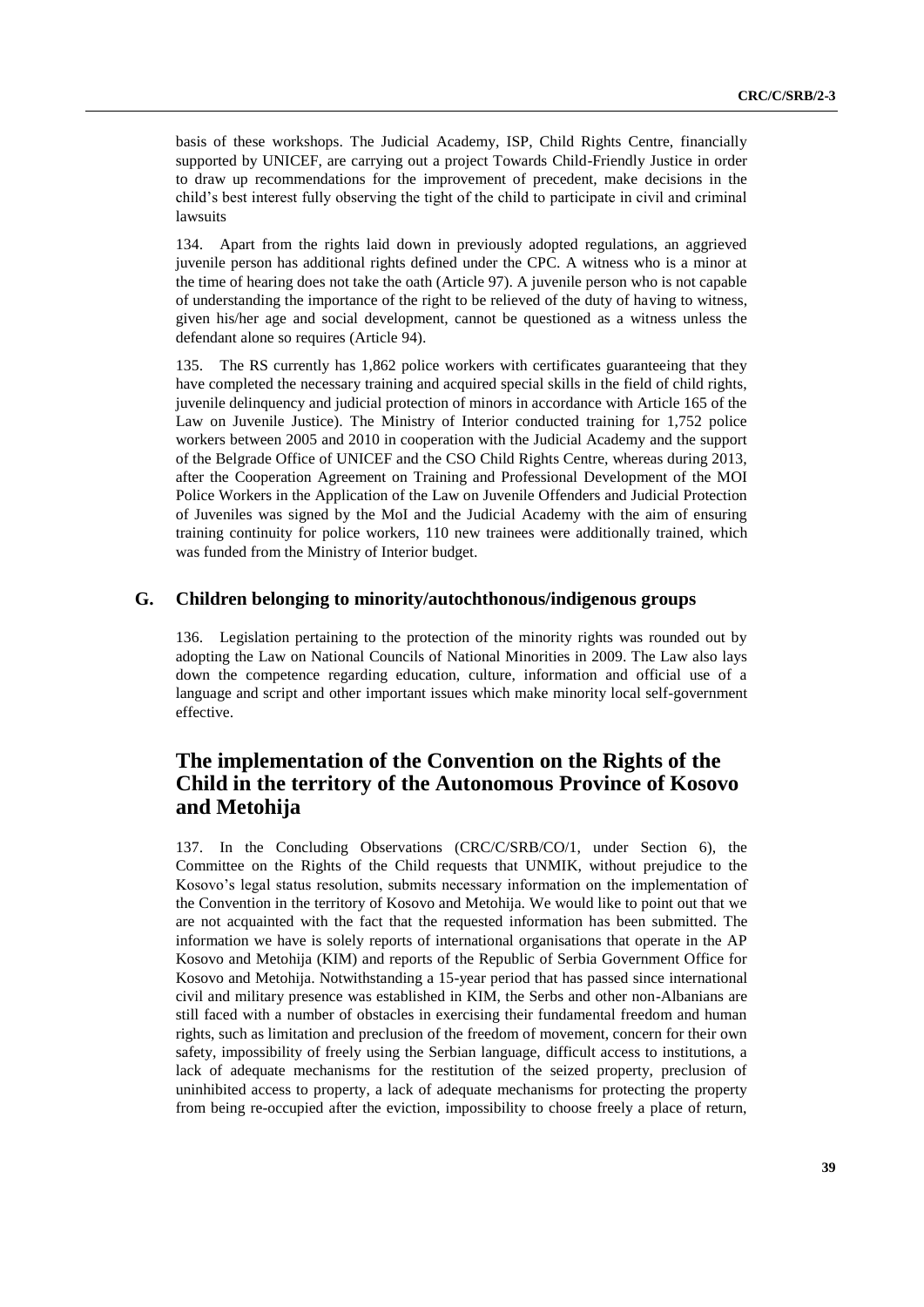basis of these workshops. The Judicial Academy, ISP, Child Rights Centre, financially supported by UNICEF, are carrying out a project Towards Child-Friendly Justice in order to draw up recommendations for the improvement of precedent, make decisions in the child's best interest fully observing the tight of the child to participate in civil and criminal lawsuits

134. Apart from the rights laid down in previously adopted regulations, an aggrieved juvenile person has additional rights defined under the CPC. A witness who is a minor at the time of hearing does not take the oath (Article 97). A juvenile person who is not capable of understanding the importance of the right to be relieved of the duty of having to witness, given his/her age and social development, cannot be questioned as a witness unless the defendant alone so requires (Article 94).

135. The RS currently has 1,862 police workers with certificates guaranteeing that they have completed the necessary training and acquired special skills in the field of child rights, juvenile delinquency and judicial protection of minors in accordance with Article 165 of the Law on Juvenile Justice). The Ministry of Interior conducted training for 1,752 police workers between 2005 and 2010 in cooperation with the Judicial Academy and the support of the Belgrade Office of UNICEF and the CSO Child Rights Centre, whereas during 2013, after the Cooperation Agreement on Training and Professional Development of the MOI Police Workers in the Application of the Law on Juvenile Offenders and Judicial Protection of Juveniles was signed by the MoI and the Judicial Academy with the aim of ensuring training continuity for police workers, 110 new trainees were additionally trained, which was funded from the Ministry of Interior budget.

## G. Children belonging to minority/autochthonous/indigenous groups

136. Legislation pertaining to the protection of the minority rights was rounded out by adopting the Law on National Councils of National Minorities in 2009. The Law also lays down the competence regarding education, culture, information and official use of a language and script and other important issues which make minority local self-government effective.

# The implementation of the Convention on the Rights of the Child in the territory of the Autonomous Province of Kosovo and Metohija

137. In the Concluding Observations (CRC/C/SRB/CO/1, under Section 6), the Committee on the Rights of the Child requests that UNMIK, without prejudice to the Kosovo's legal status resolution, submits necessary information on the implementation of the Convention in the territory of Kosovo and Metohija. We would like to point out that we are not acquainted with the fact that the requested information has been submitted. The information we have is solely reports of international organisations that operate in the AP Kosovo and Metohija (KIM) and reports of the Republic of Serbia Government Office for Kosovo and Metohija. Notwithstanding a 15-year period that has passed since international civil and military presence was established in KIM, the Serbs and other non-Albanians are still faced with a number of obstacles in exercising their fundamental freedom and human rights, such as limitation and preclusion of the freedom of movement, concern for their own safety, impossibility of freely using the Serbian language, difficult access to institutions, a lack of adequate mechanisms for the restitution of the seized property, preclusion of uninhibited access to property, a lack of adequate mechanisms for protecting the property from being re-occupied after the eviction, impossibility to choose freely a place of return,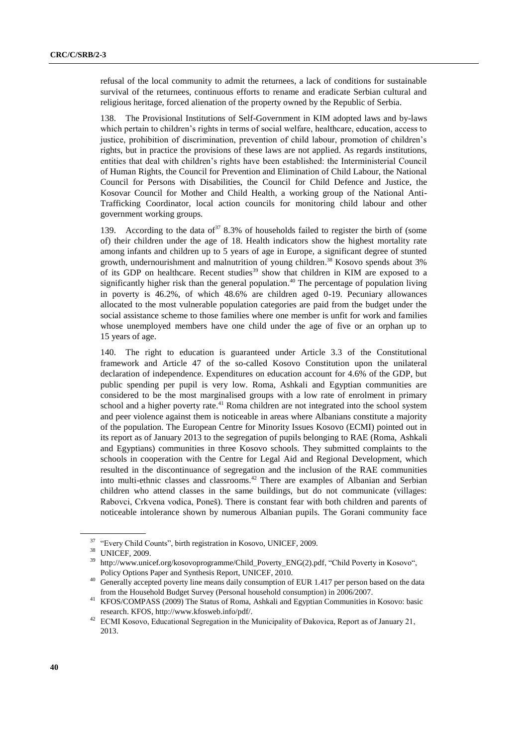refusal of the local community to admit the returnees, a lack of conditions for sustainable survival of the returnees, continuous efforts to rename and eradicate Serbian cultural and religious heritage, forced alienation of the property owned by the Republic of Serbia.

138. The Provisional Institutions of Self-Government in KIM adopted laws and by-laws which pertain to children's rights in terms of social welfare, healthcare, education, access to justice, prohibition of discrimination, prevention of child labour, promotion of children's rights, but in practice the provisions of these laws are not applied. As regards institutions, entities that deal with children's rights have been established: the Interministerial Council of Human Rights, the Council for Prevention and Elimination of Child Labour, the National Council for Persons with Disabilities, the Council for Child Defence and Justice, the Kosovar Council for Mother and Child Health, a working group of the National Anti-Trafficking Coordinator, local action councils for monitoring child labour and other government working groups.

139. According to the data of[37] 8.3% of households failed to register the birth of (some of) their children under the age of 18. Health indicators show the highest mortality rate among infants and children up to 5 years of age in Europe, a significant degree of stunted growth, undernourishment and malnutrition of young children.[38] Kosovo spends about 3% of its GDP on healthcare. Recent studies[39] show that children in KIM are exposed to a significantly higher risk than the general population.[40] The percentage of population living in poverty is 46.2%, of which 48.6% are children aged 0-19. Pecuniary allowances allocated to the most vulnerable population categories are paid from the budget under the social assistance scheme to those families where one member is unfit for work and families whose unemployed members have one child under the age of five or an orphan up to 15 years of age.

140. The right to education is guaranteed under Article 3.3 of the Constitutional framework and Article 47 of the so-called Kosovo Constitution upon the unilateral declaration of independence. Expenditures on education account for 4.6% of the GDP, but public spending per pupil is very low. Roma, Ashkali and Egyptian communities are considered to be the most marginalised groups with a low rate of enrolment in primary school and a higher poverty rate.[41] Roma children are not integrated into the school system and peer violence against them is noticeable in areas where Albanians constitute a majority of the population. The European Centre for Minority Issues Kosovo (ECMI) pointed out in its report as of January 2013 to the segregation of pupils belonging to RAE (Roma, Ashkali and Egyptians) communities in three Kosovo schools. They submitted complaints to the schools in cooperation with the Centre for Legal Aid and Regional Development, which resulted in the discontinuance of segregation and the inclusion of the RAE communities into multi-ethnic classes and classrooms.[42] There are examples of Albanian and Serbian children who attend classes in the same buildings, but do not communicate (villages: Rabovci, Crkvena vodica, Poneš). There is constant fear with both children and parents of noticeable intolerance shown by numerous Albanian pupils. The Gorani community face

---

[37] "Every Child Counts", birth registration in Kosovo, UNICEF, 2009.

[38] UNICEF, 2009.

[39] http://www.unicef.org/kosovoprogramme/Child_Poverty_ENG(2).pdf, "Child Poverty in Kosovo", Policy Options Paper and Synthesis Report, UNICEF, 2010.

[40] Generally accepted poverty line means daily consumption of EUR 1.417 per person based on the data from the Household Budget Survey (Personal household consumption) in 2006/2007.

[41] KFOS/COMPASS (2009) The Status of Roma, Ashkali and Egyptian Communities in Kosovo: basic research. KFOS, http://www.kfosweb.info/pdf/.

[42] ECMI Kosovo, Educational Segregation in the Municipality of Đakovica, Report as of January 21, 2013.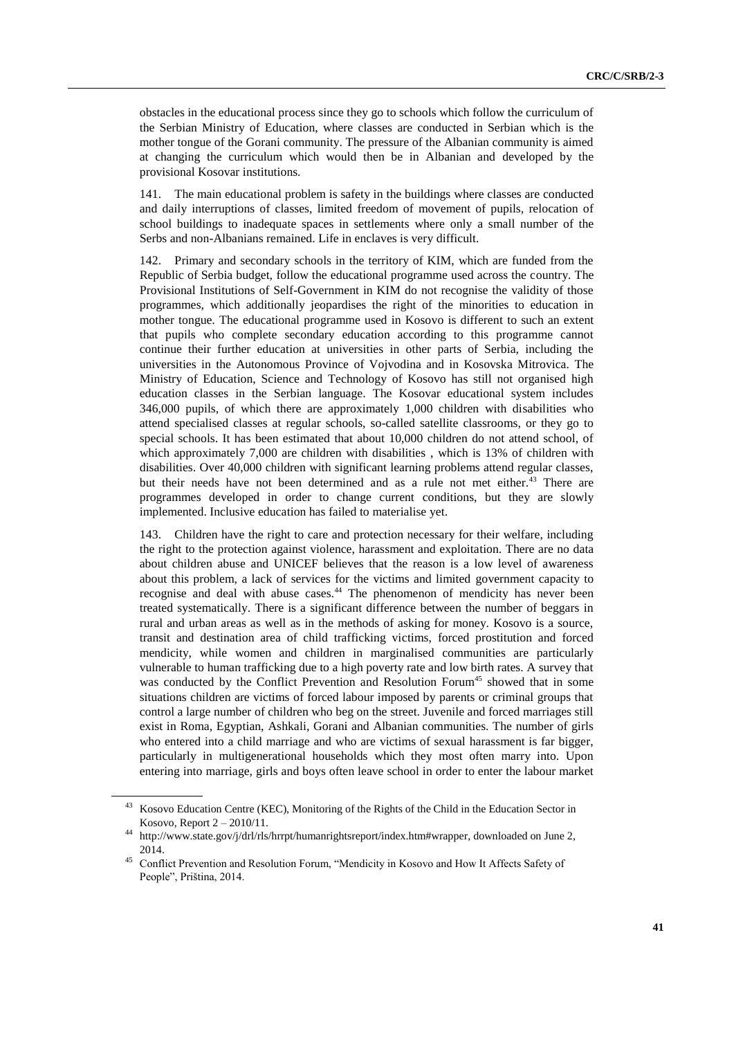obstacles in the educational process since they go to schools which follow the curriculum of the Serbian Ministry of Education, where classes are conducted in Serbian which is the mother tongue of the Gorani community. The pressure of the Albanian community is aimed at changing the curriculum which would then be in Albanian and developed by the provisional Kosovar institutions.

141. The main educational problem is safety in the buildings where classes are conducted and daily interruptions of classes, limited freedom of movement of pupils, relocation of school buildings to inadequate spaces in settlements where only a small number of the Serbs and non-Albanians remained. Life in enclaves is very difficult.

142. Primary and secondary schools in the territory of KIM, which are funded from the Republic of Serbia budget, follow the educational programme used across the country. The Provisional Institutions of Self-Government in KIM do not recognise the validity of those programmes, which additionally jeopardises the right of the minorities to education in mother tongue. The educational programme used in Kosovo is different to such an extent that pupils who complete secondary education according to this programme cannot continue their further education at universities in other parts of Serbia, including the universities in the Autonomous Province of Vojvodina and in Kosovska Mitrovica. The Ministry of Education, Science and Technology of Kosovo has still not organised high education classes in the Serbian language. The Kosovar educational system includes 346,000 pupils, of which there are approximately 1,000 children with disabilities who attend specialised classes at regular schools, so-called satellite classrooms, or they go to special schools. It has been estimated that about 10,000 children do not attend school, of which approximately 7,000 are children with disabilities , which is 13% of children with disabilities. Over 40,000 children with significant learning problems attend regular classes, but their needs have not been determined and as a rule not met either.[43] There are programmes developed in order to change current conditions, but they are slowly implemented. Inclusive education has failed to materialise yet.

143. Children have the right to care and protection necessary for their welfare, including the right to the protection against violence, harassment and exploitation. There are no data about children abuse and UNICEF believes that the reason is a low level of awareness about this problem, a lack of services for the victims and limited government capacity to recognise and deal with abuse cases.[44] The phenomenon of mendicity has never been treated systematically. There is a significant difference between the number of beggars in rural and urban areas as well as in the methods of asking for money. Kosovo is a source, transit and destination area of child trafficking victims, forced prostitution and forced mendicity, while women and children in marginalised communities are particularly vulnerable to human trafficking due to a high poverty rate and low birth rates. A survey that was conducted by the Conflict Prevention and Resolution Forum[45] showed that in some situations children are victims of forced labour imposed by parents or criminal groups that control a large number of children who beg on the street. Juvenile and forced marriages still exist in Roma, Egyptian, Ashkali, Gorani and Albanian communities. The number of girls who entered into a child marriage and who are victims of sexual harassment is far bigger, particularly in multigenerational households which they most often marry into. Upon entering into marriage, girls and boys often leave school in order to enter the labour market

---

[43] Kosovo Education Centre (KEC), Monitoring of the Rights of the Child in the Education Sector in Kosovo, Report 2 – 2010/11.

[44] http://www.state.gov/j/drl/rls/hrrpt/humanrightsreport/index.htm#wrapper, downloaded on June 2, 2014.

[45] Conflict Prevention and Resolution Forum, "Mendicity in Kosovo and How It Affects Safety of People", Priština, 2014.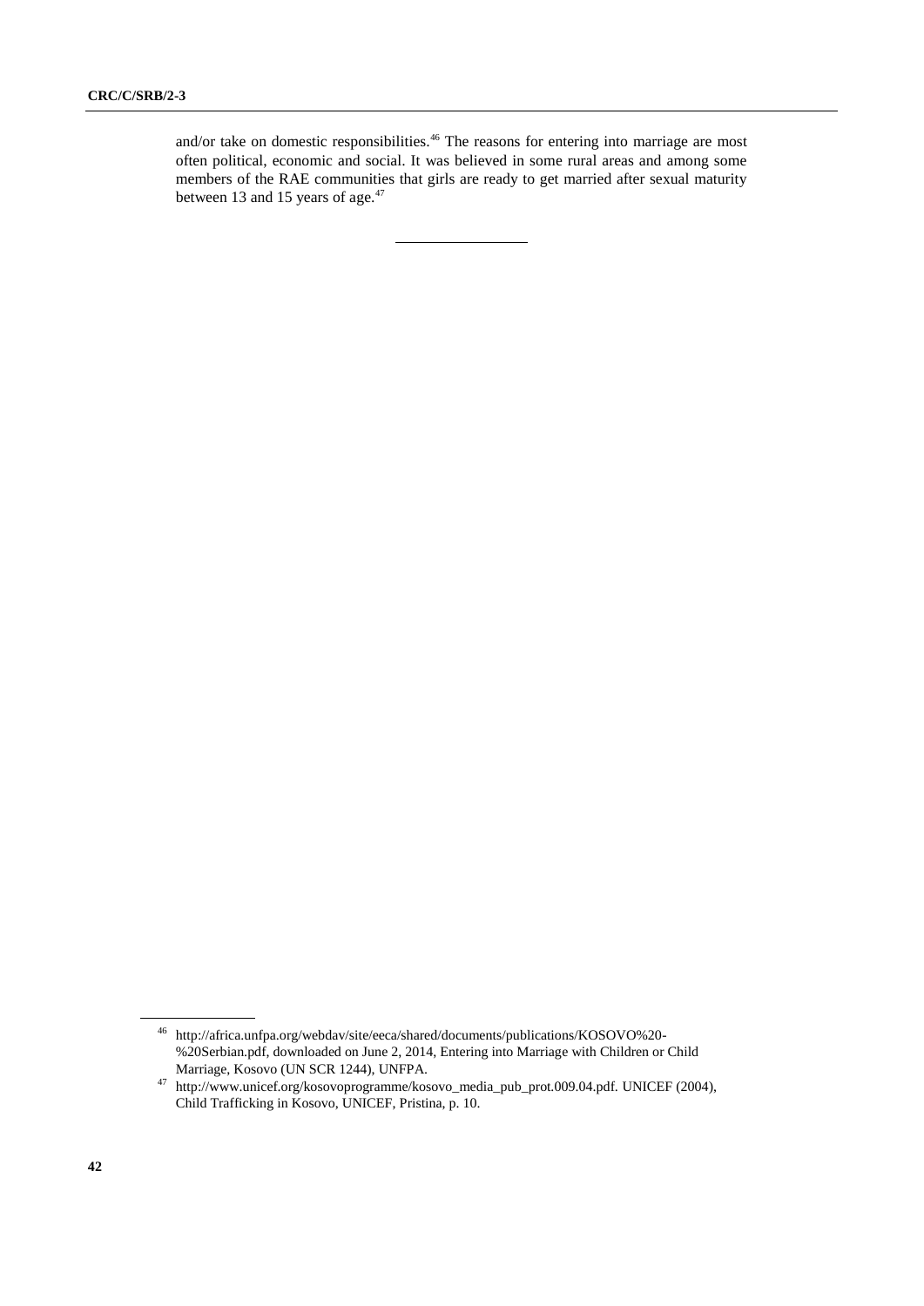and/or take on domestic responsibilities.[46] The reasons for entering into marriage are most often political, economic and social. It was believed in some rural areas and among some members of the RAE communities that girls are ready to get married after sexual maturity between 13 and 15 years of age.[47]

---

[46] http://africa.unfpa.org/webdav/site/eeca/shared/documents/publications/KOSOVO%20-%20Serbian.pdf, downloaded on June 2, 2014, Entering into Marriage with Children or Child Marriage, Kosovo (UN SCR 1244), UNFPA.

[47] http://www.unicef.org/kosovoprogramme/kosovo_media_pub_prot.009.04.pdf. UNICEF (2004), Child Trafficking in Kosovo, UNICEF, Pristina, p. 10.